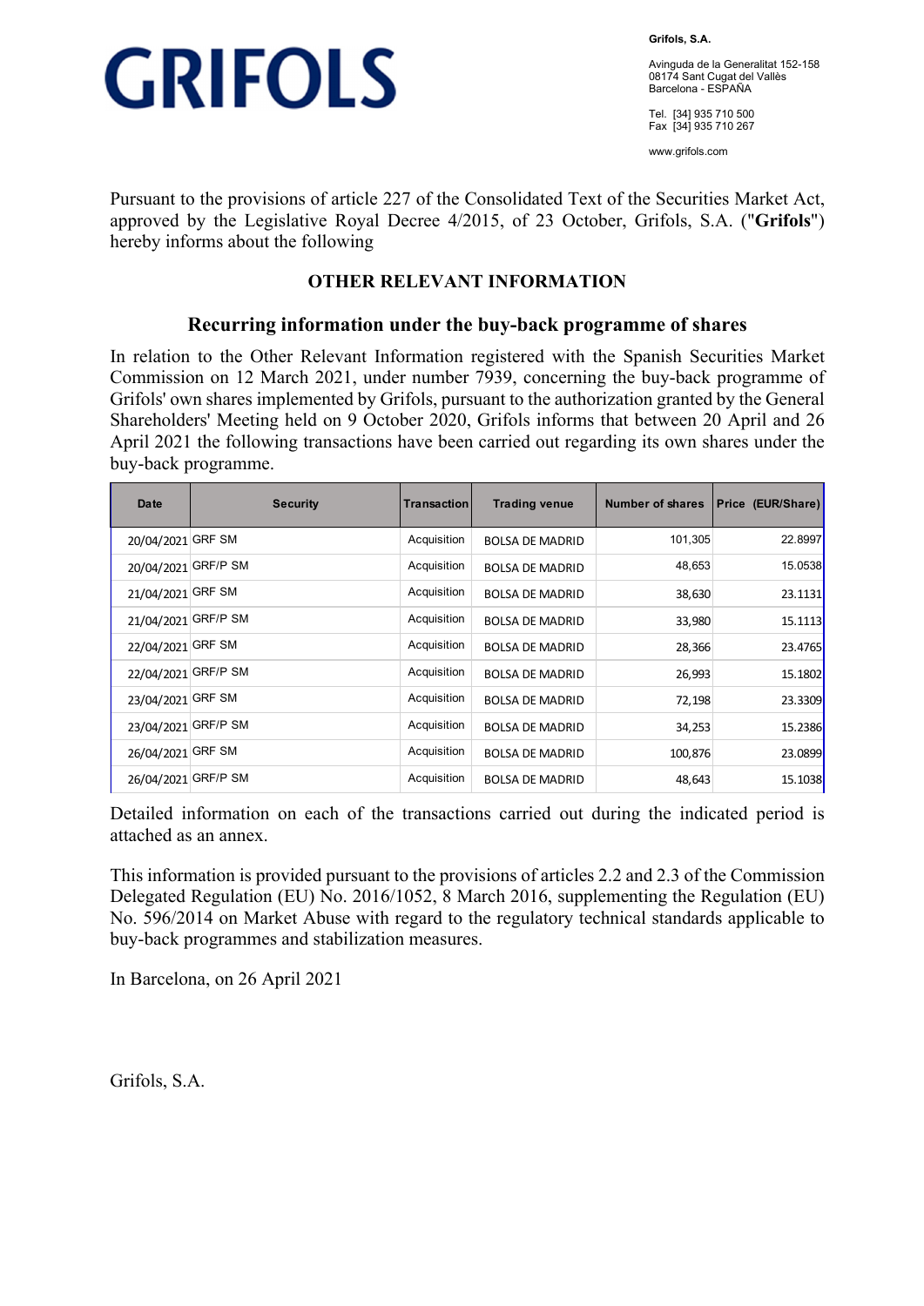# GRIFOLS

**Grifols, S.A.**

Avinguda de la Generalitat 152-158
08174 Sant Cugat del Vallès
Barcelona - ESPAÑA

Tel. [34] 935 710 500
Fax [34] 935 710 267

www.grifols.com

Pursuant to the provisions of article 227 of the Consolidated Text of the Securities Market Act, approved by the Legislative Royal Decree 4/2015, of 23 October, Grifols, S.A. ("**Grifols**") hereby informs about the following

## OTHER RELEVANT INFORMATION

### Recurring information under the buy-back programme of shares

In relation to the Other Relevant Information registered with the Spanish Securities Market Commission on 12 March 2021, under number 7939, concerning the buy-back programme of Grifols' own shares implemented by Grifols, pursuant to the authorization granted by the General Shareholders' Meeting held on 9 October 2020, Grifols informs that between 20 April and 26 April 2021 the following transactions have been carried out regarding its own shares under the buy-back programme.

| Date | Security | Transaction | Trading venue | Number of shares | Price (EUR/Share) |
|---|---|---|---|---|---|
| 20/04/2021 | GRF SM | Acquisition | BOLSA DE MADRID | 101,305 | 22.8997 |
| 20/04/2021 | GRF/P SM | Acquisition | BOLSA DE MADRID | 48,653 | 15.0538 |
| 21/04/2021 | GRF SM | Acquisition | BOLSA DE MADRID | 38,630 | 23.1131 |
| 21/04/2021 | GRF/P SM | Acquisition | BOLSA DE MADRID | 33,980 | 15.1113 |
| 22/04/2021 | GRF SM | Acquisition | BOLSA DE MADRID | 28,366 | 23.4765 |
| 22/04/2021 | GRF/P SM | Acquisition | BOLSA DE MADRID | 26,993 | 15.1802 |
| 23/04/2021 | GRF SM | Acquisition | BOLSA DE MADRID | 72,198 | 23.3309 |
| 23/04/2021 | GRF/P SM | Acquisition | BOLSA DE MADRID | 34,253 | 15.2386 |
| 26/04/2021 | GRF SM | Acquisition | BOLSA DE MADRID | 100,876 | 23.0899 |
| 26/04/2021 | GRF/P SM | Acquisition | BOLSA DE MADRID | 48,643 | 15.1038 |

Detailed information on each of the transactions carried out during the indicated period is attached as an annex.

This information is provided pursuant to the provisions of articles 2.2 and 2.3 of the Commission Delegated Regulation (EU) No. 2016/1052, 8 March 2016, supplementing the Regulation (EU) No. 596/2014 on Market Abuse with regard to the regulatory technical standards applicable to buy-back programmes and stabilization measures.

In Barcelona, on 26 April 2021

Grifols, S.A.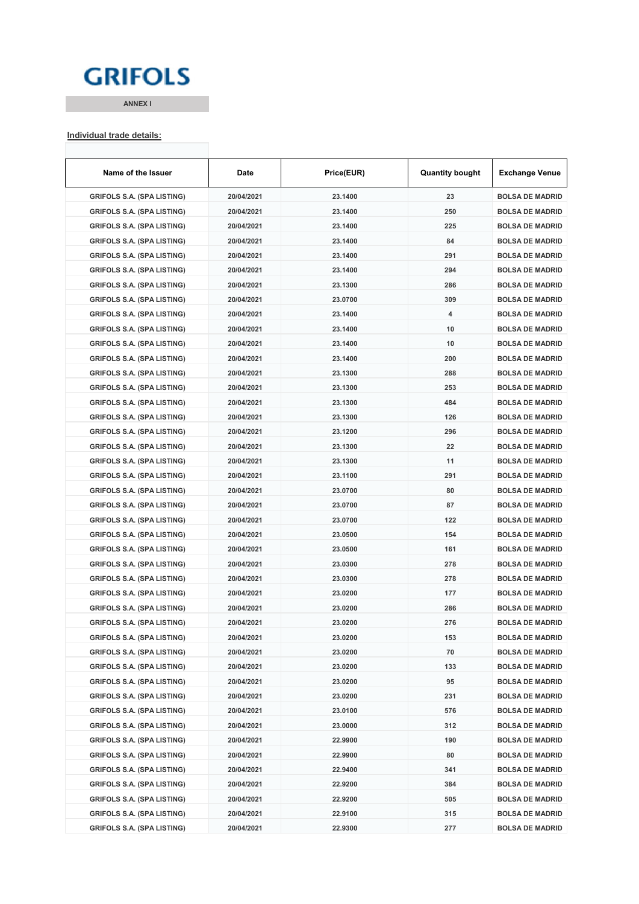GRIFOLS

ANNEX I

**Individual trade details:**

| Name of the Issuer | Date | Price(EUR) | Quantity bought | Exchange Venue |
|---|---|---|---|---|
| GRIFOLS S.A. (SPA LISTING) | 20/04/2021 | 23.1400 | 23 | BOLSA DE MADRID |
| GRIFOLS S.A. (SPA LISTING) | 20/04/2021 | 23.1400 | 250 | BOLSA DE MADRID |
| GRIFOLS S.A. (SPA LISTING) | 20/04/2021 | 23.1400 | 225 | BOLSA DE MADRID |
| GRIFOLS S.A. (SPA LISTING) | 20/04/2021 | 23.1400 | 84 | BOLSA DE MADRID |
| GRIFOLS S.A. (SPA LISTING) | 20/04/2021 | 23.1400 | 291 | BOLSA DE MADRID |
| GRIFOLS S.A. (SPA LISTING) | 20/04/2021 | 23.1400 | 294 | BOLSA DE MADRID |
| GRIFOLS S.A. (SPA LISTING) | 20/04/2021 | 23.1300 | 286 | BOLSA DE MADRID |
| GRIFOLS S.A. (SPA LISTING) | 20/04/2021 | 23.0700 | 309 | BOLSA DE MADRID |
| GRIFOLS S.A. (SPA LISTING) | 20/04/2021 | 23.1400 | 4 | BOLSA DE MADRID |
| GRIFOLS S.A. (SPA LISTING) | 20/04/2021 | 23.1400 | 10 | BOLSA DE MADRID |
| GRIFOLS S.A. (SPA LISTING) | 20/04/2021 | 23.1400 | 10 | BOLSA DE MADRID |
| GRIFOLS S.A. (SPA LISTING) | 20/04/2021 | 23.1400 | 200 | BOLSA DE MADRID |
| GRIFOLS S.A. (SPA LISTING) | 20/04/2021 | 23.1300 | 288 | BOLSA DE MADRID |
| GRIFOLS S.A. (SPA LISTING) | 20/04/2021 | 23.1300 | 253 | BOLSA DE MADRID |
| GRIFOLS S.A. (SPA LISTING) | 20/04/2021 | 23.1300 | 484 | BOLSA DE MADRID |
| GRIFOLS S.A. (SPA LISTING) | 20/04/2021 | 23.1300 | 126 | BOLSA DE MADRID |
| GRIFOLS S.A. (SPA LISTING) | 20/04/2021 | 23.1200 | 296 | BOLSA DE MADRID |
| GRIFOLS S.A. (SPA LISTING) | 20/04/2021 | 23.1300 | 22 | BOLSA DE MADRID |
| GRIFOLS S.A. (SPA LISTING) | 20/04/2021 | 23.1300 | 11 | BOLSA DE MADRID |
| GRIFOLS S.A. (SPA LISTING) | 20/04/2021 | 23.1100 | 291 | BOLSA DE MADRID |
| GRIFOLS S.A. (SPA LISTING) | 20/04/2021 | 23.0700 | 80 | BOLSA DE MADRID |
| GRIFOLS S.A. (SPA LISTING) | 20/04/2021 | 23.0700 | 87 | BOLSA DE MADRID |
| GRIFOLS S.A. (SPA LISTING) | 20/04/2021 | 23.0700 | 122 | BOLSA DE MADRID |
| GRIFOLS S.A. (SPA LISTING) | 20/04/2021 | 23.0500 | 154 | BOLSA DE MADRID |
| GRIFOLS S.A. (SPA LISTING) | 20/04/2021 | 23.0500 | 161 | BOLSA DE MADRID |
| GRIFOLS S.A. (SPA LISTING) | 20/04/2021 | 23.0300 | 278 | BOLSA DE MADRID |
| GRIFOLS S.A. (SPA LISTING) | 20/04/2021 | 23.0300 | 278 | BOLSA DE MADRID |
| GRIFOLS S.A. (SPA LISTING) | 20/04/2021 | 23.0200 | 177 | BOLSA DE MADRID |
| GRIFOLS S.A. (SPA LISTING) | 20/04/2021 | 23.0200 | 286 | BOLSA DE MADRID |
| GRIFOLS S.A. (SPA LISTING) | 20/04/2021 | 23.0200 | 276 | BOLSA DE MADRID |
| GRIFOLS S.A. (SPA LISTING) | 20/04/2021 | 23.0200 | 153 | BOLSA DE MADRID |
| GRIFOLS S.A. (SPA LISTING) | 20/04/2021 | 23.0200 | 70 | BOLSA DE MADRID |
| GRIFOLS S.A. (SPA LISTING) | 20/04/2021 | 23.0200 | 133 | BOLSA DE MADRID |
| GRIFOLS S.A. (SPA LISTING) | 20/04/2021 | 23.0200 | 95 | BOLSA DE MADRID |
| GRIFOLS S.A. (SPA LISTING) | 20/04/2021 | 23.0200 | 231 | BOLSA DE MADRID |
| GRIFOLS S.A. (SPA LISTING) | 20/04/2021 | 23.0100 | 576 | BOLSA DE MADRID |
| GRIFOLS S.A. (SPA LISTING) | 20/04/2021 | 23.0000 | 312 | BOLSA DE MADRID |
| GRIFOLS S.A. (SPA LISTING) | 20/04/2021 | 22.9900 | 190 | BOLSA DE MADRID |
| GRIFOLS S.A. (SPA LISTING) | 20/04/2021 | 22.9900 | 80 | BOLSA DE MADRID |
| GRIFOLS S.A. (SPA LISTING) | 20/04/2021 | 22.9400 | 341 | BOLSA DE MADRID |
| GRIFOLS S.A. (SPA LISTING) | 20/04/2021 | 22.9200 | 384 | BOLSA DE MADRID |
| GRIFOLS S.A. (SPA LISTING) | 20/04/2021 | 22.9200 | 505 | BOLSA DE MADRID |
| GRIFOLS S.A. (SPA LISTING) | 20/04/2021 | 22.9100 | 315 | BOLSA DE MADRID |
| GRIFOLS S.A. (SPA LISTING) | 20/04/2021 | 22.9300 | 277 | BOLSA DE MADRID |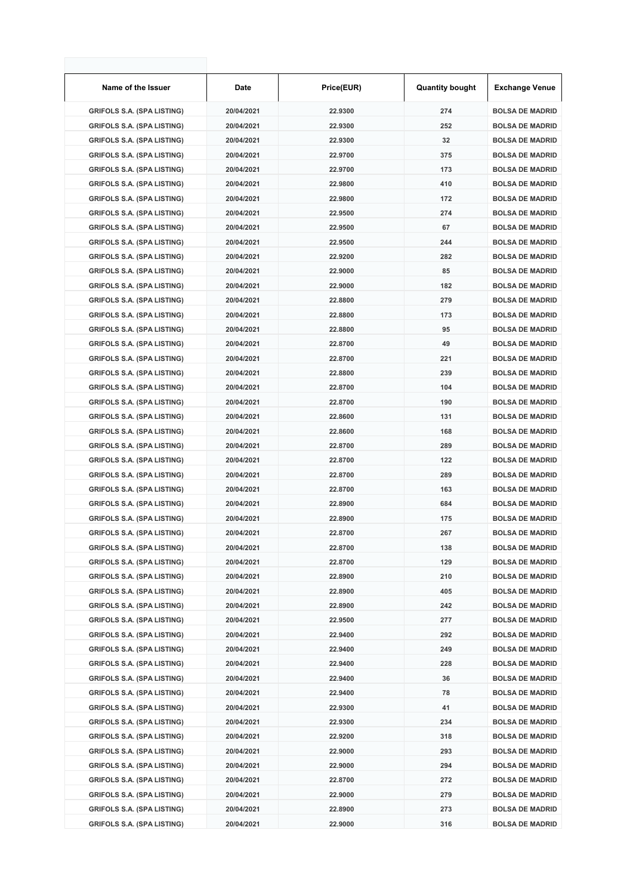| Name of the Issuer | Date | Price(EUR) | Quantity bought | Exchange Venue |
|---|---|---|---|---|
| GRIFOLS S.A. (SPA LISTING) | 20/04/2021 | 22.9300 | 274 | BOLSA DE MADRID |
| GRIFOLS S.A. (SPA LISTING) | 20/04/2021 | 22.9300 | 252 | BOLSA DE MADRID |
| GRIFOLS S.A. (SPA LISTING) | 20/04/2021 | 22.9300 | 32 | BOLSA DE MADRID |
| GRIFOLS S.A. (SPA LISTING) | 20/04/2021 | 22.9700 | 375 | BOLSA DE MADRID |
| GRIFOLS S.A. (SPA LISTING) | 20/04/2021 | 22.9700 | 173 | BOLSA DE MADRID |
| GRIFOLS S.A. (SPA LISTING) | 20/04/2021 | 22.9800 | 410 | BOLSA DE MADRID |
| GRIFOLS S.A. (SPA LISTING) | 20/04/2021 | 22.9800 | 172 | BOLSA DE MADRID |
| GRIFOLS S.A. (SPA LISTING) | 20/04/2021 | 22.9500 | 274 | BOLSA DE MADRID |
| GRIFOLS S.A. (SPA LISTING) | 20/04/2021 | 22.9500 | 67 | BOLSA DE MADRID |
| GRIFOLS S.A. (SPA LISTING) | 20/04/2021 | 22.9500 | 244 | BOLSA DE MADRID |
| GRIFOLS S.A. (SPA LISTING) | 20/04/2021 | 22.9200 | 282 | BOLSA DE MADRID |
| GRIFOLS S.A. (SPA LISTING) | 20/04/2021 | 22.9000 | 85 | BOLSA DE MADRID |
| GRIFOLS S.A. (SPA LISTING) | 20/04/2021 | 22.9000 | 182 | BOLSA DE MADRID |
| GRIFOLS S.A. (SPA LISTING) | 20/04/2021 | 22.8800 | 279 | BOLSA DE MADRID |
| GRIFOLS S.A. (SPA LISTING) | 20/04/2021 | 22.8800 | 173 | BOLSA DE MADRID |
| GRIFOLS S.A. (SPA LISTING) | 20/04/2021 | 22.8800 | 95 | BOLSA DE MADRID |
| GRIFOLS S.A. (SPA LISTING) | 20/04/2021 | 22.8700 | 49 | BOLSA DE MADRID |
| GRIFOLS S.A. (SPA LISTING) | 20/04/2021 | 22.8700 | 221 | BOLSA DE MADRID |
| GRIFOLS S.A. (SPA LISTING) | 20/04/2021 | 22.8800 | 239 | BOLSA DE MADRID |
| GRIFOLS S.A. (SPA LISTING) | 20/04/2021 | 22.8700 | 104 | BOLSA DE MADRID |
| GRIFOLS S.A. (SPA LISTING) | 20/04/2021 | 22.8700 | 190 | BOLSA DE MADRID |
| GRIFOLS S.A. (SPA LISTING) | 20/04/2021 | 22.8600 | 131 | BOLSA DE MADRID |
| GRIFOLS S.A. (SPA LISTING) | 20/04/2021 | 22.8600 | 168 | BOLSA DE MADRID |
| GRIFOLS S.A. (SPA LISTING) | 20/04/2021 | 22.8700 | 289 | BOLSA DE MADRID |
| GRIFOLS S.A. (SPA LISTING) | 20/04/2021 | 22.8700 | 122 | BOLSA DE MADRID |
| GRIFOLS S.A. (SPA LISTING) | 20/04/2021 | 22.8700 | 289 | BOLSA DE MADRID |
| GRIFOLS S.A. (SPA LISTING) | 20/04/2021 | 22.8700 | 163 | BOLSA DE MADRID |
| GRIFOLS S.A. (SPA LISTING) | 20/04/2021 | 22.8900 | 684 | BOLSA DE MADRID |
| GRIFOLS S.A. (SPA LISTING) | 20/04/2021 | 22.8900 | 175 | BOLSA DE MADRID |
| GRIFOLS S.A. (SPA LISTING) | 20/04/2021 | 22.8700 | 267 | BOLSA DE MADRID |
| GRIFOLS S.A. (SPA LISTING) | 20/04/2021 | 22.8700 | 138 | BOLSA DE MADRID |
| GRIFOLS S.A. (SPA LISTING) | 20/04/2021 | 22.8700 | 129 | BOLSA DE MADRID |
| GRIFOLS S.A. (SPA LISTING) | 20/04/2021 | 22.8900 | 210 | BOLSA DE MADRID |
| GRIFOLS S.A. (SPA LISTING) | 20/04/2021 | 22.8900 | 405 | BOLSA DE MADRID |
| GRIFOLS S.A. (SPA LISTING) | 20/04/2021 | 22.8900 | 242 | BOLSA DE MADRID |
| GRIFOLS S.A. (SPA LISTING) | 20/04/2021 | 22.9500 | 277 | BOLSA DE MADRID |
| GRIFOLS S.A. (SPA LISTING) | 20/04/2021 | 22.9400 | 292 | BOLSA DE MADRID |
| GRIFOLS S.A. (SPA LISTING) | 20/04/2021 | 22.9400 | 249 | BOLSA DE MADRID |
| GRIFOLS S.A. (SPA LISTING) | 20/04/2021 | 22.9400 | 228 | BOLSA DE MADRID |
| GRIFOLS S.A. (SPA LISTING) | 20/04/2021 | 22.9400 | 36 | BOLSA DE MADRID |
| GRIFOLS S.A. (SPA LISTING) | 20/04/2021 | 22.9400 | 78 | BOLSA DE MADRID |
| GRIFOLS S.A. (SPA LISTING) | 20/04/2021 | 22.9300 | 41 | BOLSA DE MADRID |
| GRIFOLS S.A. (SPA LISTING) | 20/04/2021 | 22.9300 | 234 | BOLSA DE MADRID |
| GRIFOLS S.A. (SPA LISTING) | 20/04/2021 | 22.9200 | 318 | BOLSA DE MADRID |
| GRIFOLS S.A. (SPA LISTING) | 20/04/2021 | 22.9000 | 293 | BOLSA DE MADRID |
| GRIFOLS S.A. (SPA LISTING) | 20/04/2021 | 22.9000 | 294 | BOLSA DE MADRID |
| GRIFOLS S.A. (SPA LISTING) | 20/04/2021 | 22.8700 | 272 | BOLSA DE MADRID |
| GRIFOLS S.A. (SPA LISTING) | 20/04/2021 | 22.9000 | 279 | BOLSA DE MADRID |
| GRIFOLS S.A. (SPA LISTING) | 20/04/2021 | 22.8900 | 273 | BOLSA DE MADRID |
| GRIFOLS S.A. (SPA LISTING) | 20/04/2021 | 22.9000 | 316 | BOLSA DE MADRID |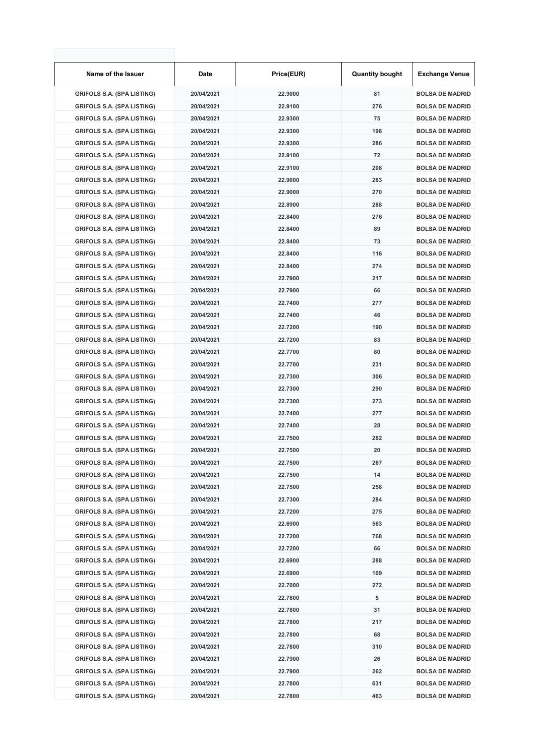| Name of the Issuer | Date | Price(EUR) | Quantity bought | Exchange Venue |
| --- | --- | --- | --- | --- |
| GRIFOLS S.A. (SPA LISTING) | 20/04/2021 | 22.9000 | 81 | BOLSA DE MADRID |
| GRIFOLS S.A. (SPA LISTING) | 20/04/2021 | 22.9100 | 276 | BOLSA DE MADRID |
| GRIFOLS S.A. (SPA LISTING) | 20/04/2021 | 22.9300 | 75 | BOLSA DE MADRID |
| GRIFOLS S.A. (SPA LISTING) | 20/04/2021 | 22.9300 | 198 | BOLSA DE MADRID |
| GRIFOLS S.A. (SPA LISTING) | 20/04/2021 | 22.9300 | 286 | BOLSA DE MADRID |
| GRIFOLS S.A. (SPA LISTING) | 20/04/2021 | 22.9100 | 72 | BOLSA DE MADRID |
| GRIFOLS S.A. (SPA LISTING) | 20/04/2021 | 22.9100 | 208 | BOLSA DE MADRID |
| GRIFOLS S.A. (SPA LISTING) | 20/04/2021 | 22.9000 | 283 | BOLSA DE MADRID |
| GRIFOLS S.A. (SPA LISTING) | 20/04/2021 | 22.9000 | 270 | BOLSA DE MADRID |
| GRIFOLS S.A. (SPA LISTING) | 20/04/2021 | 22.8900 | 288 | BOLSA DE MADRID |
| GRIFOLS S.A. (SPA LISTING) | 20/04/2021 | 22.8400 | 276 | BOLSA DE MADRID |
| GRIFOLS S.A. (SPA LISTING) | 20/04/2021 | 22.8400 | 89 | BOLSA DE MADRID |
| GRIFOLS S.A. (SPA LISTING) | 20/04/2021 | 22.8400 | 73 | BOLSA DE MADRID |
| GRIFOLS S.A. (SPA LISTING) | 20/04/2021 | 22.8400 | 116 | BOLSA DE MADRID |
| GRIFOLS S.A. (SPA LISTING) | 20/04/2021 | 22.8400 | 274 | BOLSA DE MADRID |
| GRIFOLS S.A. (SPA LISTING) | 20/04/2021 | 22.7900 | 217 | BOLSA DE MADRID |
| GRIFOLS S.A. (SPA LISTING) | 20/04/2021 | 22.7900 | 66 | BOLSA DE MADRID |
| GRIFOLS S.A. (SPA LISTING) | 20/04/2021 | 22.7400 | 277 | BOLSA DE MADRID |
| GRIFOLS S.A. (SPA LISTING) | 20/04/2021 | 22.7400 | 46 | BOLSA DE MADRID |
| GRIFOLS S.A. (SPA LISTING) | 20/04/2021 | 22.7200 | 190 | BOLSA DE MADRID |
| GRIFOLS S.A. (SPA LISTING) | 20/04/2021 | 22.7200 | 83 | BOLSA DE MADRID |
| GRIFOLS S.A. (SPA LISTING) | 20/04/2021 | 22.7700 | 80 | BOLSA DE MADRID |
| GRIFOLS S.A. (SPA LISTING) | 20/04/2021 | 22.7700 | 231 | BOLSA DE MADRID |
| GRIFOLS S.A. (SPA LISTING) | 20/04/2021 | 22.7300 | 306 | BOLSA DE MADRID |
| GRIFOLS S.A. (SPA LISTING) | 20/04/2021 | 22.7300 | 290 | BOLSA DE MADRID |
| GRIFOLS S.A. (SPA LISTING) | 20/04/2021 | 22.7300 | 273 | BOLSA DE MADRID |
| GRIFOLS S.A. (SPA LISTING) | 20/04/2021 | 22.7400 | 277 | BOLSA DE MADRID |
| GRIFOLS S.A. (SPA LISTING) | 20/04/2021 | 22.7400 | 28 | BOLSA DE MADRID |
| GRIFOLS S.A. (SPA LISTING) | 20/04/2021 | 22.7500 | 282 | BOLSA DE MADRID |
| GRIFOLS S.A. (SPA LISTING) | 20/04/2021 | 22.7500 | 20 | BOLSA DE MADRID |
| GRIFOLS S.A. (SPA LISTING) | 20/04/2021 | 22.7500 | 267 | BOLSA DE MADRID |
| GRIFOLS S.A. (SPA LISTING) | 20/04/2021 | 22.7500 | 14 | BOLSA DE MADRID |
| GRIFOLS S.A. (SPA LISTING) | 20/04/2021 | 22.7500 | 258 | BOLSA DE MADRID |
| GRIFOLS S.A. (SPA LISTING) | 20/04/2021 | 22.7300 | 284 | BOLSA DE MADRID |
| GRIFOLS S.A. (SPA LISTING) | 20/04/2021 | 22.7200 | 275 | BOLSA DE MADRID |
| GRIFOLS S.A. (SPA LISTING) | 20/04/2021 | 22.6900 | 563 | BOLSA DE MADRID |
| GRIFOLS S.A. (SPA LISTING) | 20/04/2021 | 22.7200 | 768 | BOLSA DE MADRID |
| GRIFOLS S.A. (SPA LISTING) | 20/04/2021 | 22.7200 | 66 | BOLSA DE MADRID |
| GRIFOLS S.A. (SPA LISTING) | 20/04/2021 | 22.6900 | 288 | BOLSA DE MADRID |
| GRIFOLS S.A. (SPA LISTING) | 20/04/2021 | 22.6900 | 109 | BOLSA DE MADRID |
| GRIFOLS S.A. (SPA LISTING) | 20/04/2021 | 22.7000 | 272 | BOLSA DE MADRID |
| GRIFOLS S.A. (SPA LISTING) | 20/04/2021 | 22.7800 | 5 | BOLSA DE MADRID |
| GRIFOLS S.A. (SPA LISTING) | 20/04/2021 | 22.7800 | 31 | BOLSA DE MADRID |
| GRIFOLS S.A. (SPA LISTING) | 20/04/2021 | 22.7800 | 217 | BOLSA DE MADRID |
| GRIFOLS S.A. (SPA LISTING) | 20/04/2021 | 22.7800 | 68 | BOLSA DE MADRID |
| GRIFOLS S.A. (SPA LISTING) | 20/04/2021 | 22.7800 | 310 | BOLSA DE MADRID |
| GRIFOLS S.A. (SPA LISTING) | 20/04/2021 | 22.7900 | 26 | BOLSA DE MADRID |
| GRIFOLS S.A. (SPA LISTING) | 20/04/2021 | 22.7900 | 262 | BOLSA DE MADRID |
| GRIFOLS S.A. (SPA LISTING) | 20/04/2021 | 22.7800 | 631 | BOLSA DE MADRID |
| GRIFOLS S.A. (SPA LISTING) | 20/04/2021 | 22.7800 | 463 | BOLSA DE MADRID |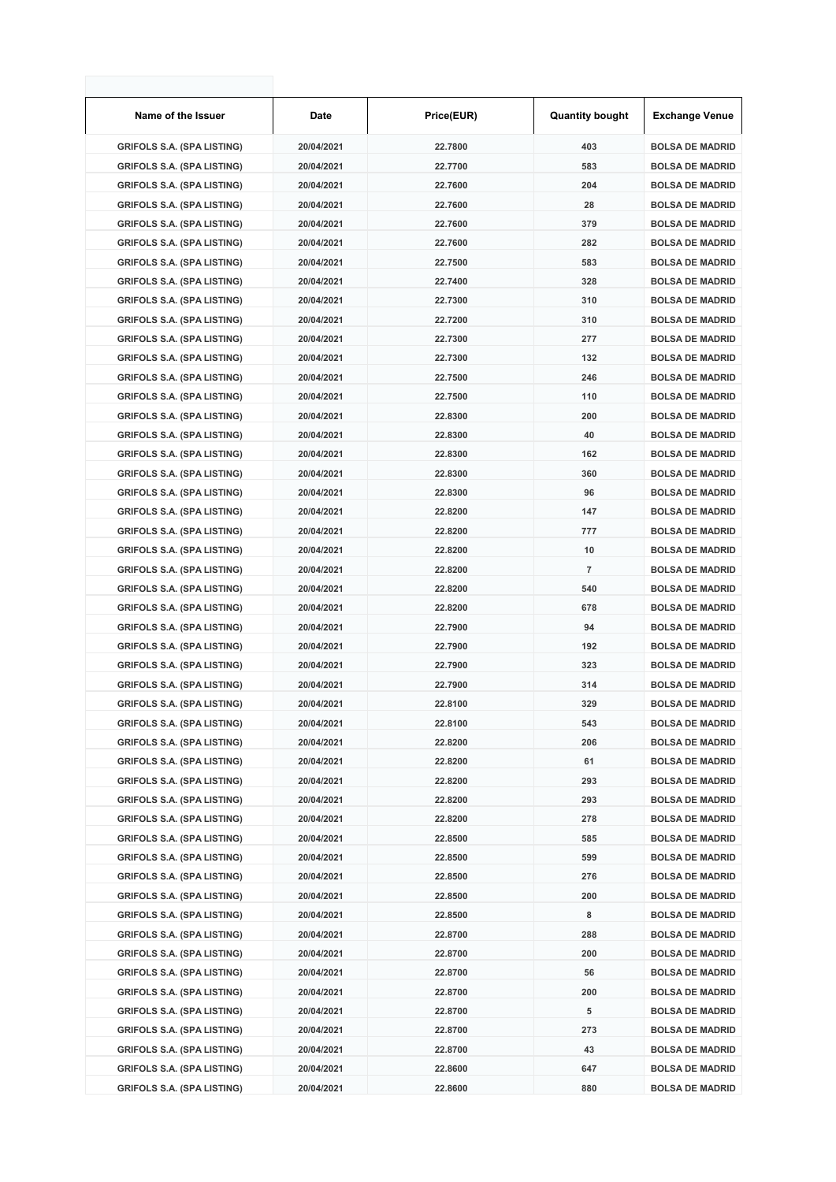| Name of the Issuer | Date | Price(EUR) | Quantity bought | Exchange Venue |
|---|---|---|---|---|
| GRIFOLS S.A. (SPA LISTING) | 20/04/2021 | 22.7800 | 403 | BOLSA DE MADRID |
| GRIFOLS S.A. (SPA LISTING) | 20/04/2021 | 22.7700 | 583 | BOLSA DE MADRID |
| GRIFOLS S.A. (SPA LISTING) | 20/04/2021 | 22.7600 | 204 | BOLSA DE MADRID |
| GRIFOLS S.A. (SPA LISTING) | 20/04/2021 | 22.7600 | 28 | BOLSA DE MADRID |
| GRIFOLS S.A. (SPA LISTING) | 20/04/2021 | 22.7600 | 379 | BOLSA DE MADRID |
| GRIFOLS S.A. (SPA LISTING) | 20/04/2021 | 22.7600 | 282 | BOLSA DE MADRID |
| GRIFOLS S.A. (SPA LISTING) | 20/04/2021 | 22.7500 | 583 | BOLSA DE MADRID |
| GRIFOLS S.A. (SPA LISTING) | 20/04/2021 | 22.7400 | 328 | BOLSA DE MADRID |
| GRIFOLS S.A. (SPA LISTING) | 20/04/2021 | 22.7300 | 310 | BOLSA DE MADRID |
| GRIFOLS S.A. (SPA LISTING) | 20/04/2021 | 22.7200 | 310 | BOLSA DE MADRID |
| GRIFOLS S.A. (SPA LISTING) | 20/04/2021 | 22.7300 | 277 | BOLSA DE MADRID |
| GRIFOLS S.A. (SPA LISTING) | 20/04/2021 | 22.7300 | 132 | BOLSA DE MADRID |
| GRIFOLS S.A. (SPA LISTING) | 20/04/2021 | 22.7500 | 246 | BOLSA DE MADRID |
| GRIFOLS S.A. (SPA LISTING) | 20/04/2021 | 22.7500 | 110 | BOLSA DE MADRID |
| GRIFOLS S.A. (SPA LISTING) | 20/04/2021 | 22.8300 | 200 | BOLSA DE MADRID |
| GRIFOLS S.A. (SPA LISTING) | 20/04/2021 | 22.8300 | 40 | BOLSA DE MADRID |
| GRIFOLS S.A. (SPA LISTING) | 20/04/2021 | 22.8300 | 162 | BOLSA DE MADRID |
| GRIFOLS S.A. (SPA LISTING) | 20/04/2021 | 22.8300 | 360 | BOLSA DE MADRID |
| GRIFOLS S.A. (SPA LISTING) | 20/04/2021 | 22.8300 | 96 | BOLSA DE MADRID |
| GRIFOLS S.A. (SPA LISTING) | 20/04/2021 | 22.8200 | 147 | BOLSA DE MADRID |
| GRIFOLS S.A. (SPA LISTING) | 20/04/2021 | 22.8200 | 777 | BOLSA DE MADRID |
| GRIFOLS S.A. (SPA LISTING) | 20/04/2021 | 22.8200 | 10 | BOLSA DE MADRID |
| GRIFOLS S.A. (SPA LISTING) | 20/04/2021 | 22.8200 | 7 | BOLSA DE MADRID |
| GRIFOLS S.A. (SPA LISTING) | 20/04/2021 | 22.8200 | 540 | BOLSA DE MADRID |
| GRIFOLS S.A. (SPA LISTING) | 20/04/2021 | 22.8200 | 678 | BOLSA DE MADRID |
| GRIFOLS S.A. (SPA LISTING) | 20/04/2021 | 22.7900 | 94 | BOLSA DE MADRID |
| GRIFOLS S.A. (SPA LISTING) | 20/04/2021 | 22.7900 | 192 | BOLSA DE MADRID |
| GRIFOLS S.A. (SPA LISTING) | 20/04/2021 | 22.7900 | 323 | BOLSA DE MADRID |
| GRIFOLS S.A. (SPA LISTING) | 20/04/2021 | 22.7900 | 314 | BOLSA DE MADRID |
| GRIFOLS S.A. (SPA LISTING) | 20/04/2021 | 22.8100 | 329 | BOLSA DE MADRID |
| GRIFOLS S.A. (SPA LISTING) | 20/04/2021 | 22.8100 | 543 | BOLSA DE MADRID |
| GRIFOLS S.A. (SPA LISTING) | 20/04/2021 | 22.8200 | 206 | BOLSA DE MADRID |
| GRIFOLS S.A. (SPA LISTING) | 20/04/2021 | 22.8200 | 61 | BOLSA DE MADRID |
| GRIFOLS S.A. (SPA LISTING) | 20/04/2021 | 22.8200 | 293 | BOLSA DE MADRID |
| GRIFOLS S.A. (SPA LISTING) | 20/04/2021 | 22.8200 | 293 | BOLSA DE MADRID |
| GRIFOLS S.A. (SPA LISTING) | 20/04/2021 | 22.8200 | 278 | BOLSA DE MADRID |
| GRIFOLS S.A. (SPA LISTING) | 20/04/2021 | 22.8500 | 585 | BOLSA DE MADRID |
| GRIFOLS S.A. (SPA LISTING) | 20/04/2021 | 22.8500 | 599 | BOLSA DE MADRID |
| GRIFOLS S.A. (SPA LISTING) | 20/04/2021 | 22.8500 | 276 | BOLSA DE MADRID |
| GRIFOLS S.A. (SPA LISTING) | 20/04/2021 | 22.8500 | 200 | BOLSA DE MADRID |
| GRIFOLS S.A. (SPA LISTING) | 20/04/2021 | 22.8500 | 8 | BOLSA DE MADRID |
| GRIFOLS S.A. (SPA LISTING) | 20/04/2021 | 22.8700 | 288 | BOLSA DE MADRID |
| GRIFOLS S.A. (SPA LISTING) | 20/04/2021 | 22.8700 | 200 | BOLSA DE MADRID |
| GRIFOLS S.A. (SPA LISTING) | 20/04/2021 | 22.8700 | 56 | BOLSA DE MADRID |
| GRIFOLS S.A. (SPA LISTING) | 20/04/2021 | 22.8700 | 200 | BOLSA DE MADRID |
| GRIFOLS S.A. (SPA LISTING) | 20/04/2021 | 22.8700 | 5 | BOLSA DE MADRID |
| GRIFOLS S.A. (SPA LISTING) | 20/04/2021 | 22.8700 | 273 | BOLSA DE MADRID |
| GRIFOLS S.A. (SPA LISTING) | 20/04/2021 | 22.8700 | 43 | BOLSA DE MADRID |
| GRIFOLS S.A. (SPA LISTING) | 20/04/2021 | 22.8600 | 647 | BOLSA DE MADRID |
| GRIFOLS S.A. (SPA LISTING) | 20/04/2021 | 22.8600 | 880 | BOLSA DE MADRID |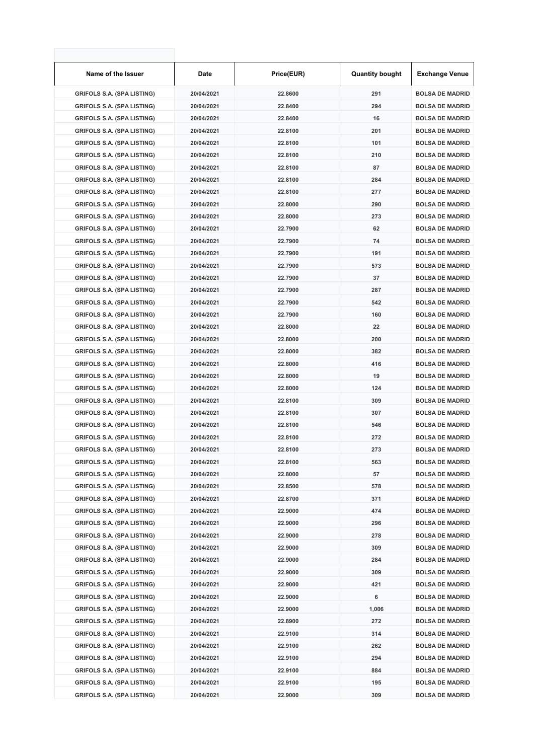| Name of the Issuer | Date | Price(EUR) | Quantity bought | Exchange Venue |
|---|---|---|---|---|
| GRIFOLS S.A. (SPA LISTING) | 20/04/2021 | 22.8600 | 291 | BOLSA DE MADRID |
| GRIFOLS S.A. (SPA LISTING) | 20/04/2021 | 22.8400 | 294 | BOLSA DE MADRID |
| GRIFOLS S.A. (SPA LISTING) | 20/04/2021 | 22.8400 | 16 | BOLSA DE MADRID |
| GRIFOLS S.A. (SPA LISTING) | 20/04/2021 | 22.8100 | 201 | BOLSA DE MADRID |
| GRIFOLS S.A. (SPA LISTING) | 20/04/2021 | 22.8100 | 101 | BOLSA DE MADRID |
| GRIFOLS S.A. (SPA LISTING) | 20/04/2021 | 22.8100 | 210 | BOLSA DE MADRID |
| GRIFOLS S.A. (SPA LISTING) | 20/04/2021 | 22.8100 | 87 | BOLSA DE MADRID |
| GRIFOLS S.A. (SPA LISTING) | 20/04/2021 | 22.8100 | 284 | BOLSA DE MADRID |
| GRIFOLS S.A. (SPA LISTING) | 20/04/2021 | 22.8100 | 277 | BOLSA DE MADRID |
| GRIFOLS S.A. (SPA LISTING) | 20/04/2021 | 22.8000 | 290 | BOLSA DE MADRID |
| GRIFOLS S.A. (SPA LISTING) | 20/04/2021 | 22.8000 | 273 | BOLSA DE MADRID |
| GRIFOLS S.A. (SPA LISTING) | 20/04/2021 | 22.7900 | 62 | BOLSA DE MADRID |
| GRIFOLS S.A. (SPA LISTING) | 20/04/2021 | 22.7900 | 74 | BOLSA DE MADRID |
| GRIFOLS S.A. (SPA LISTING) | 20/04/2021 | 22.7900 | 191 | BOLSA DE MADRID |
| GRIFOLS S.A. (SPA LISTING) | 20/04/2021 | 22.7900 | 573 | BOLSA DE MADRID |
| GRIFOLS S.A. (SPA LISTING) | 20/04/2021 | 22.7900 | 37 | BOLSA DE MADRID |
| GRIFOLS S.A. (SPA LISTING) | 20/04/2021 | 22.7900 | 287 | BOLSA DE MADRID |
| GRIFOLS S.A. (SPA LISTING) | 20/04/2021 | 22.7900 | 542 | BOLSA DE MADRID |
| GRIFOLS S.A. (SPA LISTING) | 20/04/2021 | 22.7900 | 160 | BOLSA DE MADRID |
| GRIFOLS S.A. (SPA LISTING) | 20/04/2021 | 22.8000 | 22 | BOLSA DE MADRID |
| GRIFOLS S.A. (SPA LISTING) | 20/04/2021 | 22.8000 | 200 | BOLSA DE MADRID |
| GRIFOLS S.A. (SPA LISTING) | 20/04/2021 | 22.8000 | 382 | BOLSA DE MADRID |
| GRIFOLS S.A. (SPA LISTING) | 20/04/2021 | 22.8000 | 416 | BOLSA DE MADRID |
| GRIFOLS S.A. (SPA LISTING) | 20/04/2021 | 22.8000 | 19 | BOLSA DE MADRID |
| GRIFOLS S.A. (SPA LISTING) | 20/04/2021 | 22.8000 | 124 | BOLSA DE MADRID |
| GRIFOLS S.A. (SPA LISTING) | 20/04/2021 | 22.8100 | 309 | BOLSA DE MADRID |
| GRIFOLS S.A. (SPA LISTING) | 20/04/2021 | 22.8100 | 307 | BOLSA DE MADRID |
| GRIFOLS S.A. (SPA LISTING) | 20/04/2021 | 22.8100 | 546 | BOLSA DE MADRID |
| GRIFOLS S.A. (SPA LISTING) | 20/04/2021 | 22.8100 | 272 | BOLSA DE MADRID |
| GRIFOLS S.A. (SPA LISTING) | 20/04/2021 | 22.8100 | 273 | BOLSA DE MADRID |
| GRIFOLS S.A. (SPA LISTING) | 20/04/2021 | 22.8100 | 563 | BOLSA DE MADRID |
| GRIFOLS S.A. (SPA LISTING) | 20/04/2021 | 22.8000 | 57 | BOLSA DE MADRID |
| GRIFOLS S.A. (SPA LISTING) | 20/04/2021 | 22.8500 | 578 | BOLSA DE MADRID |
| GRIFOLS S.A. (SPA LISTING) | 20/04/2021 | 22.8700 | 371 | BOLSA DE MADRID |
| GRIFOLS S.A. (SPA LISTING) | 20/04/2021 | 22.9000 | 474 | BOLSA DE MADRID |
| GRIFOLS S.A. (SPA LISTING) | 20/04/2021 | 22.9000 | 296 | BOLSA DE MADRID |
| GRIFOLS S.A. (SPA LISTING) | 20/04/2021 | 22.9000 | 278 | BOLSA DE MADRID |
| GRIFOLS S.A. (SPA LISTING) | 20/04/2021 | 22.9000 | 309 | BOLSA DE MADRID |
| GRIFOLS S.A. (SPA LISTING) | 20/04/2021 | 22.9000 | 284 | BOLSA DE MADRID |
| GRIFOLS S.A. (SPA LISTING) | 20/04/2021 | 22.9000 | 309 | BOLSA DE MADRID |
| GRIFOLS S.A. (SPA LISTING) | 20/04/2021 | 22.9000 | 421 | BOLSA DE MADRID |
| GRIFOLS S.A. (SPA LISTING) | 20/04/2021 | 22.9000 | 6 | BOLSA DE MADRID |
| GRIFOLS S.A. (SPA LISTING) | 20/04/2021 | 22.9000 | 1,006 | BOLSA DE MADRID |
| GRIFOLS S.A. (SPA LISTING) | 20/04/2021 | 22.8900 | 272 | BOLSA DE MADRID |
| GRIFOLS S.A. (SPA LISTING) | 20/04/2021 | 22.9100 | 314 | BOLSA DE MADRID |
| GRIFOLS S.A. (SPA LISTING) | 20/04/2021 | 22.9100 | 262 | BOLSA DE MADRID |
| GRIFOLS S.A. (SPA LISTING) | 20/04/2021 | 22.9100 | 294 | BOLSA DE MADRID |
| GRIFOLS S.A. (SPA LISTING) | 20/04/2021 | 22.9100 | 884 | BOLSA DE MADRID |
| GRIFOLS S.A. (SPA LISTING) | 20/04/2021 | 22.9100 | 195 | BOLSA DE MADRID |
| GRIFOLS S.A. (SPA LISTING) | 20/04/2021 | 22.9000 | 309 | BOLSA DE MADRID |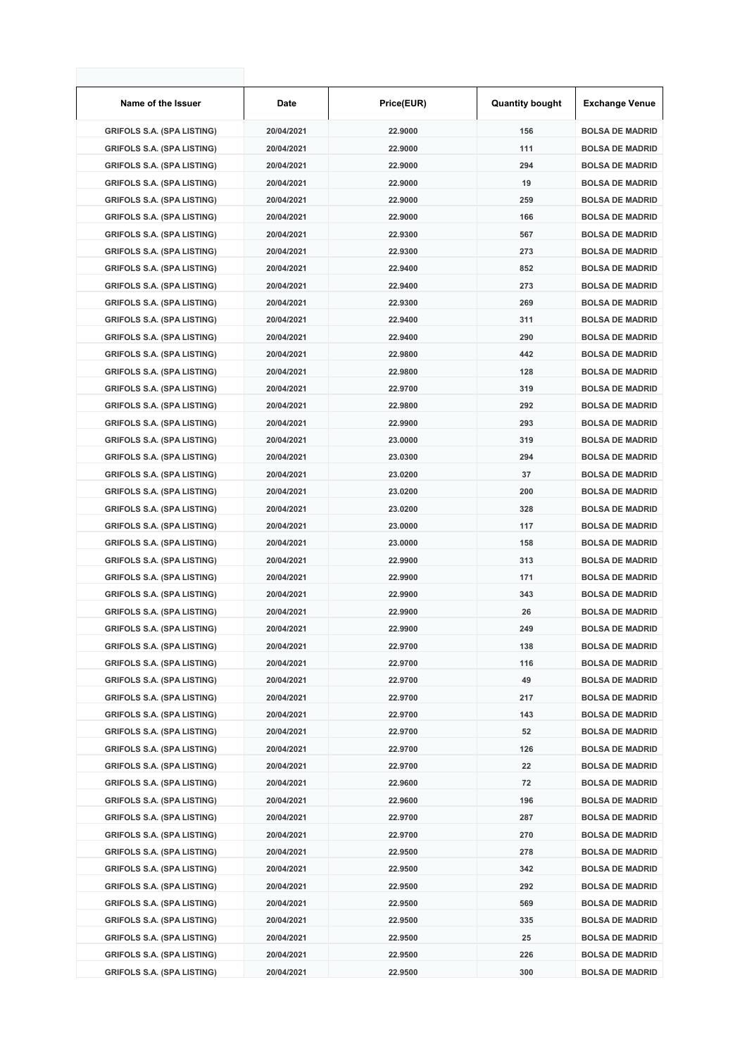| Name of the Issuer | Date | Price(EUR) | Quantity bought | Exchange Venue |
|---|---|---|---|---|
| GRIFOLS S.A. (SPA LISTING) | 20/04/2021 | 22.9000 | 156 | BOLSA DE MADRID |
| GRIFOLS S.A. (SPA LISTING) | 20/04/2021 | 22.9000 | 111 | BOLSA DE MADRID |
| GRIFOLS S.A. (SPA LISTING) | 20/04/2021 | 22.9000 | 294 | BOLSA DE MADRID |
| GRIFOLS S.A. (SPA LISTING) | 20/04/2021 | 22.9000 | 19 | BOLSA DE MADRID |
| GRIFOLS S.A. (SPA LISTING) | 20/04/2021 | 22.9000 | 259 | BOLSA DE MADRID |
| GRIFOLS S.A. (SPA LISTING) | 20/04/2021 | 22.9000 | 166 | BOLSA DE MADRID |
| GRIFOLS S.A. (SPA LISTING) | 20/04/2021 | 22.9300 | 567 | BOLSA DE MADRID |
| GRIFOLS S.A. (SPA LISTING) | 20/04/2021 | 22.9300 | 273 | BOLSA DE MADRID |
| GRIFOLS S.A. (SPA LISTING) | 20/04/2021 | 22.9400 | 852 | BOLSA DE MADRID |
| GRIFOLS S.A. (SPA LISTING) | 20/04/2021 | 22.9400 | 273 | BOLSA DE MADRID |
| GRIFOLS S.A. (SPA LISTING) | 20/04/2021 | 22.9300 | 269 | BOLSA DE MADRID |
| GRIFOLS S.A. (SPA LISTING) | 20/04/2021 | 22.9400 | 311 | BOLSA DE MADRID |
| GRIFOLS S.A. (SPA LISTING) | 20/04/2021 | 22.9400 | 290 | BOLSA DE MADRID |
| GRIFOLS S.A. (SPA LISTING) | 20/04/2021 | 22.9800 | 442 | BOLSA DE MADRID |
| GRIFOLS S.A. (SPA LISTING) | 20/04/2021 | 22.9800 | 128 | BOLSA DE MADRID |
| GRIFOLS S.A. (SPA LISTING) | 20/04/2021 | 22.9700 | 319 | BOLSA DE MADRID |
| GRIFOLS S.A. (SPA LISTING) | 20/04/2021 | 22.9800 | 292 | BOLSA DE MADRID |
| GRIFOLS S.A. (SPA LISTING) | 20/04/2021 | 22.9900 | 293 | BOLSA DE MADRID |
| GRIFOLS S.A. (SPA LISTING) | 20/04/2021 | 23.0000 | 319 | BOLSA DE MADRID |
| GRIFOLS S.A. (SPA LISTING) | 20/04/2021 | 23.0300 | 294 | BOLSA DE MADRID |
| GRIFOLS S.A. (SPA LISTING) | 20/04/2021 | 23.0200 | 37 | BOLSA DE MADRID |
| GRIFOLS S.A. (SPA LISTING) | 20/04/2021 | 23.0200 | 200 | BOLSA DE MADRID |
| GRIFOLS S.A. (SPA LISTING) | 20/04/2021 | 23.0200 | 328 | BOLSA DE MADRID |
| GRIFOLS S.A. (SPA LISTING) | 20/04/2021 | 23.0000 | 117 | BOLSA DE MADRID |
| GRIFOLS S.A. (SPA LISTING) | 20/04/2021 | 23.0000 | 158 | BOLSA DE MADRID |
| GRIFOLS S.A. (SPA LISTING) | 20/04/2021 | 22.9900 | 313 | BOLSA DE MADRID |
| GRIFOLS S.A. (SPA LISTING) | 20/04/2021 | 22.9900 | 171 | BOLSA DE MADRID |
| GRIFOLS S.A. (SPA LISTING) | 20/04/2021 | 22.9900 | 343 | BOLSA DE MADRID |
| GRIFOLS S.A. (SPA LISTING) | 20/04/2021 | 22.9900 | 26 | BOLSA DE MADRID |
| GRIFOLS S.A. (SPA LISTING) | 20/04/2021 | 22.9900 | 249 | BOLSA DE MADRID |
| GRIFOLS S.A. (SPA LISTING) | 20/04/2021 | 22.9700 | 138 | BOLSA DE MADRID |
| GRIFOLS S.A. (SPA LISTING) | 20/04/2021 | 22.9700 | 116 | BOLSA DE MADRID |
| GRIFOLS S.A. (SPA LISTING) | 20/04/2021 | 22.9700 | 49 | BOLSA DE MADRID |
| GRIFOLS S.A. (SPA LISTING) | 20/04/2021 | 22.9700 | 217 | BOLSA DE MADRID |
| GRIFOLS S.A. (SPA LISTING) | 20/04/2021 | 22.9700 | 143 | BOLSA DE MADRID |
| GRIFOLS S.A. (SPA LISTING) | 20/04/2021 | 22.9700 | 52 | BOLSA DE MADRID |
| GRIFOLS S.A. (SPA LISTING) | 20/04/2021 | 22.9700 | 126 | BOLSA DE MADRID |
| GRIFOLS S.A. (SPA LISTING) | 20/04/2021 | 22.9700 | 22 | BOLSA DE MADRID |
| GRIFOLS S.A. (SPA LISTING) | 20/04/2021 | 22.9600 | 72 | BOLSA DE MADRID |
| GRIFOLS S.A. (SPA LISTING) | 20/04/2021 | 22.9600 | 196 | BOLSA DE MADRID |
| GRIFOLS S.A. (SPA LISTING) | 20/04/2021 | 22.9700 | 287 | BOLSA DE MADRID |
| GRIFOLS S.A. (SPA LISTING) | 20/04/2021 | 22.9700 | 270 | BOLSA DE MADRID |
| GRIFOLS S.A. (SPA LISTING) | 20/04/2021 | 22.9500 | 278 | BOLSA DE MADRID |
| GRIFOLS S.A. (SPA LISTING) | 20/04/2021 | 22.9500 | 342 | BOLSA DE MADRID |
| GRIFOLS S.A. (SPA LISTING) | 20/04/2021 | 22.9500 | 292 | BOLSA DE MADRID |
| GRIFOLS S.A. (SPA LISTING) | 20/04/2021 | 22.9500 | 569 | BOLSA DE MADRID |
| GRIFOLS S.A. (SPA LISTING) | 20/04/2021 | 22.9500 | 335 | BOLSA DE MADRID |
| GRIFOLS S.A. (SPA LISTING) | 20/04/2021 | 22.9500 | 25 | BOLSA DE MADRID |
| GRIFOLS S.A. (SPA LISTING) | 20/04/2021 | 22.9500 | 226 | BOLSA DE MADRID |
| GRIFOLS S.A. (SPA LISTING) | 20/04/2021 | 22.9500 | 300 | BOLSA DE MADRID |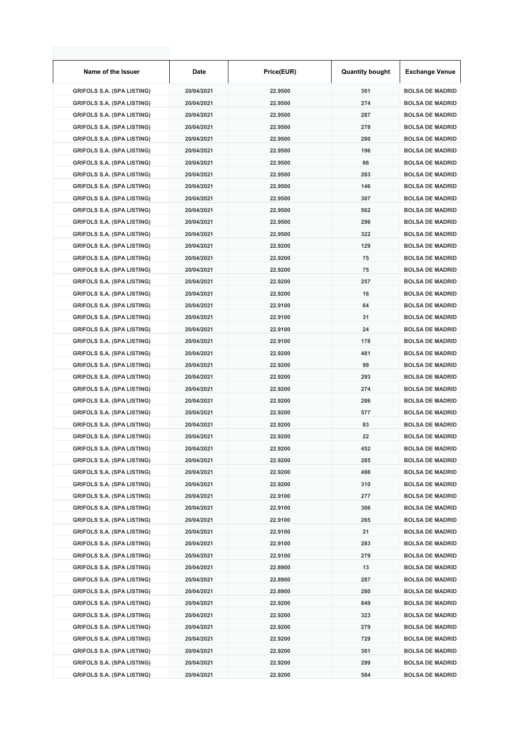| Name of the Issuer | Date | Price(EUR) | Quantity bought | Exchange Venue |
|---|---|---|---|---|
| GRIFOLS S.A. (SPA LISTING) | 20/04/2021 | 22.9500 | 301 | BOLSA DE MADRID |
| GRIFOLS S.A. (SPA LISTING) | 20/04/2021 | 22.9500 | 274 | BOLSA DE MADRID |
| GRIFOLS S.A. (SPA LISTING) | 20/04/2021 | 22.9500 | 287 | BOLSA DE MADRID |
| GRIFOLS S.A. (SPA LISTING) | 20/04/2021 | 22.9500 | 278 | BOLSA DE MADRID |
| GRIFOLS S.A. (SPA LISTING) | 20/04/2021 | 22.9500 | 280 | BOLSA DE MADRID |
| GRIFOLS S.A. (SPA LISTING) | 20/04/2021 | 22.9500 | 196 | BOLSA DE MADRID |
| GRIFOLS S.A. (SPA LISTING) | 20/04/2021 | 22.9500 | 86 | BOLSA DE MADRID |
| GRIFOLS S.A. (SPA LISTING) | 20/04/2021 | 22.9500 | 283 | BOLSA DE MADRID |
| GRIFOLS S.A. (SPA LISTING) | 20/04/2021 | 22.9500 | 146 | BOLSA DE MADRID |
| GRIFOLS S.A. (SPA LISTING) | 20/04/2021 | 22.9500 | 307 | BOLSA DE MADRID |
| GRIFOLS S.A. (SPA LISTING) | 20/04/2021 | 22.9500 | 562 | BOLSA DE MADRID |
| GRIFOLS S.A. (SPA LISTING) | 20/04/2021 | 22.9500 | 296 | BOLSA DE MADRID |
| GRIFOLS S.A. (SPA LISTING) | 20/04/2021 | 22.9500 | 322 | BOLSA DE MADRID |
| GRIFOLS S.A. (SPA LISTING) | 20/04/2021 | 22.9200 | 129 | BOLSA DE MADRID |
| GRIFOLS S.A. (SPA LISTING) | 20/04/2021 | 22.9200 | 75 | BOLSA DE MADRID |
| GRIFOLS S.A. (SPA LISTING) | 20/04/2021 | 22.9200 | 75 | BOLSA DE MADRID |
| GRIFOLS S.A. (SPA LISTING) | 20/04/2021 | 22.9200 | 257 | BOLSA DE MADRID |
| GRIFOLS S.A. (SPA LISTING) | 20/04/2021 | 22.9200 | 16 | BOLSA DE MADRID |
| GRIFOLS S.A. (SPA LISTING) | 20/04/2021 | 22.9100 | 64 | BOLSA DE MADRID |
| GRIFOLS S.A. (SPA LISTING) | 20/04/2021 | 22.9100 | 31 | BOLSA DE MADRID |
| GRIFOLS S.A. (SPA LISTING) | 20/04/2021 | 22.9100 | 24 | BOLSA DE MADRID |
| GRIFOLS S.A. (SPA LISTING) | 20/04/2021 | 22.9100 | 178 | BOLSA DE MADRID |
| GRIFOLS S.A. (SPA LISTING) | 20/04/2021 | 22.9200 | 481 | BOLSA DE MADRID |
| GRIFOLS S.A. (SPA LISTING) | 20/04/2021 | 22.9200 | 99 | BOLSA DE MADRID |
| GRIFOLS S.A. (SPA LISTING) | 20/04/2021 | 22.9200 | 293 | BOLSA DE MADRID |
| GRIFOLS S.A. (SPA LISTING) | 20/04/2021 | 22.9200 | 274 | BOLSA DE MADRID |
| GRIFOLS S.A. (SPA LISTING) | 20/04/2021 | 22.9200 | 286 | BOLSA DE MADRID |
| GRIFOLS S.A. (SPA LISTING) | 20/04/2021 | 22.9200 | 577 | BOLSA DE MADRID |
| GRIFOLS S.A. (SPA LISTING) | 20/04/2021 | 22.9200 | 83 | BOLSA DE MADRID |
| GRIFOLS S.A. (SPA LISTING) | 20/04/2021 | 22.9200 | 22 | BOLSA DE MADRID |
| GRIFOLS S.A. (SPA LISTING) | 20/04/2021 | 22.9200 | 452 | BOLSA DE MADRID |
| GRIFOLS S.A. (SPA LISTING) | 20/04/2021 | 22.9200 | 285 | BOLSA DE MADRID |
| GRIFOLS S.A. (SPA LISTING) | 20/04/2021 | 22.9200 | 498 | BOLSA DE MADRID |
| GRIFOLS S.A. (SPA LISTING) | 20/04/2021 | 22.9200 | 310 | BOLSA DE MADRID |
| GRIFOLS S.A. (SPA LISTING) | 20/04/2021 | 22.9100 | 277 | BOLSA DE MADRID |
| GRIFOLS S.A. (SPA LISTING) | 20/04/2021 | 22.9100 | 306 | BOLSA DE MADRID |
| GRIFOLS S.A. (SPA LISTING) | 20/04/2021 | 22.9100 | 265 | BOLSA DE MADRID |
| GRIFOLS S.A. (SPA LISTING) | 20/04/2021 | 22.9100 | 21 | BOLSA DE MADRID |
| GRIFOLS S.A. (SPA LISTING) | 20/04/2021 | 22.9100 | 283 | BOLSA DE MADRID |
| GRIFOLS S.A. (SPA LISTING) | 20/04/2021 | 22.9100 | 279 | BOLSA DE MADRID |
| GRIFOLS S.A. (SPA LISTING) | 20/04/2021 | 22.8900 | 13 | BOLSA DE MADRID |
| GRIFOLS S.A. (SPA LISTING) | 20/04/2021 | 22.8900 | 287 | BOLSA DE MADRID |
| GRIFOLS S.A. (SPA LISTING) | 20/04/2021 | 22.8900 | 280 | BOLSA DE MADRID |
| GRIFOLS S.A. (SPA LISTING) | 20/04/2021 | 22.9200 | 849 | BOLSA DE MADRID |
| GRIFOLS S.A. (SPA LISTING) | 20/04/2021 | 22.9200 | 323 | BOLSA DE MADRID |
| GRIFOLS S.A. (SPA LISTING) | 20/04/2021 | 22.9200 | 279 | BOLSA DE MADRID |
| GRIFOLS S.A. (SPA LISTING) | 20/04/2021 | 22.9200 | 729 | BOLSA DE MADRID |
| GRIFOLS S.A. (SPA LISTING) | 20/04/2021 | 22.9200 | 301 | BOLSA DE MADRID |
| GRIFOLS S.A. (SPA LISTING) | 20/04/2021 | 22.9200 | 299 | BOLSA DE MADRID |
| GRIFOLS S.A. (SPA LISTING) | 20/04/2021 | 22.9200 | 584 | BOLSA DE MADRID |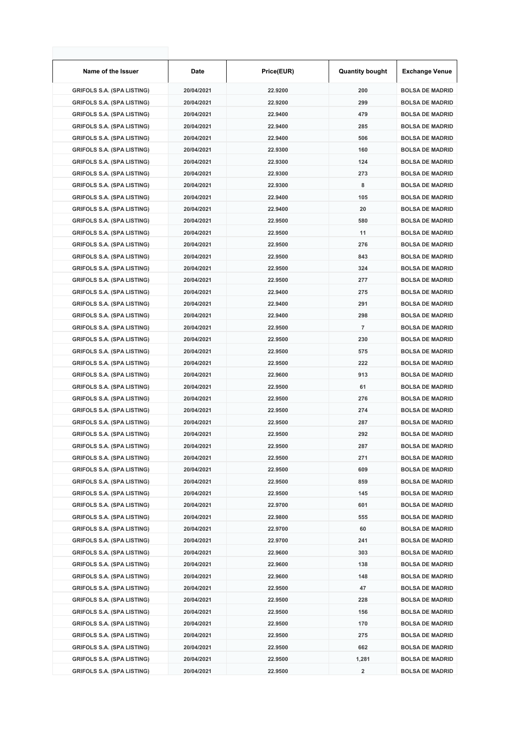| Name of the Issuer | Date | Price(EUR) | Quantity bought | Exchange Venue |
|---|---|---|---|---|
| GRIFOLS S.A. (SPA LISTING) | 20/04/2021 | 22.9200 | 200 | BOLSA DE MADRID |
| GRIFOLS S.A. (SPA LISTING) | 20/04/2021 | 22.9200 | 299 | BOLSA DE MADRID |
| GRIFOLS S.A. (SPA LISTING) | 20/04/2021 | 22.9400 | 479 | BOLSA DE MADRID |
| GRIFOLS S.A. (SPA LISTING) | 20/04/2021 | 22.9400 | 285 | BOLSA DE MADRID |
| GRIFOLS S.A. (SPA LISTING) | 20/04/2021 | 22.9400 | 506 | BOLSA DE MADRID |
| GRIFOLS S.A. (SPA LISTING) | 20/04/2021 | 22.9300 | 160 | BOLSA DE MADRID |
| GRIFOLS S.A. (SPA LISTING) | 20/04/2021 | 22.9300 | 124 | BOLSA DE MADRID |
| GRIFOLS S.A. (SPA LISTING) | 20/04/2021 | 22.9300 | 273 | BOLSA DE MADRID |
| GRIFOLS S.A. (SPA LISTING) | 20/04/2021 | 22.9300 | 8 | BOLSA DE MADRID |
| GRIFOLS S.A. (SPA LISTING) | 20/04/2021 | 22.9400 | 105 | BOLSA DE MADRID |
| GRIFOLS S.A. (SPA LISTING) | 20/04/2021 | 22.9400 | 20 | BOLSA DE MADRID |
| GRIFOLS S.A. (SPA LISTING) | 20/04/2021 | 22.9500 | 580 | BOLSA DE MADRID |
| GRIFOLS S.A. (SPA LISTING) | 20/04/2021 | 22.9500 | 11 | BOLSA DE MADRID |
| GRIFOLS S.A. (SPA LISTING) | 20/04/2021 | 22.9500 | 276 | BOLSA DE MADRID |
| GRIFOLS S.A. (SPA LISTING) | 20/04/2021 | 22.9500 | 843 | BOLSA DE MADRID |
| GRIFOLS S.A. (SPA LISTING) | 20/04/2021 | 22.9500 | 324 | BOLSA DE MADRID |
| GRIFOLS S.A. (SPA LISTING) | 20/04/2021 | 22.9500 | 277 | BOLSA DE MADRID |
| GRIFOLS S.A. (SPA LISTING) | 20/04/2021 | 22.9400 | 275 | BOLSA DE MADRID |
| GRIFOLS S.A. (SPA LISTING) | 20/04/2021 | 22.9400 | 291 | BOLSA DE MADRID |
| GRIFOLS S.A. (SPA LISTING) | 20/04/2021 | 22.9400 | 298 | BOLSA DE MADRID |
| GRIFOLS S.A. (SPA LISTING) | 20/04/2021 | 22.9500 | 7 | BOLSA DE MADRID |
| GRIFOLS S.A. (SPA LISTING) | 20/04/2021 | 22.9500 | 230 | BOLSA DE MADRID |
| GRIFOLS S.A. (SPA LISTING) | 20/04/2021 | 22.9500 | 575 | BOLSA DE MADRID |
| GRIFOLS S.A. (SPA LISTING) | 20/04/2021 | 22.9500 | 222 | BOLSA DE MADRID |
| GRIFOLS S.A. (SPA LISTING) | 20/04/2021 | 22.9600 | 913 | BOLSA DE MADRID |
| GRIFOLS S.A. (SPA LISTING) | 20/04/2021 | 22.9500 | 61 | BOLSA DE MADRID |
| GRIFOLS S.A. (SPA LISTING) | 20/04/2021 | 22.9500 | 276 | BOLSA DE MADRID |
| GRIFOLS S.A. (SPA LISTING) | 20/04/2021 | 22.9500 | 274 | BOLSA DE MADRID |
| GRIFOLS S.A. (SPA LISTING) | 20/04/2021 | 22.9500 | 287 | BOLSA DE MADRID |
| GRIFOLS S.A. (SPA LISTING) | 20/04/2021 | 22.9500 | 292 | BOLSA DE MADRID |
| GRIFOLS S.A. (SPA LISTING) | 20/04/2021 | 22.9500 | 287 | BOLSA DE MADRID |
| GRIFOLS S.A. (SPA LISTING) | 20/04/2021 | 22.9500 | 271 | BOLSA DE MADRID |
| GRIFOLS S.A. (SPA LISTING) | 20/04/2021 | 22.9500 | 609 | BOLSA DE MADRID |
| GRIFOLS S.A. (SPA LISTING) | 20/04/2021 | 22.9500 | 859 | BOLSA DE MADRID |
| GRIFOLS S.A. (SPA LISTING) | 20/04/2021 | 22.9500 | 145 | BOLSA DE MADRID |
| GRIFOLS S.A. (SPA LISTING) | 20/04/2021 | 22.9700 | 601 | BOLSA DE MADRID |
| GRIFOLS S.A. (SPA LISTING) | 20/04/2021 | 22.9800 | 555 | BOLSA DE MADRID |
| GRIFOLS S.A. (SPA LISTING) | 20/04/2021 | 22.9700 | 60 | BOLSA DE MADRID |
| GRIFOLS S.A. (SPA LISTING) | 20/04/2021 | 22.9700 | 241 | BOLSA DE MADRID |
| GRIFOLS S.A. (SPA LISTING) | 20/04/2021 | 22.9600 | 303 | BOLSA DE MADRID |
| GRIFOLS S.A. (SPA LISTING) | 20/04/2021 | 22.9600 | 138 | BOLSA DE MADRID |
| GRIFOLS S.A. (SPA LISTING) | 20/04/2021 | 22.9600 | 148 | BOLSA DE MADRID |
| GRIFOLS S.A. (SPA LISTING) | 20/04/2021 | 22.9500 | 47 | BOLSA DE MADRID |
| GRIFOLS S.A. (SPA LISTING) | 20/04/2021 | 22.9500 | 228 | BOLSA DE MADRID |
| GRIFOLS S.A. (SPA LISTING) | 20/04/2021 | 22.9500 | 156 | BOLSA DE MADRID |
| GRIFOLS S.A. (SPA LISTING) | 20/04/2021 | 22.9500 | 170 | BOLSA DE MADRID |
| GRIFOLS S.A. (SPA LISTING) | 20/04/2021 | 22.9500 | 275 | BOLSA DE MADRID |
| GRIFOLS S.A. (SPA LISTING) | 20/04/2021 | 22.9500 | 662 | BOLSA DE MADRID |
| GRIFOLS S.A. (SPA LISTING) | 20/04/2021 | 22.9500 | 1,281 | BOLSA DE MADRID |
| GRIFOLS S.A. (SPA LISTING) | 20/04/2021 | 22.9500 | 2 | BOLSA DE MADRID |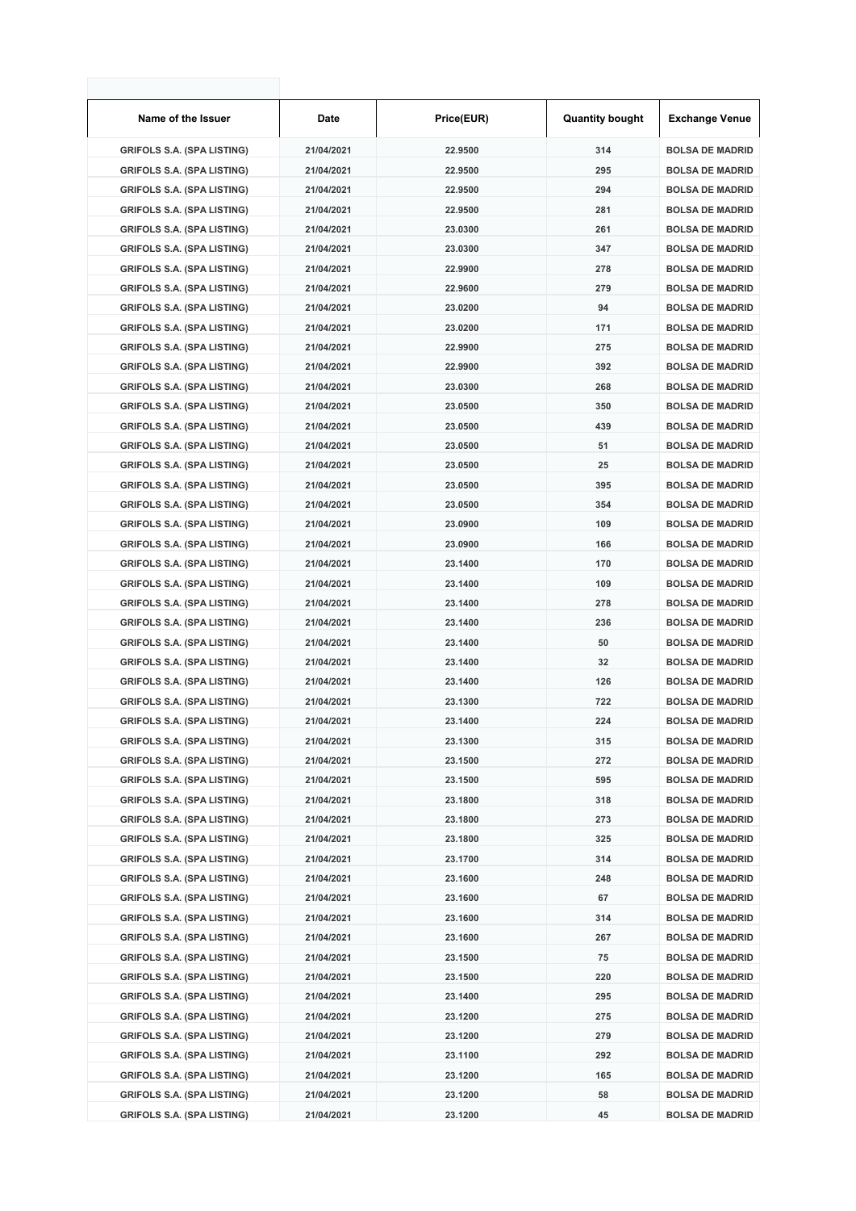| Name of the Issuer | Date | Price(EUR) | Quantity bought | Exchange Venue |
| --- | --- | --- | --- | --- |
| GRIFOLS S.A. (SPA LISTING) | 21/04/2021 | 22.9500 | 314 | BOLSA DE MADRID |
| GRIFOLS S.A. (SPA LISTING) | 21/04/2021 | 22.9500 | 295 | BOLSA DE MADRID |
| GRIFOLS S.A. (SPA LISTING) | 21/04/2021 | 22.9500 | 294 | BOLSA DE MADRID |
| GRIFOLS S.A. (SPA LISTING) | 21/04/2021 | 22.9500 | 281 | BOLSA DE MADRID |
| GRIFOLS S.A. (SPA LISTING) | 21/04/2021 | 23.0300 | 261 | BOLSA DE MADRID |
| GRIFOLS S.A. (SPA LISTING) | 21/04/2021 | 23.0300 | 347 | BOLSA DE MADRID |
| GRIFOLS S.A. (SPA LISTING) | 21/04/2021 | 22.9900 | 278 | BOLSA DE MADRID |
| GRIFOLS S.A. (SPA LISTING) | 21/04/2021 | 22.9600 | 279 | BOLSA DE MADRID |
| GRIFOLS S.A. (SPA LISTING) | 21/04/2021 | 23.0200 | 94 | BOLSA DE MADRID |
| GRIFOLS S.A. (SPA LISTING) | 21/04/2021 | 23.0200 | 171 | BOLSA DE MADRID |
| GRIFOLS S.A. (SPA LISTING) | 21/04/2021 | 22.9900 | 275 | BOLSA DE MADRID |
| GRIFOLS S.A. (SPA LISTING) | 21/04/2021 | 22.9900 | 392 | BOLSA DE MADRID |
| GRIFOLS S.A. (SPA LISTING) | 21/04/2021 | 23.0300 | 268 | BOLSA DE MADRID |
| GRIFOLS S.A. (SPA LISTING) | 21/04/2021 | 23.0500 | 350 | BOLSA DE MADRID |
| GRIFOLS S.A. (SPA LISTING) | 21/04/2021 | 23.0500 | 439 | BOLSA DE MADRID |
| GRIFOLS S.A. (SPA LISTING) | 21/04/2021 | 23.0500 | 51 | BOLSA DE MADRID |
| GRIFOLS S.A. (SPA LISTING) | 21/04/2021 | 23.0500 | 25 | BOLSA DE MADRID |
| GRIFOLS S.A. (SPA LISTING) | 21/04/2021 | 23.0500 | 395 | BOLSA DE MADRID |
| GRIFOLS S.A. (SPA LISTING) | 21/04/2021 | 23.0500 | 354 | BOLSA DE MADRID |
| GRIFOLS S.A. (SPA LISTING) | 21/04/2021 | 23.0900 | 109 | BOLSA DE MADRID |
| GRIFOLS S.A. (SPA LISTING) | 21/04/2021 | 23.0900 | 166 | BOLSA DE MADRID |
| GRIFOLS S.A. (SPA LISTING) | 21/04/2021 | 23.1400 | 170 | BOLSA DE MADRID |
| GRIFOLS S.A. (SPA LISTING) | 21/04/2021 | 23.1400 | 109 | BOLSA DE MADRID |
| GRIFOLS S.A. (SPA LISTING) | 21/04/2021 | 23.1400 | 278 | BOLSA DE MADRID |
| GRIFOLS S.A. (SPA LISTING) | 21/04/2021 | 23.1400 | 236 | BOLSA DE MADRID |
| GRIFOLS S.A. (SPA LISTING) | 21/04/2021 | 23.1400 | 50 | BOLSA DE MADRID |
| GRIFOLS S.A. (SPA LISTING) | 21/04/2021 | 23.1400 | 32 | BOLSA DE MADRID |
| GRIFOLS S.A. (SPA LISTING) | 21/04/2021 | 23.1400 | 126 | BOLSA DE MADRID |
| GRIFOLS S.A. (SPA LISTING) | 21/04/2021 | 23.1300 | 722 | BOLSA DE MADRID |
| GRIFOLS S.A. (SPA LISTING) | 21/04/2021 | 23.1400 | 224 | BOLSA DE MADRID |
| GRIFOLS S.A. (SPA LISTING) | 21/04/2021 | 23.1300 | 315 | BOLSA DE MADRID |
| GRIFOLS S.A. (SPA LISTING) | 21/04/2021 | 23.1500 | 272 | BOLSA DE MADRID |
| GRIFOLS S.A. (SPA LISTING) | 21/04/2021 | 23.1500 | 595 | BOLSA DE MADRID |
| GRIFOLS S.A. (SPA LISTING) | 21/04/2021 | 23.1800 | 318 | BOLSA DE MADRID |
| GRIFOLS S.A. (SPA LISTING) | 21/04/2021 | 23.1800 | 273 | BOLSA DE MADRID |
| GRIFOLS S.A. (SPA LISTING) | 21/04/2021 | 23.1800 | 325 | BOLSA DE MADRID |
| GRIFOLS S.A. (SPA LISTING) | 21/04/2021 | 23.1700 | 314 | BOLSA DE MADRID |
| GRIFOLS S.A. (SPA LISTING) | 21/04/2021 | 23.1600 | 248 | BOLSA DE MADRID |
| GRIFOLS S.A. (SPA LISTING) | 21/04/2021 | 23.1600 | 67 | BOLSA DE MADRID |
| GRIFOLS S.A. (SPA LISTING) | 21/04/2021 | 23.1600 | 314 | BOLSA DE MADRID |
| GRIFOLS S.A. (SPA LISTING) | 21/04/2021 | 23.1600 | 267 | BOLSA DE MADRID |
| GRIFOLS S.A. (SPA LISTING) | 21/04/2021 | 23.1500 | 75 | BOLSA DE MADRID |
| GRIFOLS S.A. (SPA LISTING) | 21/04/2021 | 23.1500 | 220 | BOLSA DE MADRID |
| GRIFOLS S.A. (SPA LISTING) | 21/04/2021 | 23.1400 | 295 | BOLSA DE MADRID |
| GRIFOLS S.A. (SPA LISTING) | 21/04/2021 | 23.1200 | 275 | BOLSA DE MADRID |
| GRIFOLS S.A. (SPA LISTING) | 21/04/2021 | 23.1200 | 279 | BOLSA DE MADRID |
| GRIFOLS S.A. (SPA LISTING) | 21/04/2021 | 23.1100 | 292 | BOLSA DE MADRID |
| GRIFOLS S.A. (SPA LISTING) | 21/04/2021 | 23.1200 | 165 | BOLSA DE MADRID |
| GRIFOLS S.A. (SPA LISTING) | 21/04/2021 | 23.1200 | 58 | BOLSA DE MADRID |
| GRIFOLS S.A. (SPA LISTING) | 21/04/2021 | 23.1200 | 45 | BOLSA DE MADRID |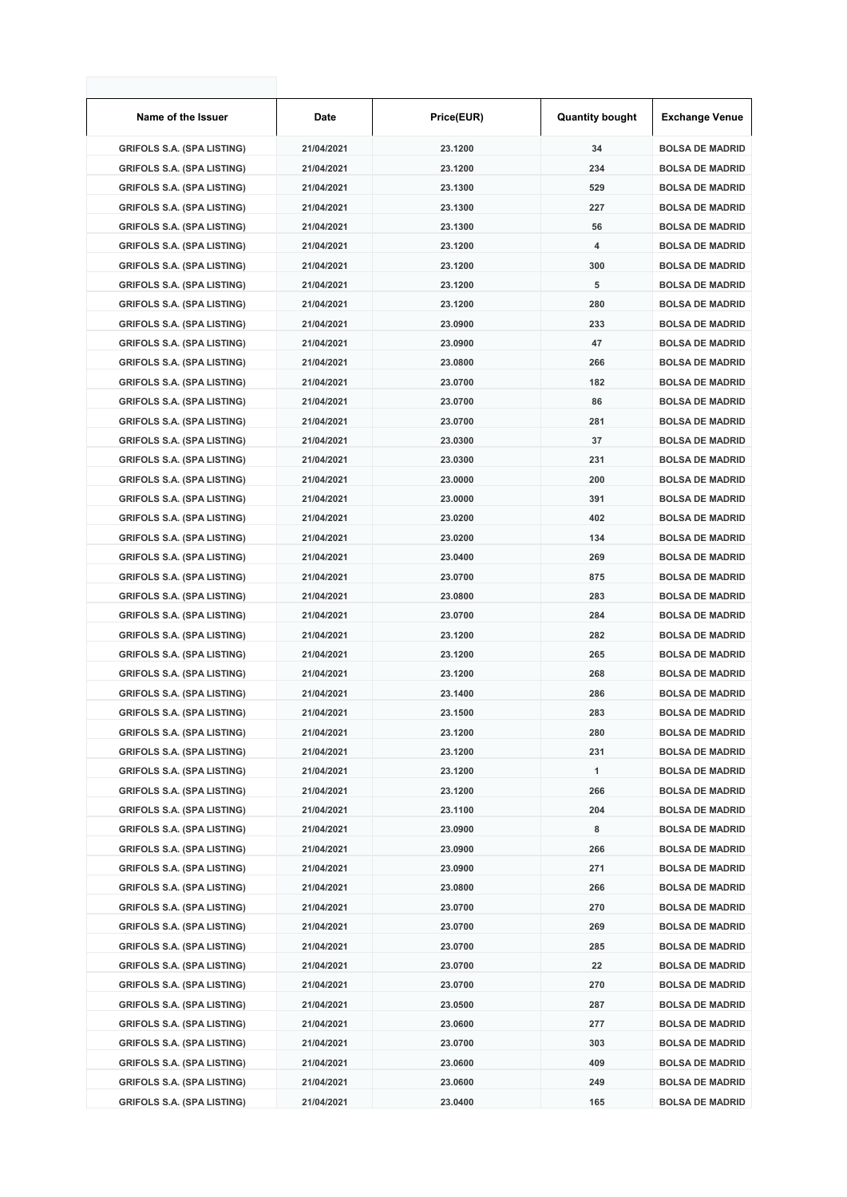| Name of the Issuer | Date | Price(EUR) | Quantity bought | Exchange Venue |
|---|---|---|---|---|
| GRIFOLS S.A. (SPA LISTING) | 21/04/2021 | 23.1200 | 34 | BOLSA DE MADRID |
| GRIFOLS S.A. (SPA LISTING) | 21/04/2021 | 23.1200 | 234 | BOLSA DE MADRID |
| GRIFOLS S.A. (SPA LISTING) | 21/04/2021 | 23.1300 | 529 | BOLSA DE MADRID |
| GRIFOLS S.A. (SPA LISTING) | 21/04/2021 | 23.1300 | 227 | BOLSA DE MADRID |
| GRIFOLS S.A. (SPA LISTING) | 21/04/2021 | 23.1300 | 56 | BOLSA DE MADRID |
| GRIFOLS S.A. (SPA LISTING) | 21/04/2021 | 23.1200 | 4 | BOLSA DE MADRID |
| GRIFOLS S.A. (SPA LISTING) | 21/04/2021 | 23.1200 | 300 | BOLSA DE MADRID |
| GRIFOLS S.A. (SPA LISTING) | 21/04/2021 | 23.1200 | 5 | BOLSA DE MADRID |
| GRIFOLS S.A. (SPA LISTING) | 21/04/2021 | 23.1200 | 280 | BOLSA DE MADRID |
| GRIFOLS S.A. (SPA LISTING) | 21/04/2021 | 23.0900 | 233 | BOLSA DE MADRID |
| GRIFOLS S.A. (SPA LISTING) | 21/04/2021 | 23.0900 | 47 | BOLSA DE MADRID |
| GRIFOLS S.A. (SPA LISTING) | 21/04/2021 | 23.0800 | 266 | BOLSA DE MADRID |
| GRIFOLS S.A. (SPA LISTING) | 21/04/2021 | 23.0700 | 182 | BOLSA DE MADRID |
| GRIFOLS S.A. (SPA LISTING) | 21/04/2021 | 23.0700 | 86 | BOLSA DE MADRID |
| GRIFOLS S.A. (SPA LISTING) | 21/04/2021 | 23.0700 | 281 | BOLSA DE MADRID |
| GRIFOLS S.A. (SPA LISTING) | 21/04/2021 | 23.0300 | 37 | BOLSA DE MADRID |
| GRIFOLS S.A. (SPA LISTING) | 21/04/2021 | 23.0300 | 231 | BOLSA DE MADRID |
| GRIFOLS S.A. (SPA LISTING) | 21/04/2021 | 23.0000 | 200 | BOLSA DE MADRID |
| GRIFOLS S.A. (SPA LISTING) | 21/04/2021 | 23.0000 | 391 | BOLSA DE MADRID |
| GRIFOLS S.A. (SPA LISTING) | 21/04/2021 | 23.0200 | 402 | BOLSA DE MADRID |
| GRIFOLS S.A. (SPA LISTING) | 21/04/2021 | 23.0200 | 134 | BOLSA DE MADRID |
| GRIFOLS S.A. (SPA LISTING) | 21/04/2021 | 23.0400 | 269 | BOLSA DE MADRID |
| GRIFOLS S.A. (SPA LISTING) | 21/04/2021 | 23.0700 | 875 | BOLSA DE MADRID |
| GRIFOLS S.A. (SPA LISTING) | 21/04/2021 | 23.0800 | 283 | BOLSA DE MADRID |
| GRIFOLS S.A. (SPA LISTING) | 21/04/2021 | 23.0700 | 284 | BOLSA DE MADRID |
| GRIFOLS S.A. (SPA LISTING) | 21/04/2021 | 23.1200 | 282 | BOLSA DE MADRID |
| GRIFOLS S.A. (SPA LISTING) | 21/04/2021 | 23.1200 | 265 | BOLSA DE MADRID |
| GRIFOLS S.A. (SPA LISTING) | 21/04/2021 | 23.1200 | 268 | BOLSA DE MADRID |
| GRIFOLS S.A. (SPA LISTING) | 21/04/2021 | 23.1400 | 286 | BOLSA DE MADRID |
| GRIFOLS S.A. (SPA LISTING) | 21/04/2021 | 23.1500 | 283 | BOLSA DE MADRID |
| GRIFOLS S.A. (SPA LISTING) | 21/04/2021 | 23.1200 | 280 | BOLSA DE MADRID |
| GRIFOLS S.A. (SPA LISTING) | 21/04/2021 | 23.1200 | 231 | BOLSA DE MADRID |
| GRIFOLS S.A. (SPA LISTING) | 21/04/2021 | 23.1200 | 1 | BOLSA DE MADRID |
| GRIFOLS S.A. (SPA LISTING) | 21/04/2021 | 23.1200 | 266 | BOLSA DE MADRID |
| GRIFOLS S.A. (SPA LISTING) | 21/04/2021 | 23.1100 | 204 | BOLSA DE MADRID |
| GRIFOLS S.A. (SPA LISTING) | 21/04/2021 | 23.0900 | 8 | BOLSA DE MADRID |
| GRIFOLS S.A. (SPA LISTING) | 21/04/2021 | 23.0900 | 266 | BOLSA DE MADRID |
| GRIFOLS S.A. (SPA LISTING) | 21/04/2021 | 23.0900 | 271 | BOLSA DE MADRID |
| GRIFOLS S.A. (SPA LISTING) | 21/04/2021 | 23.0800 | 266 | BOLSA DE MADRID |
| GRIFOLS S.A. (SPA LISTING) | 21/04/2021 | 23.0700 | 270 | BOLSA DE MADRID |
| GRIFOLS S.A. (SPA LISTING) | 21/04/2021 | 23.0700 | 269 | BOLSA DE MADRID |
| GRIFOLS S.A. (SPA LISTING) | 21/04/2021 | 23.0700 | 285 | BOLSA DE MADRID |
| GRIFOLS S.A. (SPA LISTING) | 21/04/2021 | 23.0700 | 22 | BOLSA DE MADRID |
| GRIFOLS S.A. (SPA LISTING) | 21/04/2021 | 23.0700 | 270 | BOLSA DE MADRID |
| GRIFOLS S.A. (SPA LISTING) | 21/04/2021 | 23.0500 | 287 | BOLSA DE MADRID |
| GRIFOLS S.A. (SPA LISTING) | 21/04/2021 | 23.0600 | 277 | BOLSA DE MADRID |
| GRIFOLS S.A. (SPA LISTING) | 21/04/2021 | 23.0700 | 303 | BOLSA DE MADRID |
| GRIFOLS S.A. (SPA LISTING) | 21/04/2021 | 23.0600 | 409 | BOLSA DE MADRID |
| GRIFOLS S.A. (SPA LISTING) | 21/04/2021 | 23.0600 | 249 | BOLSA DE MADRID |
| GRIFOLS S.A. (SPA LISTING) | 21/04/2021 | 23.0400 | 165 | BOLSA DE MADRID |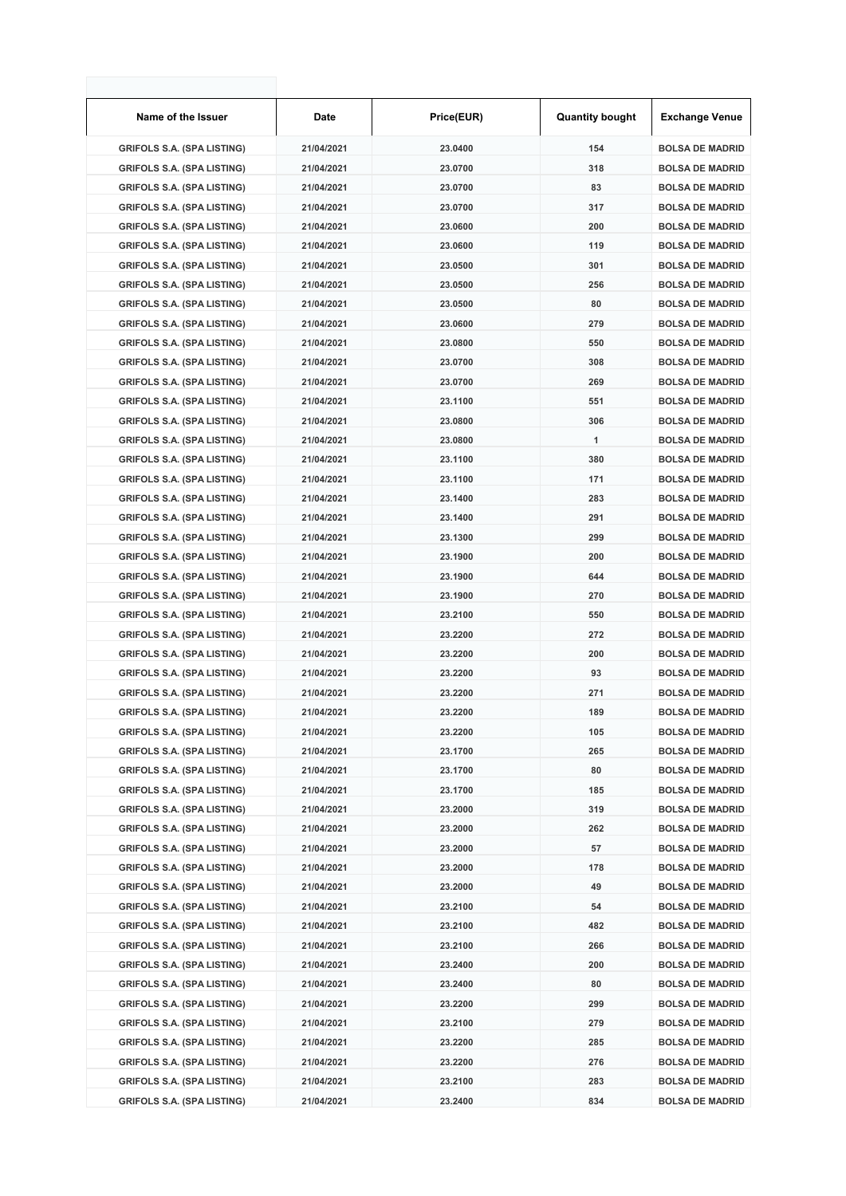| Name of the Issuer | Date | Price(EUR) | Quantity bought | Exchange Venue |
|---|---|---|---|---|
| GRIFOLS S.A. (SPA LISTING) | 21/04/2021 | 23.0400 | 154 | BOLSA DE MADRID |
| GRIFOLS S.A. (SPA LISTING) | 21/04/2021 | 23.0700 | 318 | BOLSA DE MADRID |
| GRIFOLS S.A. (SPA LISTING) | 21/04/2021 | 23.0700 | 83 | BOLSA DE MADRID |
| GRIFOLS S.A. (SPA LISTING) | 21/04/2021 | 23.0700 | 317 | BOLSA DE MADRID |
| GRIFOLS S.A. (SPA LISTING) | 21/04/2021 | 23.0600 | 200 | BOLSA DE MADRID |
| GRIFOLS S.A. (SPA LISTING) | 21/04/2021 | 23.0600 | 119 | BOLSA DE MADRID |
| GRIFOLS S.A. (SPA LISTING) | 21/04/2021 | 23.0500 | 301 | BOLSA DE MADRID |
| GRIFOLS S.A. (SPA LISTING) | 21/04/2021 | 23.0500 | 256 | BOLSA DE MADRID |
| GRIFOLS S.A. (SPA LISTING) | 21/04/2021 | 23.0500 | 80 | BOLSA DE MADRID |
| GRIFOLS S.A. (SPA LISTING) | 21/04/2021 | 23.0600 | 279 | BOLSA DE MADRID |
| GRIFOLS S.A. (SPA LISTING) | 21/04/2021 | 23.0800 | 550 | BOLSA DE MADRID |
| GRIFOLS S.A. (SPA LISTING) | 21/04/2021 | 23.0700 | 308 | BOLSA DE MADRID |
| GRIFOLS S.A. (SPA LISTING) | 21/04/2021 | 23.0700 | 269 | BOLSA DE MADRID |
| GRIFOLS S.A. (SPA LISTING) | 21/04/2021 | 23.1100 | 551 | BOLSA DE MADRID |
| GRIFOLS S.A. (SPA LISTING) | 21/04/2021 | 23.0800 | 306 | BOLSA DE MADRID |
| GRIFOLS S.A. (SPA LISTING) | 21/04/2021 | 23.0800 | 1 | BOLSA DE MADRID |
| GRIFOLS S.A. (SPA LISTING) | 21/04/2021 | 23.1100 | 380 | BOLSA DE MADRID |
| GRIFOLS S.A. (SPA LISTING) | 21/04/2021 | 23.1100 | 171 | BOLSA DE MADRID |
| GRIFOLS S.A. (SPA LISTING) | 21/04/2021 | 23.1400 | 283 | BOLSA DE MADRID |
| GRIFOLS S.A. (SPA LISTING) | 21/04/2021 | 23.1400 | 291 | BOLSA DE MADRID |
| GRIFOLS S.A. (SPA LISTING) | 21/04/2021 | 23.1300 | 299 | BOLSA DE MADRID |
| GRIFOLS S.A. (SPA LISTING) | 21/04/2021 | 23.1900 | 200 | BOLSA DE MADRID |
| GRIFOLS S.A. (SPA LISTING) | 21/04/2021 | 23.1900 | 644 | BOLSA DE MADRID |
| GRIFOLS S.A. (SPA LISTING) | 21/04/2021 | 23.1900 | 270 | BOLSA DE MADRID |
| GRIFOLS S.A. (SPA LISTING) | 21/04/2021 | 23.2100 | 550 | BOLSA DE MADRID |
| GRIFOLS S.A. (SPA LISTING) | 21/04/2021 | 23.2200 | 272 | BOLSA DE MADRID |
| GRIFOLS S.A. (SPA LISTING) | 21/04/2021 | 23.2200 | 200 | BOLSA DE MADRID |
| GRIFOLS S.A. (SPA LISTING) | 21/04/2021 | 23.2200 | 93 | BOLSA DE MADRID |
| GRIFOLS S.A. (SPA LISTING) | 21/04/2021 | 23.2200 | 271 | BOLSA DE MADRID |
| GRIFOLS S.A. (SPA LISTING) | 21/04/2021 | 23.2200 | 189 | BOLSA DE MADRID |
| GRIFOLS S.A. (SPA LISTING) | 21/04/2021 | 23.2200 | 105 | BOLSA DE MADRID |
| GRIFOLS S.A. (SPA LISTING) | 21/04/2021 | 23.1700 | 265 | BOLSA DE MADRID |
| GRIFOLS S.A. (SPA LISTING) | 21/04/2021 | 23.1700 | 80 | BOLSA DE MADRID |
| GRIFOLS S.A. (SPA LISTING) | 21/04/2021 | 23.1700 | 185 | BOLSA DE MADRID |
| GRIFOLS S.A. (SPA LISTING) | 21/04/2021 | 23.2000 | 319 | BOLSA DE MADRID |
| GRIFOLS S.A. (SPA LISTING) | 21/04/2021 | 23.2000 | 262 | BOLSA DE MADRID |
| GRIFOLS S.A. (SPA LISTING) | 21/04/2021 | 23.2000 | 57 | BOLSA DE MADRID |
| GRIFOLS S.A. (SPA LISTING) | 21/04/2021 | 23.2000 | 178 | BOLSA DE MADRID |
| GRIFOLS S.A. (SPA LISTING) | 21/04/2021 | 23.2000 | 49 | BOLSA DE MADRID |
| GRIFOLS S.A. (SPA LISTING) | 21/04/2021 | 23.2100 | 54 | BOLSA DE MADRID |
| GRIFOLS S.A. (SPA LISTING) | 21/04/2021 | 23.2100 | 482 | BOLSA DE MADRID |
| GRIFOLS S.A. (SPA LISTING) | 21/04/2021 | 23.2100 | 266 | BOLSA DE MADRID |
| GRIFOLS S.A. (SPA LISTING) | 21/04/2021 | 23.2400 | 200 | BOLSA DE MADRID |
| GRIFOLS S.A. (SPA LISTING) | 21/04/2021 | 23.2400 | 80 | BOLSA DE MADRID |
| GRIFOLS S.A. (SPA LISTING) | 21/04/2021 | 23.2200 | 299 | BOLSA DE MADRID |
| GRIFOLS S.A. (SPA LISTING) | 21/04/2021 | 23.2100 | 279 | BOLSA DE MADRID |
| GRIFOLS S.A. (SPA LISTING) | 21/04/2021 | 23.2200 | 285 | BOLSA DE MADRID |
| GRIFOLS S.A. (SPA LISTING) | 21/04/2021 | 23.2200 | 276 | BOLSA DE MADRID |
| GRIFOLS S.A. (SPA LISTING) | 21/04/2021 | 23.2100 | 283 | BOLSA DE MADRID |
| GRIFOLS S.A. (SPA LISTING) | 21/04/2021 | 23.2400 | 834 | BOLSA DE MADRID |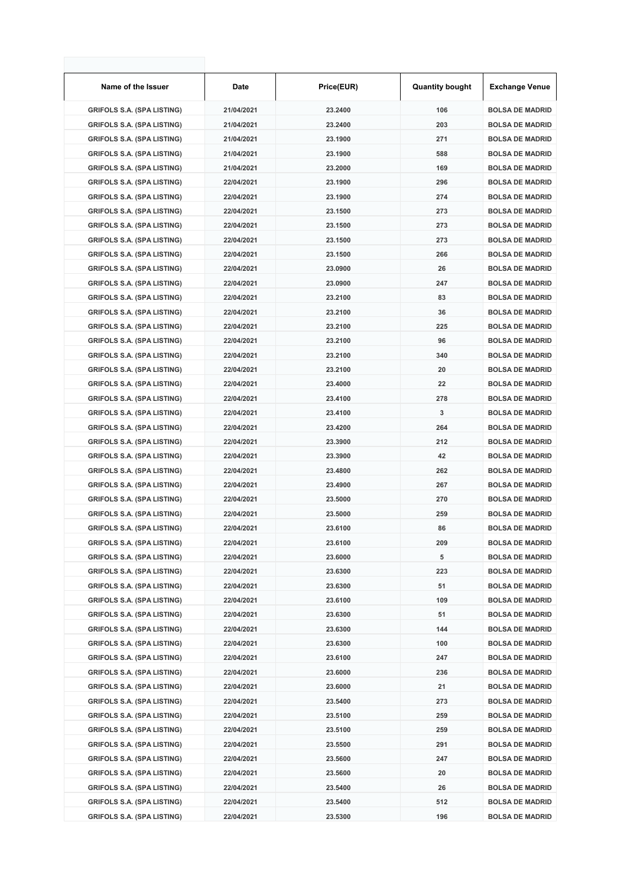| Name of the Issuer | Date | Price(EUR) | Quantity bought | Exchange Venue |
|---|---|---|---|---|
| GRIFOLS S.A. (SPA LISTING) | 21/04/2021 | 23.2400 | 106 | BOLSA DE MADRID |
| GRIFOLS S.A. (SPA LISTING) | 21/04/2021 | 23.2400 | 203 | BOLSA DE MADRID |
| GRIFOLS S.A. (SPA LISTING) | 21/04/2021 | 23.1900 | 271 | BOLSA DE MADRID |
| GRIFOLS S.A. (SPA LISTING) | 21/04/2021 | 23.1900 | 588 | BOLSA DE MADRID |
| GRIFOLS S.A. (SPA LISTING) | 21/04/2021 | 23.2000 | 169 | BOLSA DE MADRID |
| GRIFOLS S.A. (SPA LISTING) | 22/04/2021 | 23.1900 | 296 | BOLSA DE MADRID |
| GRIFOLS S.A. (SPA LISTING) | 22/04/2021 | 23.1900 | 274 | BOLSA DE MADRID |
| GRIFOLS S.A. (SPA LISTING) | 22/04/2021 | 23.1500 | 273 | BOLSA DE MADRID |
| GRIFOLS S.A. (SPA LISTING) | 22/04/2021 | 23.1500 | 273 | BOLSA DE MADRID |
| GRIFOLS S.A. (SPA LISTING) | 22/04/2021 | 23.1500 | 273 | BOLSA DE MADRID |
| GRIFOLS S.A. (SPA LISTING) | 22/04/2021 | 23.1500 | 266 | BOLSA DE MADRID |
| GRIFOLS S.A. (SPA LISTING) | 22/04/2021 | 23.0900 | 26 | BOLSA DE MADRID |
| GRIFOLS S.A. (SPA LISTING) | 22/04/2021 | 23.0900 | 247 | BOLSA DE MADRID |
| GRIFOLS S.A. (SPA LISTING) | 22/04/2021 | 23.2100 | 83 | BOLSA DE MADRID |
| GRIFOLS S.A. (SPA LISTING) | 22/04/2021 | 23.2100 | 36 | BOLSA DE MADRID |
| GRIFOLS S.A. (SPA LISTING) | 22/04/2021 | 23.2100 | 225 | BOLSA DE MADRID |
| GRIFOLS S.A. (SPA LISTING) | 22/04/2021 | 23.2100 | 96 | BOLSA DE MADRID |
| GRIFOLS S.A. (SPA LISTING) | 22/04/2021 | 23.2100 | 340 | BOLSA DE MADRID |
| GRIFOLS S.A. (SPA LISTING) | 22/04/2021 | 23.2100 | 20 | BOLSA DE MADRID |
| GRIFOLS S.A. (SPA LISTING) | 22/04/2021 | 23.4000 | 22 | BOLSA DE MADRID |
| GRIFOLS S.A. (SPA LISTING) | 22/04/2021 | 23.4100 | 278 | BOLSA DE MADRID |
| GRIFOLS S.A. (SPA LISTING) | 22/04/2021 | 23.4100 | 3 | BOLSA DE MADRID |
| GRIFOLS S.A. (SPA LISTING) | 22/04/2021 | 23.4200 | 264 | BOLSA DE MADRID |
| GRIFOLS S.A. (SPA LISTING) | 22/04/2021 | 23.3900 | 212 | BOLSA DE MADRID |
| GRIFOLS S.A. (SPA LISTING) | 22/04/2021 | 23.3900 | 42 | BOLSA DE MADRID |
| GRIFOLS S.A. (SPA LISTING) | 22/04/2021 | 23.4800 | 262 | BOLSA DE MADRID |
| GRIFOLS S.A. (SPA LISTING) | 22/04/2021 | 23.4900 | 267 | BOLSA DE MADRID |
| GRIFOLS S.A. (SPA LISTING) | 22/04/2021 | 23.5000 | 270 | BOLSA DE MADRID |
| GRIFOLS S.A. (SPA LISTING) | 22/04/2021 | 23.5000 | 259 | BOLSA DE MADRID |
| GRIFOLS S.A. (SPA LISTING) | 22/04/2021 | 23.6100 | 86 | BOLSA DE MADRID |
| GRIFOLS S.A. (SPA LISTING) | 22/04/2021 | 23.6100 | 209 | BOLSA DE MADRID |
| GRIFOLS S.A. (SPA LISTING) | 22/04/2021 | 23.6000 | 5 | BOLSA DE MADRID |
| GRIFOLS S.A. (SPA LISTING) | 22/04/2021 | 23.6300 | 223 | BOLSA DE MADRID |
| GRIFOLS S.A. (SPA LISTING) | 22/04/2021 | 23.6300 | 51 | BOLSA DE MADRID |
| GRIFOLS S.A. (SPA LISTING) | 22/04/2021 | 23.6100 | 109 | BOLSA DE MADRID |
| GRIFOLS S.A. (SPA LISTING) | 22/04/2021 | 23.6300 | 51 | BOLSA DE MADRID |
| GRIFOLS S.A. (SPA LISTING) | 22/04/2021 | 23.6300 | 144 | BOLSA DE MADRID |
| GRIFOLS S.A. (SPA LISTING) | 22/04/2021 | 23.6300 | 100 | BOLSA DE MADRID |
| GRIFOLS S.A. (SPA LISTING) | 22/04/2021 | 23.6100 | 247 | BOLSA DE MADRID |
| GRIFOLS S.A. (SPA LISTING) | 22/04/2021 | 23.6000 | 236 | BOLSA DE MADRID |
| GRIFOLS S.A. (SPA LISTING) | 22/04/2021 | 23.6000 | 21 | BOLSA DE MADRID |
| GRIFOLS S.A. (SPA LISTING) | 22/04/2021 | 23.5400 | 273 | BOLSA DE MADRID |
| GRIFOLS S.A. (SPA LISTING) | 22/04/2021 | 23.5100 | 259 | BOLSA DE MADRID |
| GRIFOLS S.A. (SPA LISTING) | 22/04/2021 | 23.5100 | 259 | BOLSA DE MADRID |
| GRIFOLS S.A. (SPA LISTING) | 22/04/2021 | 23.5500 | 291 | BOLSA DE MADRID |
| GRIFOLS S.A. (SPA LISTING) | 22/04/2021 | 23.5600 | 247 | BOLSA DE MADRID |
| GRIFOLS S.A. (SPA LISTING) | 22/04/2021 | 23.5600 | 20 | BOLSA DE MADRID |
| GRIFOLS S.A. (SPA LISTING) | 22/04/2021 | 23.5400 | 26 | BOLSA DE MADRID |
| GRIFOLS S.A. (SPA LISTING) | 22/04/2021 | 23.5400 | 512 | BOLSA DE MADRID |
| GRIFOLS S.A. (SPA LISTING) | 22/04/2021 | 23.5300 | 196 | BOLSA DE MADRID |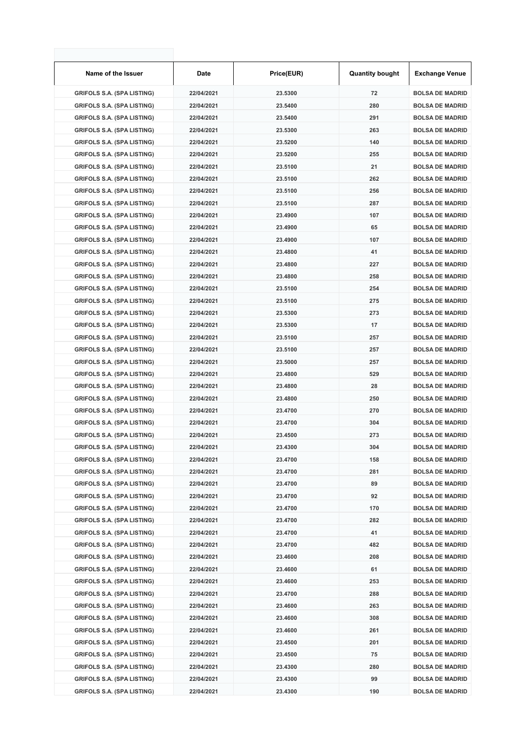| Name of the Issuer | Date | Price(EUR) | Quantity bought | Exchange Venue |
|---|---|---|---|---|
| GRIFOLS S.A. (SPA LISTING) | 22/04/2021 | 23.5300 | 72 | BOLSA DE MADRID |
| GRIFOLS S.A. (SPA LISTING) | 22/04/2021 | 23.5400 | 280 | BOLSA DE MADRID |
| GRIFOLS S.A. (SPA LISTING) | 22/04/2021 | 23.5400 | 291 | BOLSA DE MADRID |
| GRIFOLS S.A. (SPA LISTING) | 22/04/2021 | 23.5300 | 263 | BOLSA DE MADRID |
| GRIFOLS S.A. (SPA LISTING) | 22/04/2021 | 23.5200 | 140 | BOLSA DE MADRID |
| GRIFOLS S.A. (SPA LISTING) | 22/04/2021 | 23.5200 | 255 | BOLSA DE MADRID |
| GRIFOLS S.A. (SPA LISTING) | 22/04/2021 | 23.5100 | 21 | BOLSA DE MADRID |
| GRIFOLS S.A. (SPA LISTING) | 22/04/2021 | 23.5100 | 262 | BOLSA DE MADRID |
| GRIFOLS S.A. (SPA LISTING) | 22/04/2021 | 23.5100 | 256 | BOLSA DE MADRID |
| GRIFOLS S.A. (SPA LISTING) | 22/04/2021 | 23.5100 | 287 | BOLSA DE MADRID |
| GRIFOLS S.A. (SPA LISTING) | 22/04/2021 | 23.4900 | 107 | BOLSA DE MADRID |
| GRIFOLS S.A. (SPA LISTING) | 22/04/2021 | 23.4900 | 65 | BOLSA DE MADRID |
| GRIFOLS S.A. (SPA LISTING) | 22/04/2021 | 23.4900 | 107 | BOLSA DE MADRID |
| GRIFOLS S.A. (SPA LISTING) | 22/04/2021 | 23.4800 | 41 | BOLSA DE MADRID |
| GRIFOLS S.A. (SPA LISTING) | 22/04/2021 | 23.4800 | 227 | BOLSA DE MADRID |
| GRIFOLS S.A. (SPA LISTING) | 22/04/2021 | 23.4800 | 258 | BOLSA DE MADRID |
| GRIFOLS S.A. (SPA LISTING) | 22/04/2021 | 23.5100 | 254 | BOLSA DE MADRID |
| GRIFOLS S.A. (SPA LISTING) | 22/04/2021 | 23.5100 | 275 | BOLSA DE MADRID |
| GRIFOLS S.A. (SPA LISTING) | 22/04/2021 | 23.5300 | 273 | BOLSA DE MADRID |
| GRIFOLS S.A. (SPA LISTING) | 22/04/2021 | 23.5300 | 17 | BOLSA DE MADRID |
| GRIFOLS S.A. (SPA LISTING) | 22/04/2021 | 23.5100 | 257 | BOLSA DE MADRID |
| GRIFOLS S.A. (SPA LISTING) | 22/04/2021 | 23.5100 | 257 | BOLSA DE MADRID |
| GRIFOLS S.A. (SPA LISTING) | 22/04/2021 | 23.5000 | 257 | BOLSA DE MADRID |
| GRIFOLS S.A. (SPA LISTING) | 22/04/2021 | 23.4800 | 529 | BOLSA DE MADRID |
| GRIFOLS S.A. (SPA LISTING) | 22/04/2021 | 23.4800 | 28 | BOLSA DE MADRID |
| GRIFOLS S.A. (SPA LISTING) | 22/04/2021 | 23.4800 | 250 | BOLSA DE MADRID |
| GRIFOLS S.A. (SPA LISTING) | 22/04/2021 | 23.4700 | 270 | BOLSA DE MADRID |
| GRIFOLS S.A. (SPA LISTING) | 22/04/2021 | 23.4700 | 304 | BOLSA DE MADRID |
| GRIFOLS S.A. (SPA LISTING) | 22/04/2021 | 23.4500 | 273 | BOLSA DE MADRID |
| GRIFOLS S.A. (SPA LISTING) | 22/04/2021 | 23.4300 | 304 | BOLSA DE MADRID |
| GRIFOLS S.A. (SPA LISTING) | 22/04/2021 | 23.4700 | 158 | BOLSA DE MADRID |
| GRIFOLS S.A. (SPA LISTING) | 22/04/2021 | 23.4700 | 281 | BOLSA DE MADRID |
| GRIFOLS S.A. (SPA LISTING) | 22/04/2021 | 23.4700 | 89 | BOLSA DE MADRID |
| GRIFOLS S.A. (SPA LISTING) | 22/04/2021 | 23.4700 | 92 | BOLSA DE MADRID |
| GRIFOLS S.A. (SPA LISTING) | 22/04/2021 | 23.4700 | 170 | BOLSA DE MADRID |
| GRIFOLS S.A. (SPA LISTING) | 22/04/2021 | 23.4700 | 282 | BOLSA DE MADRID |
| GRIFOLS S.A. (SPA LISTING) | 22/04/2021 | 23.4700 | 41 | BOLSA DE MADRID |
| GRIFOLS S.A. (SPA LISTING) | 22/04/2021 | 23.4700 | 482 | BOLSA DE MADRID |
| GRIFOLS S.A. (SPA LISTING) | 22/04/2021 | 23.4600 | 208 | BOLSA DE MADRID |
| GRIFOLS S.A. (SPA LISTING) | 22/04/2021 | 23.4600 | 61 | BOLSA DE MADRID |
| GRIFOLS S.A. (SPA LISTING) | 22/04/2021 | 23.4600 | 253 | BOLSA DE MADRID |
| GRIFOLS S.A. (SPA LISTING) | 22/04/2021 | 23.4700 | 288 | BOLSA DE MADRID |
| GRIFOLS S.A. (SPA LISTING) | 22/04/2021 | 23.4600 | 263 | BOLSA DE MADRID |
| GRIFOLS S.A. (SPA LISTING) | 22/04/2021 | 23.4600 | 308 | BOLSA DE MADRID |
| GRIFOLS S.A. (SPA LISTING) | 22/04/2021 | 23.4600 | 261 | BOLSA DE MADRID |
| GRIFOLS S.A. (SPA LISTING) | 22/04/2021 | 23.4500 | 201 | BOLSA DE MADRID |
| GRIFOLS S.A. (SPA LISTING) | 22/04/2021 | 23.4500 | 75 | BOLSA DE MADRID |
| GRIFOLS S.A. (SPA LISTING) | 22/04/2021 | 23.4300 | 280 | BOLSA DE MADRID |
| GRIFOLS S.A. (SPA LISTING) | 22/04/2021 | 23.4300 | 99 | BOLSA DE MADRID |
| GRIFOLS S.A. (SPA LISTING) | 22/04/2021 | 23.4300 | 190 | BOLSA DE MADRID |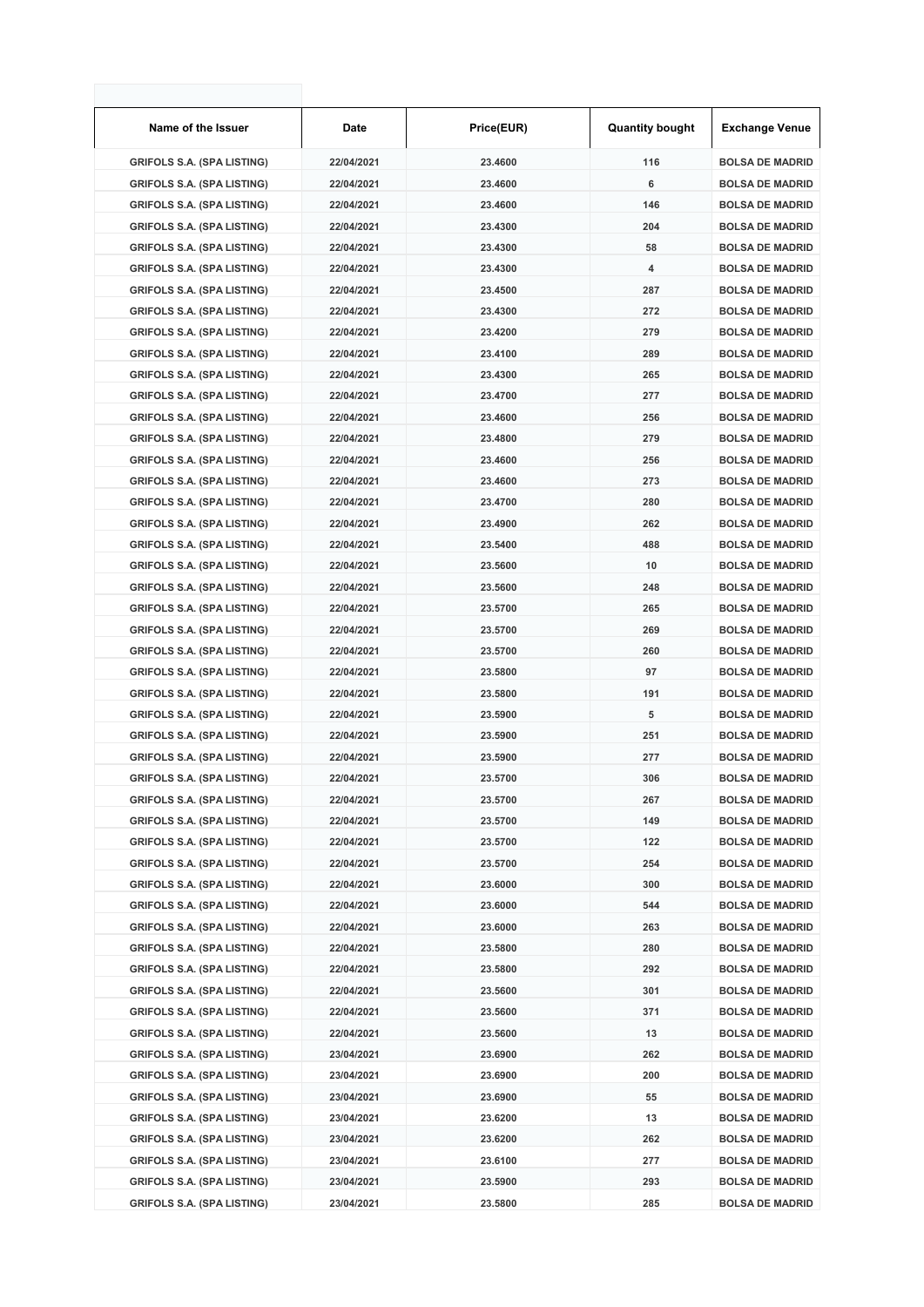| Name of the Issuer | Date | Price(EUR) | Quantity bought | Exchange Venue |
| --- | --- | --- | --- | --- |
| GRIFOLS S.A. (SPA LISTING) | 22/04/2021 | 23.4600 | 116 | BOLSA DE MADRID |
| GRIFOLS S.A. (SPA LISTING) | 22/04/2021 | 23.4600 | 6 | BOLSA DE MADRID |
| GRIFOLS S.A. (SPA LISTING) | 22/04/2021 | 23.4600 | 146 | BOLSA DE MADRID |
| GRIFOLS S.A. (SPA LISTING) | 22/04/2021 | 23.4300 | 204 | BOLSA DE MADRID |
| GRIFOLS S.A. (SPA LISTING) | 22/04/2021 | 23.4300 | 58 | BOLSA DE MADRID |
| GRIFOLS S.A. (SPA LISTING) | 22/04/2021 | 23.4300 | 4 | BOLSA DE MADRID |
| GRIFOLS S.A. (SPA LISTING) | 22/04/2021 | 23.4500 | 287 | BOLSA DE MADRID |
| GRIFOLS S.A. (SPA LISTING) | 22/04/2021 | 23.4300 | 272 | BOLSA DE MADRID |
| GRIFOLS S.A. (SPA LISTING) | 22/04/2021 | 23.4200 | 279 | BOLSA DE MADRID |
| GRIFOLS S.A. (SPA LISTING) | 22/04/2021 | 23.4100 | 289 | BOLSA DE MADRID |
| GRIFOLS S.A. (SPA LISTING) | 22/04/2021 | 23.4300 | 265 | BOLSA DE MADRID |
| GRIFOLS S.A. (SPA LISTING) | 22/04/2021 | 23.4700 | 277 | BOLSA DE MADRID |
| GRIFOLS S.A. (SPA LISTING) | 22/04/2021 | 23.4600 | 256 | BOLSA DE MADRID |
| GRIFOLS S.A. (SPA LISTING) | 22/04/2021 | 23.4800 | 279 | BOLSA DE MADRID |
| GRIFOLS S.A. (SPA LISTING) | 22/04/2021 | 23.4600 | 256 | BOLSA DE MADRID |
| GRIFOLS S.A. (SPA LISTING) | 22/04/2021 | 23.4600 | 273 | BOLSA DE MADRID |
| GRIFOLS S.A. (SPA LISTING) | 22/04/2021 | 23.4700 | 280 | BOLSA DE MADRID |
| GRIFOLS S.A. (SPA LISTING) | 22/04/2021 | 23.4900 | 262 | BOLSA DE MADRID |
| GRIFOLS S.A. (SPA LISTING) | 22/04/2021 | 23.5400 | 488 | BOLSA DE MADRID |
| GRIFOLS S.A. (SPA LISTING) | 22/04/2021 | 23.5600 | 10 | BOLSA DE MADRID |
| GRIFOLS S.A. (SPA LISTING) | 22/04/2021 | 23.5600 | 248 | BOLSA DE MADRID |
| GRIFOLS S.A. (SPA LISTING) | 22/04/2021 | 23.5700 | 265 | BOLSA DE MADRID |
| GRIFOLS S.A. (SPA LISTING) | 22/04/2021 | 23.5700 | 269 | BOLSA DE MADRID |
| GRIFOLS S.A. (SPA LISTING) | 22/04/2021 | 23.5700 | 260 | BOLSA DE MADRID |
| GRIFOLS S.A. (SPA LISTING) | 22/04/2021 | 23.5800 | 97 | BOLSA DE MADRID |
| GRIFOLS S.A. (SPA LISTING) | 22/04/2021 | 23.5800 | 191 | BOLSA DE MADRID |
| GRIFOLS S.A. (SPA LISTING) | 22/04/2021 | 23.5900 | 5 | BOLSA DE MADRID |
| GRIFOLS S.A. (SPA LISTING) | 22/04/2021 | 23.5900 | 251 | BOLSA DE MADRID |
| GRIFOLS S.A. (SPA LISTING) | 22/04/2021 | 23.5900 | 277 | BOLSA DE MADRID |
| GRIFOLS S.A. (SPA LISTING) | 22/04/2021 | 23.5700 | 306 | BOLSA DE MADRID |
| GRIFOLS S.A. (SPA LISTING) | 22/04/2021 | 23.5700 | 267 | BOLSA DE MADRID |
| GRIFOLS S.A. (SPA LISTING) | 22/04/2021 | 23.5700 | 149 | BOLSA DE MADRID |
| GRIFOLS S.A. (SPA LISTING) | 22/04/2021 | 23.5700 | 122 | BOLSA DE MADRID |
| GRIFOLS S.A. (SPA LISTING) | 22/04/2021 | 23.5700 | 254 | BOLSA DE MADRID |
| GRIFOLS S.A. (SPA LISTING) | 22/04/2021 | 23.6000 | 300 | BOLSA DE MADRID |
| GRIFOLS S.A. (SPA LISTING) | 22/04/2021 | 23.6000 | 544 | BOLSA DE MADRID |
| GRIFOLS S.A. (SPA LISTING) | 22/04/2021 | 23.6000 | 263 | BOLSA DE MADRID |
| GRIFOLS S.A. (SPA LISTING) | 22/04/2021 | 23.5800 | 280 | BOLSA DE MADRID |
| GRIFOLS S.A. (SPA LISTING) | 22/04/2021 | 23.5800 | 292 | BOLSA DE MADRID |
| GRIFOLS S.A. (SPA LISTING) | 22/04/2021 | 23.5600 | 301 | BOLSA DE MADRID |
| GRIFOLS S.A. (SPA LISTING) | 22/04/2021 | 23.5600 | 371 | BOLSA DE MADRID |
| GRIFOLS S.A. (SPA LISTING) | 22/04/2021 | 23.5600 | 13 | BOLSA DE MADRID |
| GRIFOLS S.A. (SPA LISTING) | 23/04/2021 | 23.6900 | 262 | BOLSA DE MADRID |
| GRIFOLS S.A. (SPA LISTING) | 23/04/2021 | 23.6900 | 200 | BOLSA DE MADRID |
| GRIFOLS S.A. (SPA LISTING) | 23/04/2021 | 23.6900 | 55 | BOLSA DE MADRID |
| GRIFOLS S.A. (SPA LISTING) | 23/04/2021 | 23.6200 | 13 | BOLSA DE MADRID |
| GRIFOLS S.A. (SPA LISTING) | 23/04/2021 | 23.6200 | 262 | BOLSA DE MADRID |
| GRIFOLS S.A. (SPA LISTING) | 23/04/2021 | 23.6100 | 277 | BOLSA DE MADRID |
| GRIFOLS S.A. (SPA LISTING) | 23/04/2021 | 23.5900 | 293 | BOLSA DE MADRID |
| GRIFOLS S.A. (SPA LISTING) | 23/04/2021 | 23.5800 | 285 | BOLSA DE MADRID |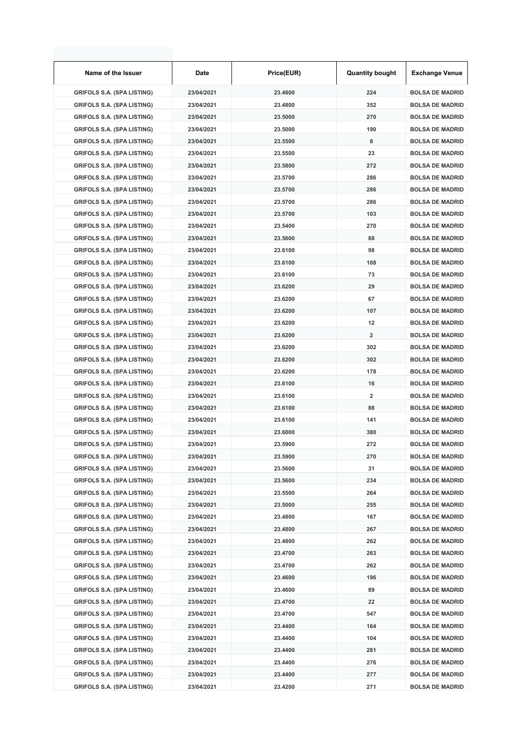| Name of the Issuer | Date | Price(EUR) | Quantity bought | Exchange Venue |
|---|---|---|---|---|
| GRIFOLS S.A. (SPA LISTING) | 23/04/2021 | 23.4800 | 224 | BOLSA DE MADRID |
| GRIFOLS S.A. (SPA LISTING) | 23/04/2021 | 23.4800 | 352 | BOLSA DE MADRID |
| GRIFOLS S.A. (SPA LISTING) | 23/04/2021 | 23.5000 | 270 | BOLSA DE MADRID |
| GRIFOLS S.A. (SPA LISTING) | 23/04/2021 | 23.5000 | 190 | BOLSA DE MADRID |
| GRIFOLS S.A. (SPA LISTING) | 23/04/2021 | 23.5500 | 8 | BOLSA DE MADRID |
| GRIFOLS S.A. (SPA LISTING) | 23/04/2021 | 23.5500 | 23 | BOLSA DE MADRID |
| GRIFOLS S.A. (SPA LISTING) | 23/04/2021 | 23.5800 | 272 | BOLSA DE MADRID |
| GRIFOLS S.A. (SPA LISTING) | 23/04/2021 | 23.5700 | 286 | BOLSA DE MADRID |
| GRIFOLS S.A. (SPA LISTING) | 23/04/2021 | 23.5700 | 286 | BOLSA DE MADRID |
| GRIFOLS S.A. (SPA LISTING) | 23/04/2021 | 23.5700 | 286 | BOLSA DE MADRID |
| GRIFOLS S.A. (SPA LISTING) | 23/04/2021 | 23.5700 | 103 | BOLSA DE MADRID |
| GRIFOLS S.A. (SPA LISTING) | 23/04/2021 | 23.5400 | 270 | BOLSA DE MADRID |
| GRIFOLS S.A. (SPA LISTING) | 23/04/2021 | 23.5600 | 88 | BOLSA DE MADRID |
| GRIFOLS S.A. (SPA LISTING) | 23/04/2021 | 23.6100 | 98 | BOLSA DE MADRID |
| GRIFOLS S.A. (SPA LISTING) | 23/04/2021 | 23.6100 | 108 | BOLSA DE MADRID |
| GRIFOLS S.A. (SPA LISTING) | 23/04/2021 | 23.6100 | 73 | BOLSA DE MADRID |
| GRIFOLS S.A. (SPA LISTING) | 23/04/2021 | 23.6200 | 29 | BOLSA DE MADRID |
| GRIFOLS S.A. (SPA LISTING) | 23/04/2021 | 23.6200 | 67 | BOLSA DE MADRID |
| GRIFOLS S.A. (SPA LISTING) | 23/04/2021 | 23.6200 | 107 | BOLSA DE MADRID |
| GRIFOLS S.A. (SPA LISTING) | 23/04/2021 | 23.6200 | 12 | BOLSA DE MADRID |
| GRIFOLS S.A. (SPA LISTING) | 23/04/2021 | 23.6200 | 2 | BOLSA DE MADRID |
| GRIFOLS S.A. (SPA LISTING) | 23/04/2021 | 23.6200 | 302 | BOLSA DE MADRID |
| GRIFOLS S.A. (SPA LISTING) | 23/04/2021 | 23.6200 | 302 | BOLSA DE MADRID |
| GRIFOLS S.A. (SPA LISTING) | 23/04/2021 | 23.6200 | 178 | BOLSA DE MADRID |
| GRIFOLS S.A. (SPA LISTING) | 23/04/2021 | 23.6100 | 16 | BOLSA DE MADRID |
| GRIFOLS S.A. (SPA LISTING) | 23/04/2021 | 23.6100 | 2 | BOLSA DE MADRID |
| GRIFOLS S.A. (SPA LISTING) | 23/04/2021 | 23.6100 | 88 | BOLSA DE MADRID |
| GRIFOLS S.A. (SPA LISTING) | 23/04/2021 | 23.6100 | 141 | BOLSA DE MADRID |
| GRIFOLS S.A. (SPA LISTING) | 23/04/2021 | 23.6000 | 380 | BOLSA DE MADRID |
| GRIFOLS S.A. (SPA LISTING) | 23/04/2021 | 23.5900 | 272 | BOLSA DE MADRID |
| GRIFOLS S.A. (SPA LISTING) | 23/04/2021 | 23.5900 | 270 | BOLSA DE MADRID |
| GRIFOLS S.A. (SPA LISTING) | 23/04/2021 | 23.5600 | 31 | BOLSA DE MADRID |
| GRIFOLS S.A. (SPA LISTING) | 23/04/2021 | 23.5600 | 234 | BOLSA DE MADRID |
| GRIFOLS S.A. (SPA LISTING) | 23/04/2021 | 23.5500 | 264 | BOLSA DE MADRID |
| GRIFOLS S.A. (SPA LISTING) | 23/04/2021 | 23.5000 | 255 | BOLSA DE MADRID |
| GRIFOLS S.A. (SPA LISTING) | 23/04/2021 | 23.4800 | 167 | BOLSA DE MADRID |
| GRIFOLS S.A. (SPA LISTING) | 23/04/2021 | 23.4800 | 267 | BOLSA DE MADRID |
| GRIFOLS S.A. (SPA LISTING) | 23/04/2021 | 23.4800 | 262 | BOLSA DE MADRID |
| GRIFOLS S.A. (SPA LISTING) | 23/04/2021 | 23.4700 | 263 | BOLSA DE MADRID |
| GRIFOLS S.A. (SPA LISTING) | 23/04/2021 | 23.4700 | 262 | BOLSA DE MADRID |
| GRIFOLS S.A. (SPA LISTING) | 23/04/2021 | 23.4600 | 196 | BOLSA DE MADRID |
| GRIFOLS S.A. (SPA LISTING) | 23/04/2021 | 23.4600 | 89 | BOLSA DE MADRID |
| GRIFOLS S.A. (SPA LISTING) | 23/04/2021 | 23.4700 | 22 | BOLSA DE MADRID |
| GRIFOLS S.A. (SPA LISTING) | 23/04/2021 | 23.4700 | 547 | BOLSA DE MADRID |
| GRIFOLS S.A. (SPA LISTING) | 23/04/2021 | 23.4400 | 164 | BOLSA DE MADRID |
| GRIFOLS S.A. (SPA LISTING) | 23/04/2021 | 23.4400 | 104 | BOLSA DE MADRID |
| GRIFOLS S.A. (SPA LISTING) | 23/04/2021 | 23.4400 | 281 | BOLSA DE MADRID |
| GRIFOLS S.A. (SPA LISTING) | 23/04/2021 | 23.4400 | 276 | BOLSA DE MADRID |
| GRIFOLS S.A. (SPA LISTING) | 23/04/2021 | 23.4400 | 277 | BOLSA DE MADRID |
| GRIFOLS S.A. (SPA LISTING) | 23/04/2021 | 23.4200 | 271 | BOLSA DE MADRID |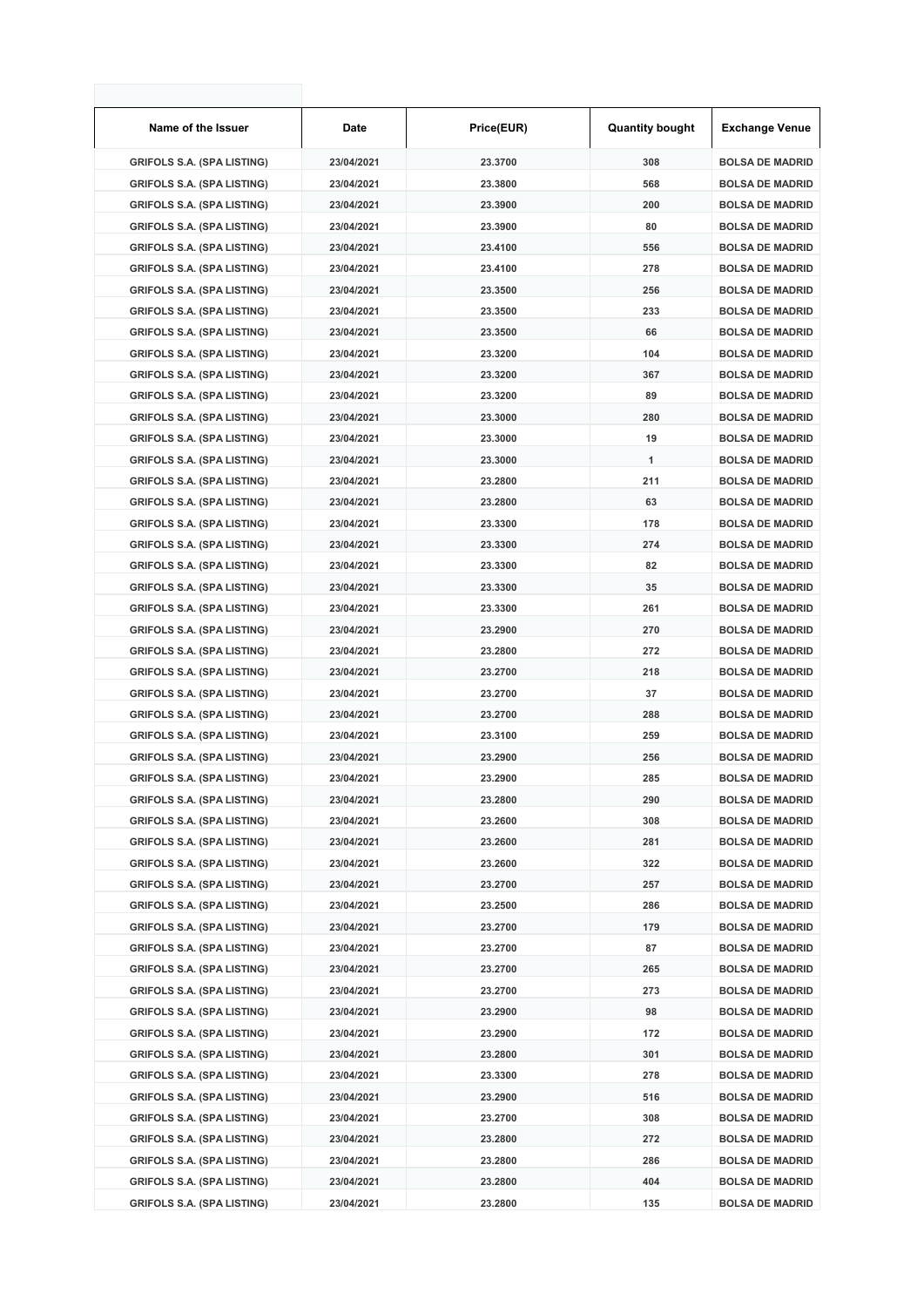| Name of the Issuer | Date | Price(EUR) | Quantity bought | Exchange Venue |
| --- | --- | --- | --- | --- |
| GRIFOLS S.A. (SPA LISTING) | 23/04/2021 | 23.3700 | 308 | BOLSA DE MADRID |
| GRIFOLS S.A. (SPA LISTING) | 23/04/2021 | 23.3800 | 568 | BOLSA DE MADRID |
| GRIFOLS S.A. (SPA LISTING) | 23/04/2021 | 23.3900 | 200 | BOLSA DE MADRID |
| GRIFOLS S.A. (SPA LISTING) | 23/04/2021 | 23.3900 | 80 | BOLSA DE MADRID |
| GRIFOLS S.A. (SPA LISTING) | 23/04/2021 | 23.4100 | 556 | BOLSA DE MADRID |
| GRIFOLS S.A. (SPA LISTING) | 23/04/2021 | 23.4100 | 278 | BOLSA DE MADRID |
| GRIFOLS S.A. (SPA LISTING) | 23/04/2021 | 23.3500 | 256 | BOLSA DE MADRID |
| GRIFOLS S.A. (SPA LISTING) | 23/04/2021 | 23.3500 | 233 | BOLSA DE MADRID |
| GRIFOLS S.A. (SPA LISTING) | 23/04/2021 | 23.3500 | 66 | BOLSA DE MADRID |
| GRIFOLS S.A. (SPA LISTING) | 23/04/2021 | 23.3200 | 104 | BOLSA DE MADRID |
| GRIFOLS S.A. (SPA LISTING) | 23/04/2021 | 23.3200 | 367 | BOLSA DE MADRID |
| GRIFOLS S.A. (SPA LISTING) | 23/04/2021 | 23.3200 | 89 | BOLSA DE MADRID |
| GRIFOLS S.A. (SPA LISTING) | 23/04/2021 | 23.3000 | 280 | BOLSA DE MADRID |
| GRIFOLS S.A. (SPA LISTING) | 23/04/2021 | 23.3000 | 19 | BOLSA DE MADRID |
| GRIFOLS S.A. (SPA LISTING) | 23/04/2021 | 23.3000 | 1 | BOLSA DE MADRID |
| GRIFOLS S.A. (SPA LISTING) | 23/04/2021 | 23.2800 | 211 | BOLSA DE MADRID |
| GRIFOLS S.A. (SPA LISTING) | 23/04/2021 | 23.2800 | 63 | BOLSA DE MADRID |
| GRIFOLS S.A. (SPA LISTING) | 23/04/2021 | 23.3300 | 178 | BOLSA DE MADRID |
| GRIFOLS S.A. (SPA LISTING) | 23/04/2021 | 23.3300 | 274 | BOLSA DE MADRID |
| GRIFOLS S.A. (SPA LISTING) | 23/04/2021 | 23.3300 | 82 | BOLSA DE MADRID |
| GRIFOLS S.A. (SPA LISTING) | 23/04/2021 | 23.3300 | 35 | BOLSA DE MADRID |
| GRIFOLS S.A. (SPA LISTING) | 23/04/2021 | 23.3300 | 261 | BOLSA DE MADRID |
| GRIFOLS S.A. (SPA LISTING) | 23/04/2021 | 23.2900 | 270 | BOLSA DE MADRID |
| GRIFOLS S.A. (SPA LISTING) | 23/04/2021 | 23.2800 | 272 | BOLSA DE MADRID |
| GRIFOLS S.A. (SPA LISTING) | 23/04/2021 | 23.2700 | 218 | BOLSA DE MADRID |
| GRIFOLS S.A. (SPA LISTING) | 23/04/2021 | 23.2700 | 37 | BOLSA DE MADRID |
| GRIFOLS S.A. (SPA LISTING) | 23/04/2021 | 23.2700 | 288 | BOLSA DE MADRID |
| GRIFOLS S.A. (SPA LISTING) | 23/04/2021 | 23.3100 | 259 | BOLSA DE MADRID |
| GRIFOLS S.A. (SPA LISTING) | 23/04/2021 | 23.2900 | 256 | BOLSA DE MADRID |
| GRIFOLS S.A. (SPA LISTING) | 23/04/2021 | 23.2900 | 285 | BOLSA DE MADRID |
| GRIFOLS S.A. (SPA LISTING) | 23/04/2021 | 23.2800 | 290 | BOLSA DE MADRID |
| GRIFOLS S.A. (SPA LISTING) | 23/04/2021 | 23.2600 | 308 | BOLSA DE MADRID |
| GRIFOLS S.A. (SPA LISTING) | 23/04/2021 | 23.2600 | 281 | BOLSA DE MADRID |
| GRIFOLS S.A. (SPA LISTING) | 23/04/2021 | 23.2600 | 322 | BOLSA DE MADRID |
| GRIFOLS S.A. (SPA LISTING) | 23/04/2021 | 23.2700 | 257 | BOLSA DE MADRID |
| GRIFOLS S.A. (SPA LISTING) | 23/04/2021 | 23.2500 | 286 | BOLSA DE MADRID |
| GRIFOLS S.A. (SPA LISTING) | 23/04/2021 | 23.2700 | 179 | BOLSA DE MADRID |
| GRIFOLS S.A. (SPA LISTING) | 23/04/2021 | 23.2700 | 87 | BOLSA DE MADRID |
| GRIFOLS S.A. (SPA LISTING) | 23/04/2021 | 23.2700 | 265 | BOLSA DE MADRID |
| GRIFOLS S.A. (SPA LISTING) | 23/04/2021 | 23.2700 | 273 | BOLSA DE MADRID |
| GRIFOLS S.A. (SPA LISTING) | 23/04/2021 | 23.2900 | 98 | BOLSA DE MADRID |
| GRIFOLS S.A. (SPA LISTING) | 23/04/2021 | 23.2900 | 172 | BOLSA DE MADRID |
| GRIFOLS S.A. (SPA LISTING) | 23/04/2021 | 23.2800 | 301 | BOLSA DE MADRID |
| GRIFOLS S.A. (SPA LISTING) | 23/04/2021 | 23.3300 | 278 | BOLSA DE MADRID |
| GRIFOLS S.A. (SPA LISTING) | 23/04/2021 | 23.2900 | 516 | BOLSA DE MADRID |
| GRIFOLS S.A. (SPA LISTING) | 23/04/2021 | 23.2700 | 308 | BOLSA DE MADRID |
| GRIFOLS S.A. (SPA LISTING) | 23/04/2021 | 23.2800 | 272 | BOLSA DE MADRID |
| GRIFOLS S.A. (SPA LISTING) | 23/04/2021 | 23.2800 | 286 | BOLSA DE MADRID |
| GRIFOLS S.A. (SPA LISTING) | 23/04/2021 | 23.2800 | 404 | BOLSA DE MADRID |
| GRIFOLS S.A. (SPA LISTING) | 23/04/2021 | 23.2800 | 135 | BOLSA DE MADRID |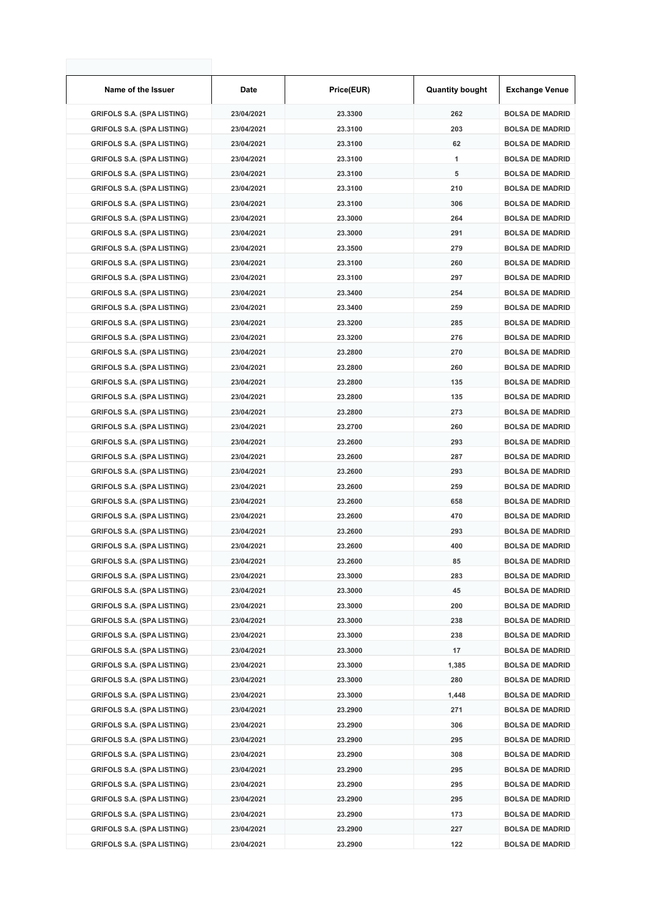| Name of the Issuer | Date | Price(EUR) | Quantity bought | Exchange Venue |
|---|---|---|---|---|
| GRIFOLS S.A. (SPA LISTING) | 23/04/2021 | 23.3300 | 262 | BOLSA DE MADRID |
| GRIFOLS S.A. (SPA LISTING) | 23/04/2021 | 23.3100 | 203 | BOLSA DE MADRID |
| GRIFOLS S.A. (SPA LISTING) | 23/04/2021 | 23.3100 | 62 | BOLSA DE MADRID |
| GRIFOLS S.A. (SPA LISTING) | 23/04/2021 | 23.3100 | 1 | BOLSA DE MADRID |
| GRIFOLS S.A. (SPA LISTING) | 23/04/2021 | 23.3100 | 5 | BOLSA DE MADRID |
| GRIFOLS S.A. (SPA LISTING) | 23/04/2021 | 23.3100 | 210 | BOLSA DE MADRID |
| GRIFOLS S.A. (SPA LISTING) | 23/04/2021 | 23.3100 | 306 | BOLSA DE MADRID |
| GRIFOLS S.A. (SPA LISTING) | 23/04/2021 | 23.3000 | 264 | BOLSA DE MADRID |
| GRIFOLS S.A. (SPA LISTING) | 23/04/2021 | 23.3000 | 291 | BOLSA DE MADRID |
| GRIFOLS S.A. (SPA LISTING) | 23/04/2021 | 23.3500 | 279 | BOLSA DE MADRID |
| GRIFOLS S.A. (SPA LISTING) | 23/04/2021 | 23.3100 | 260 | BOLSA DE MADRID |
| GRIFOLS S.A. (SPA LISTING) | 23/04/2021 | 23.3100 | 297 | BOLSA DE MADRID |
| GRIFOLS S.A. (SPA LISTING) | 23/04/2021 | 23.3400 | 254 | BOLSA DE MADRID |
| GRIFOLS S.A. (SPA LISTING) | 23/04/2021 | 23.3400 | 259 | BOLSA DE MADRID |
| GRIFOLS S.A. (SPA LISTING) | 23/04/2021 | 23.3200 | 285 | BOLSA DE MADRID |
| GRIFOLS S.A. (SPA LISTING) | 23/04/2021 | 23.3200 | 276 | BOLSA DE MADRID |
| GRIFOLS S.A. (SPA LISTING) | 23/04/2021 | 23.2800 | 270 | BOLSA DE MADRID |
| GRIFOLS S.A. (SPA LISTING) | 23/04/2021 | 23.2800 | 260 | BOLSA DE MADRID |
| GRIFOLS S.A. (SPA LISTING) | 23/04/2021 | 23.2800 | 135 | BOLSA DE MADRID |
| GRIFOLS S.A. (SPA LISTING) | 23/04/2021 | 23.2800 | 135 | BOLSA DE MADRID |
| GRIFOLS S.A. (SPA LISTING) | 23/04/2021 | 23.2800 | 273 | BOLSA DE MADRID |
| GRIFOLS S.A. (SPA LISTING) | 23/04/2021 | 23.2700 | 260 | BOLSA DE MADRID |
| GRIFOLS S.A. (SPA LISTING) | 23/04/2021 | 23.2600 | 293 | BOLSA DE MADRID |
| GRIFOLS S.A. (SPA LISTING) | 23/04/2021 | 23.2600 | 287 | BOLSA DE MADRID |
| GRIFOLS S.A. (SPA LISTING) | 23/04/2021 | 23.2600 | 293 | BOLSA DE MADRID |
| GRIFOLS S.A. (SPA LISTING) | 23/04/2021 | 23.2600 | 259 | BOLSA DE MADRID |
| GRIFOLS S.A. (SPA LISTING) | 23/04/2021 | 23.2600 | 658 | BOLSA DE MADRID |
| GRIFOLS S.A. (SPA LISTING) | 23/04/2021 | 23.2600 | 470 | BOLSA DE MADRID |
| GRIFOLS S.A. (SPA LISTING) | 23/04/2021 | 23.2600 | 293 | BOLSA DE MADRID |
| GRIFOLS S.A. (SPA LISTING) | 23/04/2021 | 23.2600 | 400 | BOLSA DE MADRID |
| GRIFOLS S.A. (SPA LISTING) | 23/04/2021 | 23.2600 | 85 | BOLSA DE MADRID |
| GRIFOLS S.A. (SPA LISTING) | 23/04/2021 | 23.3000 | 283 | BOLSA DE MADRID |
| GRIFOLS S.A. (SPA LISTING) | 23/04/2021 | 23.3000 | 45 | BOLSA DE MADRID |
| GRIFOLS S.A. (SPA LISTING) | 23/04/2021 | 23.3000 | 200 | BOLSA DE MADRID |
| GRIFOLS S.A. (SPA LISTING) | 23/04/2021 | 23.3000 | 238 | BOLSA DE MADRID |
| GRIFOLS S.A. (SPA LISTING) | 23/04/2021 | 23.3000 | 238 | BOLSA DE MADRID |
| GRIFOLS S.A. (SPA LISTING) | 23/04/2021 | 23.3000 | 17 | BOLSA DE MADRID |
| GRIFOLS S.A. (SPA LISTING) | 23/04/2021 | 23.3000 | 1,385 | BOLSA DE MADRID |
| GRIFOLS S.A. (SPA LISTING) | 23/04/2021 | 23.3000 | 280 | BOLSA DE MADRID |
| GRIFOLS S.A. (SPA LISTING) | 23/04/2021 | 23.3000 | 1,448 | BOLSA DE MADRID |
| GRIFOLS S.A. (SPA LISTING) | 23/04/2021 | 23.2900 | 271 | BOLSA DE MADRID |
| GRIFOLS S.A. (SPA LISTING) | 23/04/2021 | 23.2900 | 306 | BOLSA DE MADRID |
| GRIFOLS S.A. (SPA LISTING) | 23/04/2021 | 23.2900 | 295 | BOLSA DE MADRID |
| GRIFOLS S.A. (SPA LISTING) | 23/04/2021 | 23.2900 | 308 | BOLSA DE MADRID |
| GRIFOLS S.A. (SPA LISTING) | 23/04/2021 | 23.2900 | 295 | BOLSA DE MADRID |
| GRIFOLS S.A. (SPA LISTING) | 23/04/2021 | 23.2900 | 295 | BOLSA DE MADRID |
| GRIFOLS S.A. (SPA LISTING) | 23/04/2021 | 23.2900 | 295 | BOLSA DE MADRID |
| GRIFOLS S.A. (SPA LISTING) | 23/04/2021 | 23.2900 | 173 | BOLSA DE MADRID |
| GRIFOLS S.A. (SPA LISTING) | 23/04/2021 | 23.2900 | 227 | BOLSA DE MADRID |
| GRIFOLS S.A. (SPA LISTING) | 23/04/2021 | 23.2900 | 122 | BOLSA DE MADRID |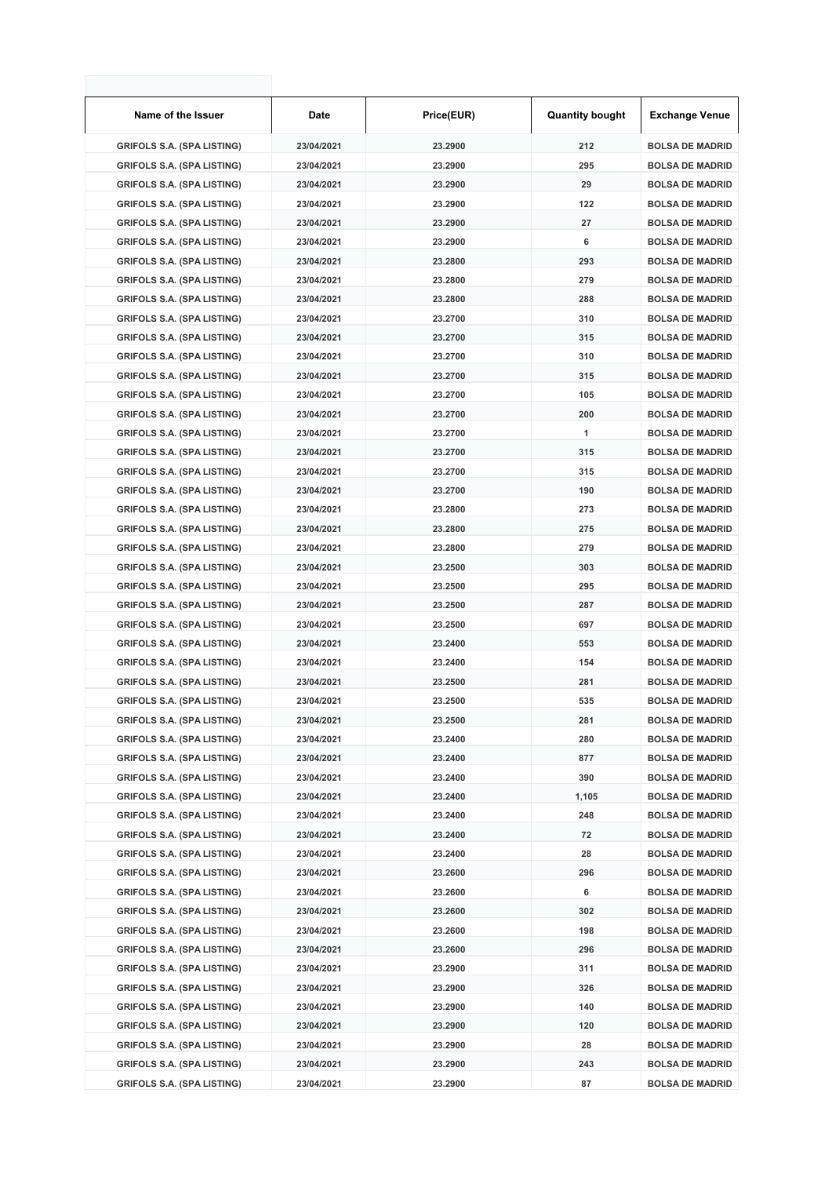| Name of the Issuer | Date | Price(EUR) | Quantity bought | Exchange Venue |
|---|---|---|---|---|
| GRIFOLS S.A. (SPA LISTING) | 23/04/2021 | 23.2900 | 212 | BOLSA DE MADRID |
| GRIFOLS S.A. (SPA LISTING) | 23/04/2021 | 23.2900 | 295 | BOLSA DE MADRID |
| GRIFOLS S.A. (SPA LISTING) | 23/04/2021 | 23.2900 | 29 | BOLSA DE MADRID |
| GRIFOLS S.A. (SPA LISTING) | 23/04/2021 | 23.2900 | 122 | BOLSA DE MADRID |
| GRIFOLS S.A. (SPA LISTING) | 23/04/2021 | 23.2900 | 27 | BOLSA DE MADRID |
| GRIFOLS S.A. (SPA LISTING) | 23/04/2021 | 23.2900 | 6 | BOLSA DE MADRID |
| GRIFOLS S.A. (SPA LISTING) | 23/04/2021 | 23.2800 | 293 | BOLSA DE MADRID |
| GRIFOLS S.A. (SPA LISTING) | 23/04/2021 | 23.2800 | 279 | BOLSA DE MADRID |
| GRIFOLS S.A. (SPA LISTING) | 23/04/2021 | 23.2800 | 288 | BOLSA DE MADRID |
| GRIFOLS S.A. (SPA LISTING) | 23/04/2021 | 23.2700 | 310 | BOLSA DE MADRID |
| GRIFOLS S.A. (SPA LISTING) | 23/04/2021 | 23.2700 | 315 | BOLSA DE MADRID |
| GRIFOLS S.A. (SPA LISTING) | 23/04/2021 | 23.2700 | 310 | BOLSA DE MADRID |
| GRIFOLS S.A. (SPA LISTING) | 23/04/2021 | 23.2700 | 315 | BOLSA DE MADRID |
| GRIFOLS S.A. (SPA LISTING) | 23/04/2021 | 23.2700 | 105 | BOLSA DE MADRID |
| GRIFOLS S.A. (SPA LISTING) | 23/04/2021 | 23.2700 | 200 | BOLSA DE MADRID |
| GRIFOLS S.A. (SPA LISTING) | 23/04/2021 | 23.2700 | 1 | BOLSA DE MADRID |
| GRIFOLS S.A. (SPA LISTING) | 23/04/2021 | 23.2700 | 315 | BOLSA DE MADRID |
| GRIFOLS S.A. (SPA LISTING) | 23/04/2021 | 23.2700 | 315 | BOLSA DE MADRID |
| GRIFOLS S.A. (SPA LISTING) | 23/04/2021 | 23.2700 | 190 | BOLSA DE MADRID |
| GRIFOLS S.A. (SPA LISTING) | 23/04/2021 | 23.2800 | 273 | BOLSA DE MADRID |
| GRIFOLS S.A. (SPA LISTING) | 23/04/2021 | 23.2800 | 275 | BOLSA DE MADRID |
| GRIFOLS S.A. (SPA LISTING) | 23/04/2021 | 23.2800 | 279 | BOLSA DE MADRID |
| GRIFOLS S.A. (SPA LISTING) | 23/04/2021 | 23.2500 | 303 | BOLSA DE MADRID |
| GRIFOLS S.A. (SPA LISTING) | 23/04/2021 | 23.2500 | 295 | BOLSA DE MADRID |
| GRIFOLS S.A. (SPA LISTING) | 23/04/2021 | 23.2500 | 287 | BOLSA DE MADRID |
| GRIFOLS S.A. (SPA LISTING) | 23/04/2021 | 23.2500 | 697 | BOLSA DE MADRID |
| GRIFOLS S.A. (SPA LISTING) | 23/04/2021 | 23.2400 | 553 | BOLSA DE MADRID |
| GRIFOLS S.A. (SPA LISTING) | 23/04/2021 | 23.2400 | 154 | BOLSA DE MADRID |
| GRIFOLS S.A. (SPA LISTING) | 23/04/2021 | 23.2500 | 281 | BOLSA DE MADRID |
| GRIFOLS S.A. (SPA LISTING) | 23/04/2021 | 23.2500 | 535 | BOLSA DE MADRID |
| GRIFOLS S.A. (SPA LISTING) | 23/04/2021 | 23.2500 | 281 | BOLSA DE MADRID |
| GRIFOLS S.A. (SPA LISTING) | 23/04/2021 | 23.2400 | 280 | BOLSA DE MADRID |
| GRIFOLS S.A. (SPA LISTING) | 23/04/2021 | 23.2400 | 877 | BOLSA DE MADRID |
| GRIFOLS S.A. (SPA LISTING) | 23/04/2021 | 23.2400 | 390 | BOLSA DE MADRID |
| GRIFOLS S.A. (SPA LISTING) | 23/04/2021 | 23.2400 | 1,105 | BOLSA DE MADRID |
| GRIFOLS S.A. (SPA LISTING) | 23/04/2021 | 23.2400 | 248 | BOLSA DE MADRID |
| GRIFOLS S.A. (SPA LISTING) | 23/04/2021 | 23.2400 | 72 | BOLSA DE MADRID |
| GRIFOLS S.A. (SPA LISTING) | 23/04/2021 | 23.2400 | 28 | BOLSA DE MADRID |
| GRIFOLS S.A. (SPA LISTING) | 23/04/2021 | 23.2600 | 296 | BOLSA DE MADRID |
| GRIFOLS S.A. (SPA LISTING) | 23/04/2021 | 23.2600 | 6 | BOLSA DE MADRID |
| GRIFOLS S.A. (SPA LISTING) | 23/04/2021 | 23.2600 | 302 | BOLSA DE MADRID |
| GRIFOLS S.A. (SPA LISTING) | 23/04/2021 | 23.2600 | 198 | BOLSA DE MADRID |
| GRIFOLS S.A. (SPA LISTING) | 23/04/2021 | 23.2600 | 296 | BOLSA DE MADRID |
| GRIFOLS S.A. (SPA LISTING) | 23/04/2021 | 23.2900 | 311 | BOLSA DE MADRID |
| GRIFOLS S.A. (SPA LISTING) | 23/04/2021 | 23.2900 | 326 | BOLSA DE MADRID |
| GRIFOLS S.A. (SPA LISTING) | 23/04/2021 | 23.2900 | 140 | BOLSA DE MADRID |
| GRIFOLS S.A. (SPA LISTING) | 23/04/2021 | 23.2900 | 120 | BOLSA DE MADRID |
| GRIFOLS S.A. (SPA LISTING) | 23/04/2021 | 23.2900 | 28 | BOLSA DE MADRID |
| GRIFOLS S.A. (SPA LISTING) | 23/04/2021 | 23.2900 | 243 | BOLSA DE MADRID |
| GRIFOLS S.A. (SPA LISTING) | 23/04/2021 | 23.2900 | 87 | BOLSA DE MADRID |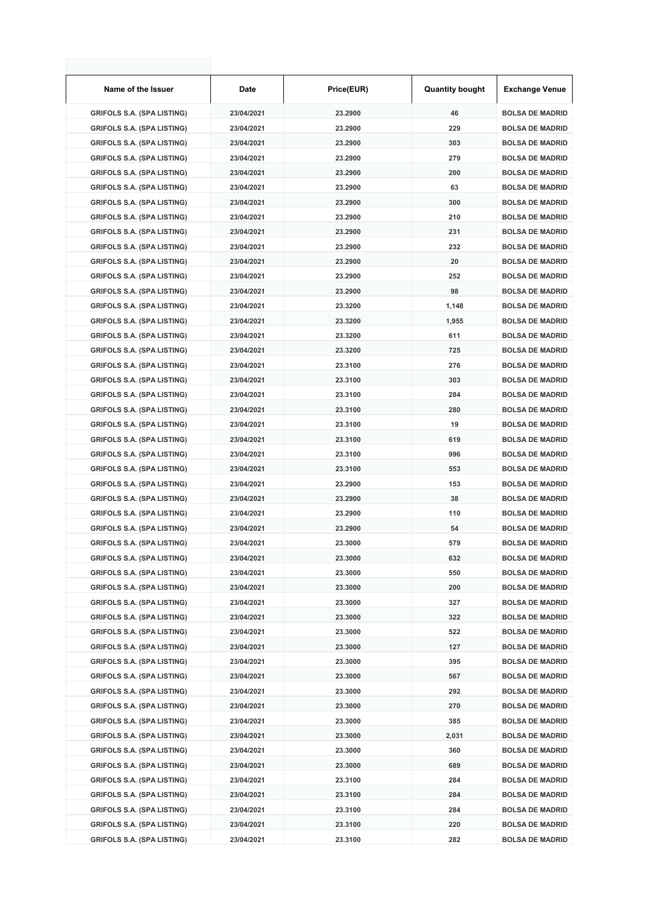| Name of the Issuer | Date | Price(EUR) | Quantity bought | Exchange Venue |
|---|---|---|---|---|
| GRIFOLS S.A. (SPA LISTING) | 23/04/2021 | 23.2900 | 46 | BOLSA DE MADRID |
| GRIFOLS S.A. (SPA LISTING) | 23/04/2021 | 23.2900 | 229 | BOLSA DE MADRID |
| GRIFOLS S.A. (SPA LISTING) | 23/04/2021 | 23.2900 | 303 | BOLSA DE MADRID |
| GRIFOLS S.A. (SPA LISTING) | 23/04/2021 | 23.2900 | 279 | BOLSA DE MADRID |
| GRIFOLS S.A. (SPA LISTING) | 23/04/2021 | 23.2900 | 200 | BOLSA DE MADRID |
| GRIFOLS S.A. (SPA LISTING) | 23/04/2021 | 23.2900 | 63 | BOLSA DE MADRID |
| GRIFOLS S.A. (SPA LISTING) | 23/04/2021 | 23.2900 | 300 | BOLSA DE MADRID |
| GRIFOLS S.A. (SPA LISTING) | 23/04/2021 | 23.2900 | 210 | BOLSA DE MADRID |
| GRIFOLS S.A. (SPA LISTING) | 23/04/2021 | 23.2900 | 231 | BOLSA DE MADRID |
| GRIFOLS S.A. (SPA LISTING) | 23/04/2021 | 23.2900 | 232 | BOLSA DE MADRID |
| GRIFOLS S.A. (SPA LISTING) | 23/04/2021 | 23.2900 | 20 | BOLSA DE MADRID |
| GRIFOLS S.A. (SPA LISTING) | 23/04/2021 | 23.2900 | 252 | BOLSA DE MADRID |
| GRIFOLS S.A. (SPA LISTING) | 23/04/2021 | 23.2900 | 98 | BOLSA DE MADRID |
| GRIFOLS S.A. (SPA LISTING) | 23/04/2021 | 23.3200 | 1,148 | BOLSA DE MADRID |
| GRIFOLS S.A. (SPA LISTING) | 23/04/2021 | 23.3200 | 1,955 | BOLSA DE MADRID |
| GRIFOLS S.A. (SPA LISTING) | 23/04/2021 | 23.3200 | 611 | BOLSA DE MADRID |
| GRIFOLS S.A. (SPA LISTING) | 23/04/2021 | 23.3200 | 725 | BOLSA DE MADRID |
| GRIFOLS S.A. (SPA LISTING) | 23/04/2021 | 23.3100 | 276 | BOLSA DE MADRID |
| GRIFOLS S.A. (SPA LISTING) | 23/04/2021 | 23.3100 | 303 | BOLSA DE MADRID |
| GRIFOLS S.A. (SPA LISTING) | 23/04/2021 | 23.3100 | 284 | BOLSA DE MADRID |
| GRIFOLS S.A. (SPA LISTING) | 23/04/2021 | 23.3100 | 280 | BOLSA DE MADRID |
| GRIFOLS S.A. (SPA LISTING) | 23/04/2021 | 23.3100 | 19 | BOLSA DE MADRID |
| GRIFOLS S.A. (SPA LISTING) | 23/04/2021 | 23.3100 | 619 | BOLSA DE MADRID |
| GRIFOLS S.A. (SPA LISTING) | 23/04/2021 | 23.3100 | 996 | BOLSA DE MADRID |
| GRIFOLS S.A. (SPA LISTING) | 23/04/2021 | 23.3100 | 553 | BOLSA DE MADRID |
| GRIFOLS S.A. (SPA LISTING) | 23/04/2021 | 23.2900 | 153 | BOLSA DE MADRID |
| GRIFOLS S.A. (SPA LISTING) | 23/04/2021 | 23.2900 | 38 | BOLSA DE MADRID |
| GRIFOLS S.A. (SPA LISTING) | 23/04/2021 | 23.2900 | 110 | BOLSA DE MADRID |
| GRIFOLS S.A. (SPA LISTING) | 23/04/2021 | 23.2900 | 54 | BOLSA DE MADRID |
| GRIFOLS S.A. (SPA LISTING) | 23/04/2021 | 23.3000 | 579 | BOLSA DE MADRID |
| GRIFOLS S.A. (SPA LISTING) | 23/04/2021 | 23.3000 | 632 | BOLSA DE MADRID |
| GRIFOLS S.A. (SPA LISTING) | 23/04/2021 | 23.3000 | 550 | BOLSA DE MADRID |
| GRIFOLS S.A. (SPA LISTING) | 23/04/2021 | 23.3000 | 200 | BOLSA DE MADRID |
| GRIFOLS S.A. (SPA LISTING) | 23/04/2021 | 23.3000 | 327 | BOLSA DE MADRID |
| GRIFOLS S.A. (SPA LISTING) | 23/04/2021 | 23.3000 | 322 | BOLSA DE MADRID |
| GRIFOLS S.A. (SPA LISTING) | 23/04/2021 | 23.3000 | 522 | BOLSA DE MADRID |
| GRIFOLS S.A. (SPA LISTING) | 23/04/2021 | 23.3000 | 127 | BOLSA DE MADRID |
| GRIFOLS S.A. (SPA LISTING) | 23/04/2021 | 23.3000 | 395 | BOLSA DE MADRID |
| GRIFOLS S.A. (SPA LISTING) | 23/04/2021 | 23.3000 | 567 | BOLSA DE MADRID |
| GRIFOLS S.A. (SPA LISTING) | 23/04/2021 | 23.3000 | 292 | BOLSA DE MADRID |
| GRIFOLS S.A. (SPA LISTING) | 23/04/2021 | 23.3000 | 270 | BOLSA DE MADRID |
| GRIFOLS S.A. (SPA LISTING) | 23/04/2021 | 23.3000 | 385 | BOLSA DE MADRID |
| GRIFOLS S.A. (SPA LISTING) | 23/04/2021 | 23.3000 | 2,031 | BOLSA DE MADRID |
| GRIFOLS S.A. (SPA LISTING) | 23/04/2021 | 23.3000 | 360 | BOLSA DE MADRID |
| GRIFOLS S.A. (SPA LISTING) | 23/04/2021 | 23.3000 | 689 | BOLSA DE MADRID |
| GRIFOLS S.A. (SPA LISTING) | 23/04/2021 | 23.3100 | 284 | BOLSA DE MADRID |
| GRIFOLS S.A. (SPA LISTING) | 23/04/2021 | 23.3100 | 284 | BOLSA DE MADRID |
| GRIFOLS S.A. (SPA LISTING) | 23/04/2021 | 23.3100 | 284 | BOLSA DE MADRID |
| GRIFOLS S.A. (SPA LISTING) | 23/04/2021 | 23.3100 | 220 | BOLSA DE MADRID |
| GRIFOLS S.A. (SPA LISTING) | 23/04/2021 | 23.3100 | 282 | BOLSA DE MADRID |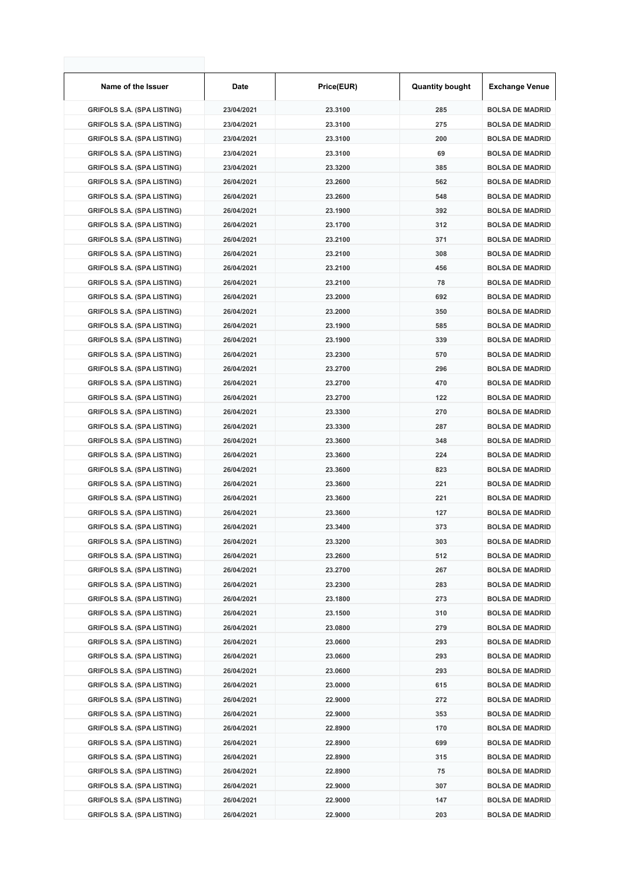| Name of the Issuer | Date | Price(EUR) | Quantity bought | Exchange Venue |
|---|---|---|---|---|
| GRIFOLS S.A. (SPA LISTING) | 23/04/2021 | 23.3100 | 285 | BOLSA DE MADRID |
| GRIFOLS S.A. (SPA LISTING) | 23/04/2021 | 23.3100 | 275 | BOLSA DE MADRID |
| GRIFOLS S.A. (SPA LISTING) | 23/04/2021 | 23.3100 | 200 | BOLSA DE MADRID |
| GRIFOLS S.A. (SPA LISTING) | 23/04/2021 | 23.3100 | 69 | BOLSA DE MADRID |
| GRIFOLS S.A. (SPA LISTING) | 23/04/2021 | 23.3200 | 385 | BOLSA DE MADRID |
| GRIFOLS S.A. (SPA LISTING) | 26/04/2021 | 23.2600 | 562 | BOLSA DE MADRID |
| GRIFOLS S.A. (SPA LISTING) | 26/04/2021 | 23.2600 | 548 | BOLSA DE MADRID |
| GRIFOLS S.A. (SPA LISTING) | 26/04/2021 | 23.1900 | 392 | BOLSA DE MADRID |
| GRIFOLS S.A. (SPA LISTING) | 26/04/2021 | 23.1700 | 312 | BOLSA DE MADRID |
| GRIFOLS S.A. (SPA LISTING) | 26/04/2021 | 23.2100 | 371 | BOLSA DE MADRID |
| GRIFOLS S.A. (SPA LISTING) | 26/04/2021 | 23.2100 | 308 | BOLSA DE MADRID |
| GRIFOLS S.A. (SPA LISTING) | 26/04/2021 | 23.2100 | 456 | BOLSA DE MADRID |
| GRIFOLS S.A. (SPA LISTING) | 26/04/2021 | 23.2100 | 78 | BOLSA DE MADRID |
| GRIFOLS S.A. (SPA LISTING) | 26/04/2021 | 23.2000 | 692 | BOLSA DE MADRID |
| GRIFOLS S.A. (SPA LISTING) | 26/04/2021 | 23.2000 | 350 | BOLSA DE MADRID |
| GRIFOLS S.A. (SPA LISTING) | 26/04/2021 | 23.1900 | 585 | BOLSA DE MADRID |
| GRIFOLS S.A. (SPA LISTING) | 26/04/2021 | 23.1900 | 339 | BOLSA DE MADRID |
| GRIFOLS S.A. (SPA LISTING) | 26/04/2021 | 23.2300 | 570 | BOLSA DE MADRID |
| GRIFOLS S.A. (SPA LISTING) | 26/04/2021 | 23.2700 | 296 | BOLSA DE MADRID |
| GRIFOLS S.A. (SPA LISTING) | 26/04/2021 | 23.2700 | 470 | BOLSA DE MADRID |
| GRIFOLS S.A. (SPA LISTING) | 26/04/2021 | 23.2700 | 122 | BOLSA DE MADRID |
| GRIFOLS S.A. (SPA LISTING) | 26/04/2021 | 23.3300 | 270 | BOLSA DE MADRID |
| GRIFOLS S.A. (SPA LISTING) | 26/04/2021 | 23.3300 | 287 | BOLSA DE MADRID |
| GRIFOLS S.A. (SPA LISTING) | 26/04/2021 | 23.3600 | 348 | BOLSA DE MADRID |
| GRIFOLS S.A. (SPA LISTING) | 26/04/2021 | 23.3600 | 224 | BOLSA DE MADRID |
| GRIFOLS S.A. (SPA LISTING) | 26/04/2021 | 23.3600 | 823 | BOLSA DE MADRID |
| GRIFOLS S.A. (SPA LISTING) | 26/04/2021 | 23.3600 | 221 | BOLSA DE MADRID |
| GRIFOLS S.A. (SPA LISTING) | 26/04/2021 | 23.3600 | 221 | BOLSA DE MADRID |
| GRIFOLS S.A. (SPA LISTING) | 26/04/2021 | 23.3600 | 127 | BOLSA DE MADRID |
| GRIFOLS S.A. (SPA LISTING) | 26/04/2021 | 23.3400 | 373 | BOLSA DE MADRID |
| GRIFOLS S.A. (SPA LISTING) | 26/04/2021 | 23.3200 | 303 | BOLSA DE MADRID |
| GRIFOLS S.A. (SPA LISTING) | 26/04/2021 | 23.2600 | 512 | BOLSA DE MADRID |
| GRIFOLS S.A. (SPA LISTING) | 26/04/2021 | 23.2700 | 267 | BOLSA DE MADRID |
| GRIFOLS S.A. (SPA LISTING) | 26/04/2021 | 23.2300 | 283 | BOLSA DE MADRID |
| GRIFOLS S.A. (SPA LISTING) | 26/04/2021 | 23.1800 | 273 | BOLSA DE MADRID |
| GRIFOLS S.A. (SPA LISTING) | 26/04/2021 | 23.1500 | 310 | BOLSA DE MADRID |
| GRIFOLS S.A. (SPA LISTING) | 26/04/2021 | 23.0800 | 279 | BOLSA DE MADRID |
| GRIFOLS S.A. (SPA LISTING) | 26/04/2021 | 23.0600 | 293 | BOLSA DE MADRID |
| GRIFOLS S.A. (SPA LISTING) | 26/04/2021 | 23.0600 | 293 | BOLSA DE MADRID |
| GRIFOLS S.A. (SPA LISTING) | 26/04/2021 | 23.0600 | 293 | BOLSA DE MADRID |
| GRIFOLS S.A. (SPA LISTING) | 26/04/2021 | 23.0000 | 615 | BOLSA DE MADRID |
| GRIFOLS S.A. (SPA LISTING) | 26/04/2021 | 22.9000 | 272 | BOLSA DE MADRID |
| GRIFOLS S.A. (SPA LISTING) | 26/04/2021 | 22.9000 | 353 | BOLSA DE MADRID |
| GRIFOLS S.A. (SPA LISTING) | 26/04/2021 | 22.8900 | 170 | BOLSA DE MADRID |
| GRIFOLS S.A. (SPA LISTING) | 26/04/2021 | 22.8900 | 699 | BOLSA DE MADRID |
| GRIFOLS S.A. (SPA LISTING) | 26/04/2021 | 22.8900 | 315 | BOLSA DE MADRID |
| GRIFOLS S.A. (SPA LISTING) | 26/04/2021 | 22.8900 | 75 | BOLSA DE MADRID |
| GRIFOLS S.A. (SPA LISTING) | 26/04/2021 | 22.9000 | 307 | BOLSA DE MADRID |
| GRIFOLS S.A. (SPA LISTING) | 26/04/2021 | 22.9000 | 147 | BOLSA DE MADRID |
| GRIFOLS S.A. (SPA LISTING) | 26/04/2021 | 22.9000 | 203 | BOLSA DE MADRID |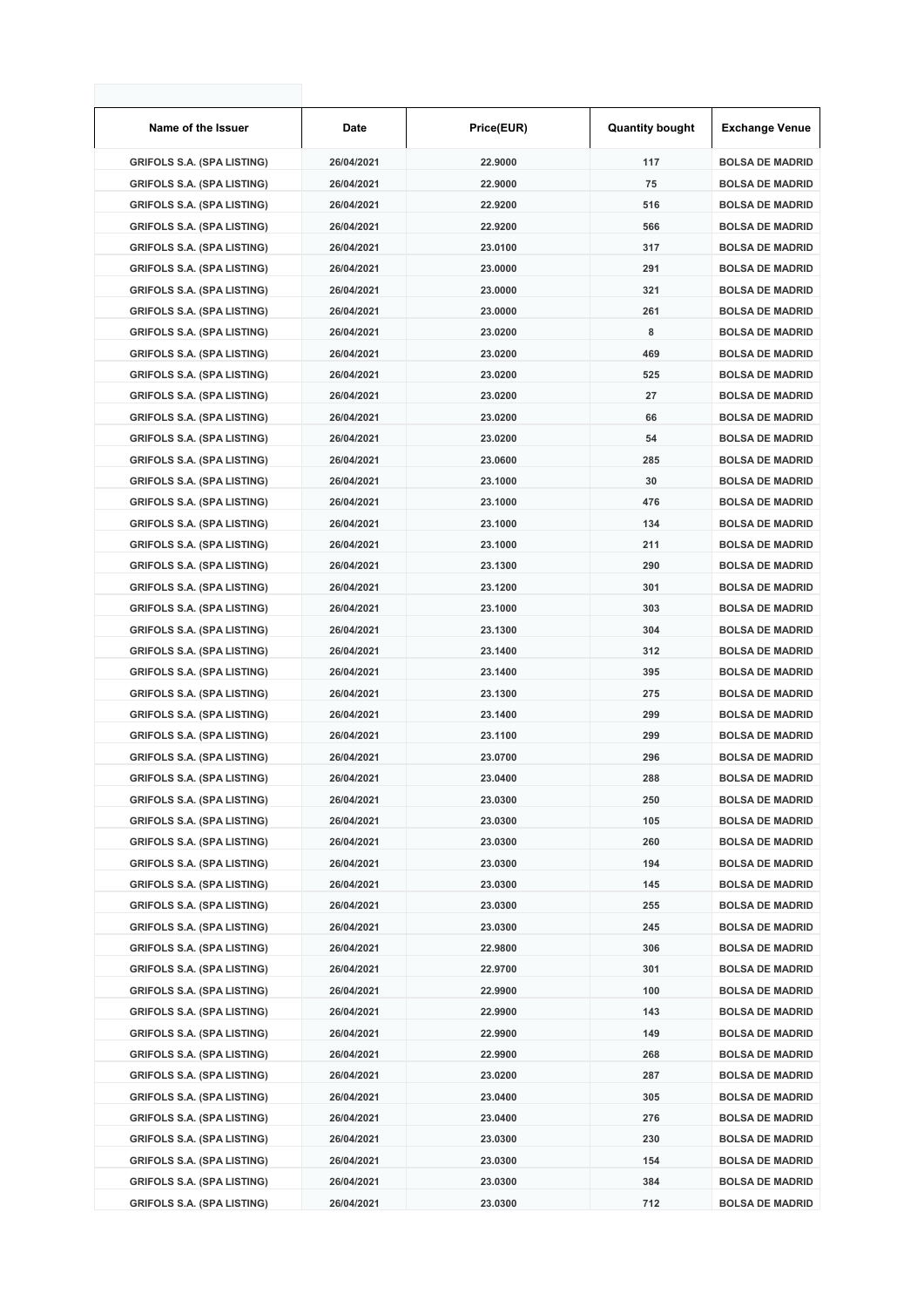| Name of the Issuer | Date | Price(EUR) | Quantity bought | Exchange Venue |
|---|---|---|---|---|
| GRIFOLS S.A. (SPA LISTING) | 26/04/2021 | 22.9000 | 117 | BOLSA DE MADRID |
| GRIFOLS S.A. (SPA LISTING) | 26/04/2021 | 22.9000 | 75 | BOLSA DE MADRID |
| GRIFOLS S.A. (SPA LISTING) | 26/04/2021 | 22.9200 | 516 | BOLSA DE MADRID |
| GRIFOLS S.A. (SPA LISTING) | 26/04/2021 | 22.9200 | 566 | BOLSA DE MADRID |
| GRIFOLS S.A. (SPA LISTING) | 26/04/2021 | 23.0100 | 317 | BOLSA DE MADRID |
| GRIFOLS S.A. (SPA LISTING) | 26/04/2021 | 23.0000 | 291 | BOLSA DE MADRID |
| GRIFOLS S.A. (SPA LISTING) | 26/04/2021 | 23.0000 | 321 | BOLSA DE MADRID |
| GRIFOLS S.A. (SPA LISTING) | 26/04/2021 | 23.0000 | 261 | BOLSA DE MADRID |
| GRIFOLS S.A. (SPA LISTING) | 26/04/2021 | 23.0200 | 8 | BOLSA DE MADRID |
| GRIFOLS S.A. (SPA LISTING) | 26/04/2021 | 23.0200 | 469 | BOLSA DE MADRID |
| GRIFOLS S.A. (SPA LISTING) | 26/04/2021 | 23.0200 | 525 | BOLSA DE MADRID |
| GRIFOLS S.A. (SPA LISTING) | 26/04/2021 | 23.0200 | 27 | BOLSA DE MADRID |
| GRIFOLS S.A. (SPA LISTING) | 26/04/2021 | 23.0200 | 66 | BOLSA DE MADRID |
| GRIFOLS S.A. (SPA LISTING) | 26/04/2021 | 23.0200 | 54 | BOLSA DE MADRID |
| GRIFOLS S.A. (SPA LISTING) | 26/04/2021 | 23.0600 | 285 | BOLSA DE MADRID |
| GRIFOLS S.A. (SPA LISTING) | 26/04/2021 | 23.1000 | 30 | BOLSA DE MADRID |
| GRIFOLS S.A. (SPA LISTING) | 26/04/2021 | 23.1000 | 476 | BOLSA DE MADRID |
| GRIFOLS S.A. (SPA LISTING) | 26/04/2021 | 23.1000 | 134 | BOLSA DE MADRID |
| GRIFOLS S.A. (SPA LISTING) | 26/04/2021 | 23.1000 | 211 | BOLSA DE MADRID |
| GRIFOLS S.A. (SPA LISTING) | 26/04/2021 | 23.1300 | 290 | BOLSA DE MADRID |
| GRIFOLS S.A. (SPA LISTING) | 26/04/2021 | 23.1200 | 301 | BOLSA DE MADRID |
| GRIFOLS S.A. (SPA LISTING) | 26/04/2021 | 23.1000 | 303 | BOLSA DE MADRID |
| GRIFOLS S.A. (SPA LISTING) | 26/04/2021 | 23.1300 | 304 | BOLSA DE MADRID |
| GRIFOLS S.A. (SPA LISTING) | 26/04/2021 | 23.1400 | 312 | BOLSA DE MADRID |
| GRIFOLS S.A. (SPA LISTING) | 26/04/2021 | 23.1400 | 395 | BOLSA DE MADRID |
| GRIFOLS S.A. (SPA LISTING) | 26/04/2021 | 23.1300 | 275 | BOLSA DE MADRID |
| GRIFOLS S.A. (SPA LISTING) | 26/04/2021 | 23.1400 | 299 | BOLSA DE MADRID |
| GRIFOLS S.A. (SPA LISTING) | 26/04/2021 | 23.1100 | 299 | BOLSA DE MADRID |
| GRIFOLS S.A. (SPA LISTING) | 26/04/2021 | 23.0700 | 296 | BOLSA DE MADRID |
| GRIFOLS S.A. (SPA LISTING) | 26/04/2021 | 23.0400 | 288 | BOLSA DE MADRID |
| GRIFOLS S.A. (SPA LISTING) | 26/04/2021 | 23.0300 | 250 | BOLSA DE MADRID |
| GRIFOLS S.A. (SPA LISTING) | 26/04/2021 | 23.0300 | 105 | BOLSA DE MADRID |
| GRIFOLS S.A. (SPA LISTING) | 26/04/2021 | 23.0300 | 260 | BOLSA DE MADRID |
| GRIFOLS S.A. (SPA LISTING) | 26/04/2021 | 23.0300 | 194 | BOLSA DE MADRID |
| GRIFOLS S.A. (SPA LISTING) | 26/04/2021 | 23.0300 | 145 | BOLSA DE MADRID |
| GRIFOLS S.A. (SPA LISTING) | 26/04/2021 | 23.0300 | 255 | BOLSA DE MADRID |
| GRIFOLS S.A. (SPA LISTING) | 26/04/2021 | 23.0300 | 245 | BOLSA DE MADRID |
| GRIFOLS S.A. (SPA LISTING) | 26/04/2021 | 22.9800 | 306 | BOLSA DE MADRID |
| GRIFOLS S.A. (SPA LISTING) | 26/04/2021 | 22.9700 | 301 | BOLSA DE MADRID |
| GRIFOLS S.A. (SPA LISTING) | 26/04/2021 | 22.9900 | 100 | BOLSA DE MADRID |
| GRIFOLS S.A. (SPA LISTING) | 26/04/2021 | 22.9900 | 143 | BOLSA DE MADRID |
| GRIFOLS S.A. (SPA LISTING) | 26/04/2021 | 22.9900 | 149 | BOLSA DE MADRID |
| GRIFOLS S.A. (SPA LISTING) | 26/04/2021 | 22.9900 | 268 | BOLSA DE MADRID |
| GRIFOLS S.A. (SPA LISTING) | 26/04/2021 | 23.0200 | 287 | BOLSA DE MADRID |
| GRIFOLS S.A. (SPA LISTING) | 26/04/2021 | 23.0400 | 305 | BOLSA DE MADRID |
| GRIFOLS S.A. (SPA LISTING) | 26/04/2021 | 23.0400 | 276 | BOLSA DE MADRID |
| GRIFOLS S.A. (SPA LISTING) | 26/04/2021 | 23.0300 | 230 | BOLSA DE MADRID |
| GRIFOLS S.A. (SPA LISTING) | 26/04/2021 | 23.0300 | 154 | BOLSA DE MADRID |
| GRIFOLS S.A. (SPA LISTING) | 26/04/2021 | 23.0300 | 384 | BOLSA DE MADRID |
| GRIFOLS S.A. (SPA LISTING) | 26/04/2021 | 23.0300 | 712 | BOLSA DE MADRID |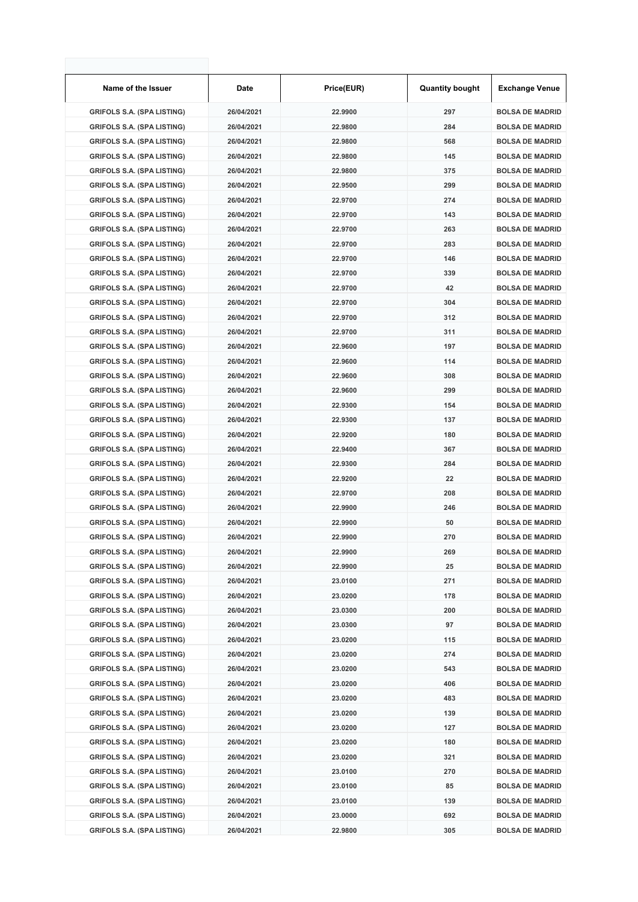| Name of the Issuer | Date | Price(EUR) | Quantity bought | Exchange Venue |
|---|---|---|---|---|
| GRIFOLS S.A. (SPA LISTING) | 26/04/2021 | 22.9900 | 297 | BOLSA DE MADRID |
| GRIFOLS S.A. (SPA LISTING) | 26/04/2021 | 22.9800 | 284 | BOLSA DE MADRID |
| GRIFOLS S.A. (SPA LISTING) | 26/04/2021 | 22.9800 | 568 | BOLSA DE MADRID |
| GRIFOLS S.A. (SPA LISTING) | 26/04/2021 | 22.9800 | 145 | BOLSA DE MADRID |
| GRIFOLS S.A. (SPA LISTING) | 26/04/2021 | 22.9800 | 375 | BOLSA DE MADRID |
| GRIFOLS S.A. (SPA LISTING) | 26/04/2021 | 22.9500 | 299 | BOLSA DE MADRID |
| GRIFOLS S.A. (SPA LISTING) | 26/04/2021 | 22.9700 | 274 | BOLSA DE MADRID |
| GRIFOLS S.A. (SPA LISTING) | 26/04/2021 | 22.9700 | 143 | BOLSA DE MADRID |
| GRIFOLS S.A. (SPA LISTING) | 26/04/2021 | 22.9700 | 263 | BOLSA DE MADRID |
| GRIFOLS S.A. (SPA LISTING) | 26/04/2021 | 22.9700 | 283 | BOLSA DE MADRID |
| GRIFOLS S.A. (SPA LISTING) | 26/04/2021 | 22.9700 | 146 | BOLSA DE MADRID |
| GRIFOLS S.A. (SPA LISTING) | 26/04/2021 | 22.9700 | 339 | BOLSA DE MADRID |
| GRIFOLS S.A. (SPA LISTING) | 26/04/2021 | 22.9700 | 42 | BOLSA DE MADRID |
| GRIFOLS S.A. (SPA LISTING) | 26/04/2021 | 22.9700 | 304 | BOLSA DE MADRID |
| GRIFOLS S.A. (SPA LISTING) | 26/04/2021 | 22.9700 | 312 | BOLSA DE MADRID |
| GRIFOLS S.A. (SPA LISTING) | 26/04/2021 | 22.9700 | 311 | BOLSA DE MADRID |
| GRIFOLS S.A. (SPA LISTING) | 26/04/2021 | 22.9600 | 197 | BOLSA DE MADRID |
| GRIFOLS S.A. (SPA LISTING) | 26/04/2021 | 22.9600 | 114 | BOLSA DE MADRID |
| GRIFOLS S.A. (SPA LISTING) | 26/04/2021 | 22.9600 | 308 | BOLSA DE MADRID |
| GRIFOLS S.A. (SPA LISTING) | 26/04/2021 | 22.9600 | 299 | BOLSA DE MADRID |
| GRIFOLS S.A. (SPA LISTING) | 26/04/2021 | 22.9300 | 154 | BOLSA DE MADRID |
| GRIFOLS S.A. (SPA LISTING) | 26/04/2021 | 22.9300 | 137 | BOLSA DE MADRID |
| GRIFOLS S.A. (SPA LISTING) | 26/04/2021 | 22.9200 | 180 | BOLSA DE MADRID |
| GRIFOLS S.A. (SPA LISTING) | 26/04/2021 | 22.9400 | 367 | BOLSA DE MADRID |
| GRIFOLS S.A. (SPA LISTING) | 26/04/2021 | 22.9300 | 284 | BOLSA DE MADRID |
| GRIFOLS S.A. (SPA LISTING) | 26/04/2021 | 22.9200 | 22 | BOLSA DE MADRID |
| GRIFOLS S.A. (SPA LISTING) | 26/04/2021 | 22.9700 | 208 | BOLSA DE MADRID |
| GRIFOLS S.A. (SPA LISTING) | 26/04/2021 | 22.9900 | 246 | BOLSA DE MADRID |
| GRIFOLS S.A. (SPA LISTING) | 26/04/2021 | 22.9900 | 50 | BOLSA DE MADRID |
| GRIFOLS S.A. (SPA LISTING) | 26/04/2021 | 22.9900 | 270 | BOLSA DE MADRID |
| GRIFOLS S.A. (SPA LISTING) | 26/04/2021 | 22.9900 | 269 | BOLSA DE MADRID |
| GRIFOLS S.A. (SPA LISTING) | 26/04/2021 | 22.9900 | 25 | BOLSA DE MADRID |
| GRIFOLS S.A. (SPA LISTING) | 26/04/2021 | 23.0100 | 271 | BOLSA DE MADRID |
| GRIFOLS S.A. (SPA LISTING) | 26/04/2021 | 23.0200 | 178 | BOLSA DE MADRID |
| GRIFOLS S.A. (SPA LISTING) | 26/04/2021 | 23.0300 | 200 | BOLSA DE MADRID |
| GRIFOLS S.A. (SPA LISTING) | 26/04/2021 | 23.0300 | 97 | BOLSA DE MADRID |
| GRIFOLS S.A. (SPA LISTING) | 26/04/2021 | 23.0200 | 115 | BOLSA DE MADRID |
| GRIFOLS S.A. (SPA LISTING) | 26/04/2021 | 23.0200 | 274 | BOLSA DE MADRID |
| GRIFOLS S.A. (SPA LISTING) | 26/04/2021 | 23.0200 | 543 | BOLSA DE MADRID |
| GRIFOLS S.A. (SPA LISTING) | 26/04/2021 | 23.0200 | 406 | BOLSA DE MADRID |
| GRIFOLS S.A. (SPA LISTING) | 26/04/2021 | 23.0200 | 483 | BOLSA DE MADRID |
| GRIFOLS S.A. (SPA LISTING) | 26/04/2021 | 23.0200 | 139 | BOLSA DE MADRID |
| GRIFOLS S.A. (SPA LISTING) | 26/04/2021 | 23.0200 | 127 | BOLSA DE MADRID |
| GRIFOLS S.A. (SPA LISTING) | 26/04/2021 | 23.0200 | 180 | BOLSA DE MADRID |
| GRIFOLS S.A. (SPA LISTING) | 26/04/2021 | 23.0200 | 321 | BOLSA DE MADRID |
| GRIFOLS S.A. (SPA LISTING) | 26/04/2021 | 23.0100 | 270 | BOLSA DE MADRID |
| GRIFOLS S.A. (SPA LISTING) | 26/04/2021 | 23.0100 | 85 | BOLSA DE MADRID |
| GRIFOLS S.A. (SPA LISTING) | 26/04/2021 | 23.0100 | 139 | BOLSA DE MADRID |
| GRIFOLS S.A. (SPA LISTING) | 26/04/2021 | 23.0000 | 692 | BOLSA DE MADRID |
| GRIFOLS S.A. (SPA LISTING) | 26/04/2021 | 22.9800 | 305 | BOLSA DE MADRID |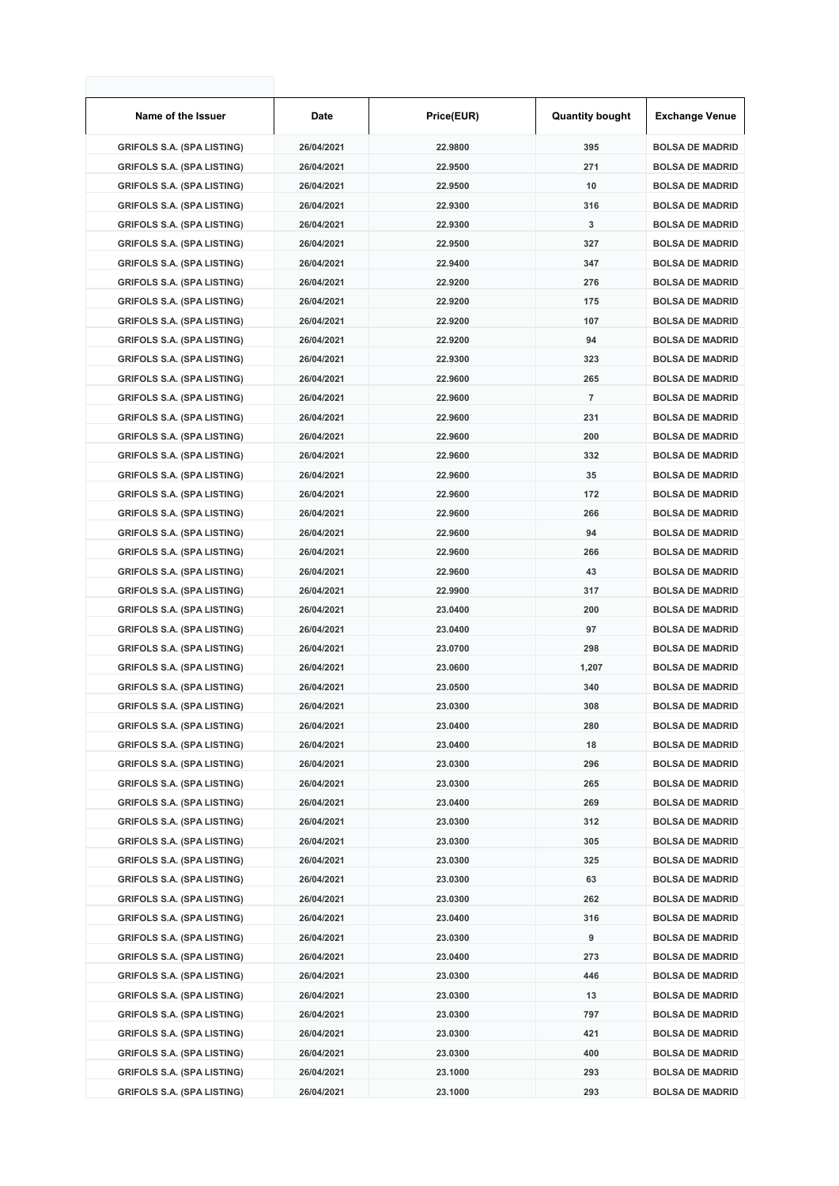| Name of the Issuer | Date | Price(EUR) | Quantity bought | Exchange Venue |
|---|---|---|---|---|
| GRIFOLS S.A. (SPA LISTING) | 26/04/2021 | 22.9800 | 395 | BOLSA DE MADRID |
| GRIFOLS S.A. (SPA LISTING) | 26/04/2021 | 22.9500 | 271 | BOLSA DE MADRID |
| GRIFOLS S.A. (SPA LISTING) | 26/04/2021 | 22.9500 | 10 | BOLSA DE MADRID |
| GRIFOLS S.A. (SPA LISTING) | 26/04/2021 | 22.9300 | 316 | BOLSA DE MADRID |
| GRIFOLS S.A. (SPA LISTING) | 26/04/2021 | 22.9300 | 3 | BOLSA DE MADRID |
| GRIFOLS S.A. (SPA LISTING) | 26/04/2021 | 22.9500 | 327 | BOLSA DE MADRID |
| GRIFOLS S.A. (SPA LISTING) | 26/04/2021 | 22.9400 | 347 | BOLSA DE MADRID |
| GRIFOLS S.A. (SPA LISTING) | 26/04/2021 | 22.9200 | 276 | BOLSA DE MADRID |
| GRIFOLS S.A. (SPA LISTING) | 26/04/2021 | 22.9200 | 175 | BOLSA DE MADRID |
| GRIFOLS S.A. (SPA LISTING) | 26/04/2021 | 22.9200 | 107 | BOLSA DE MADRID |
| GRIFOLS S.A. (SPA LISTING) | 26/04/2021 | 22.9200 | 94 | BOLSA DE MADRID |
| GRIFOLS S.A. (SPA LISTING) | 26/04/2021 | 22.9300 | 323 | BOLSA DE MADRID |
| GRIFOLS S.A. (SPA LISTING) | 26/04/2021 | 22.9600 | 265 | BOLSA DE MADRID |
| GRIFOLS S.A. (SPA LISTING) | 26/04/2021 | 22.9600 | 7 | BOLSA DE MADRID |
| GRIFOLS S.A. (SPA LISTING) | 26/04/2021 | 22.9600 | 231 | BOLSA DE MADRID |
| GRIFOLS S.A. (SPA LISTING) | 26/04/2021 | 22.9600 | 200 | BOLSA DE MADRID |
| GRIFOLS S.A. (SPA LISTING) | 26/04/2021 | 22.9600 | 332 | BOLSA DE MADRID |
| GRIFOLS S.A. (SPA LISTING) | 26/04/2021 | 22.9600 | 35 | BOLSA DE MADRID |
| GRIFOLS S.A. (SPA LISTING) | 26/04/2021 | 22.9600 | 172 | BOLSA DE MADRID |
| GRIFOLS S.A. (SPA LISTING) | 26/04/2021 | 22.9600 | 266 | BOLSA DE MADRID |
| GRIFOLS S.A. (SPA LISTING) | 26/04/2021 | 22.9600 | 94 | BOLSA DE MADRID |
| GRIFOLS S.A. (SPA LISTING) | 26/04/2021 | 22.9600 | 266 | BOLSA DE MADRID |
| GRIFOLS S.A. (SPA LISTING) | 26/04/2021 | 22.9600 | 43 | BOLSA DE MADRID |
| GRIFOLS S.A. (SPA LISTING) | 26/04/2021 | 22.9900 | 317 | BOLSA DE MADRID |
| GRIFOLS S.A. (SPA LISTING) | 26/04/2021 | 23.0400 | 200 | BOLSA DE MADRID |
| GRIFOLS S.A. (SPA LISTING) | 26/04/2021 | 23.0400 | 97 | BOLSA DE MADRID |
| GRIFOLS S.A. (SPA LISTING) | 26/04/2021 | 23.0700 | 298 | BOLSA DE MADRID |
| GRIFOLS S.A. (SPA LISTING) | 26/04/2021 | 23.0600 | 1,207 | BOLSA DE MADRID |
| GRIFOLS S.A. (SPA LISTING) | 26/04/2021 | 23.0500 | 340 | BOLSA DE MADRID |
| GRIFOLS S.A. (SPA LISTING) | 26/04/2021 | 23.0300 | 308 | BOLSA DE MADRID |
| GRIFOLS S.A. (SPA LISTING) | 26/04/2021 | 23.0400 | 280 | BOLSA DE MADRID |
| GRIFOLS S.A. (SPA LISTING) | 26/04/2021 | 23.0400 | 18 | BOLSA DE MADRID |
| GRIFOLS S.A. (SPA LISTING) | 26/04/2021 | 23.0300 | 296 | BOLSA DE MADRID |
| GRIFOLS S.A. (SPA LISTING) | 26/04/2021 | 23.0300 | 265 | BOLSA DE MADRID |
| GRIFOLS S.A. (SPA LISTING) | 26/04/2021 | 23.0400 | 269 | BOLSA DE MADRID |
| GRIFOLS S.A. (SPA LISTING) | 26/04/2021 | 23.0300 | 312 | BOLSA DE MADRID |
| GRIFOLS S.A. (SPA LISTING) | 26/04/2021 | 23.0300 | 305 | BOLSA DE MADRID |
| GRIFOLS S.A. (SPA LISTING) | 26/04/2021 | 23.0300 | 325 | BOLSA DE MADRID |
| GRIFOLS S.A. (SPA LISTING) | 26/04/2021 | 23.0300 | 63 | BOLSA DE MADRID |
| GRIFOLS S.A. (SPA LISTING) | 26/04/2021 | 23.0300 | 262 | BOLSA DE MADRID |
| GRIFOLS S.A. (SPA LISTING) | 26/04/2021 | 23.0400 | 316 | BOLSA DE MADRID |
| GRIFOLS S.A. (SPA LISTING) | 26/04/2021 | 23.0300 | 9 | BOLSA DE MADRID |
| GRIFOLS S.A. (SPA LISTING) | 26/04/2021 | 23.0400 | 273 | BOLSA DE MADRID |
| GRIFOLS S.A. (SPA LISTING) | 26/04/2021 | 23.0300 | 446 | BOLSA DE MADRID |
| GRIFOLS S.A. (SPA LISTING) | 26/04/2021 | 23.0300 | 13 | BOLSA DE MADRID |
| GRIFOLS S.A. (SPA LISTING) | 26/04/2021 | 23.0300 | 797 | BOLSA DE MADRID |
| GRIFOLS S.A. (SPA LISTING) | 26/04/2021 | 23.0300 | 421 | BOLSA DE MADRID |
| GRIFOLS S.A. (SPA LISTING) | 26/04/2021 | 23.0300 | 400 | BOLSA DE MADRID |
| GRIFOLS S.A. (SPA LISTING) | 26/04/2021 | 23.1000 | 293 | BOLSA DE MADRID |
| GRIFOLS S.A. (SPA LISTING) | 26/04/2021 | 23.1000 | 293 | BOLSA DE MADRID |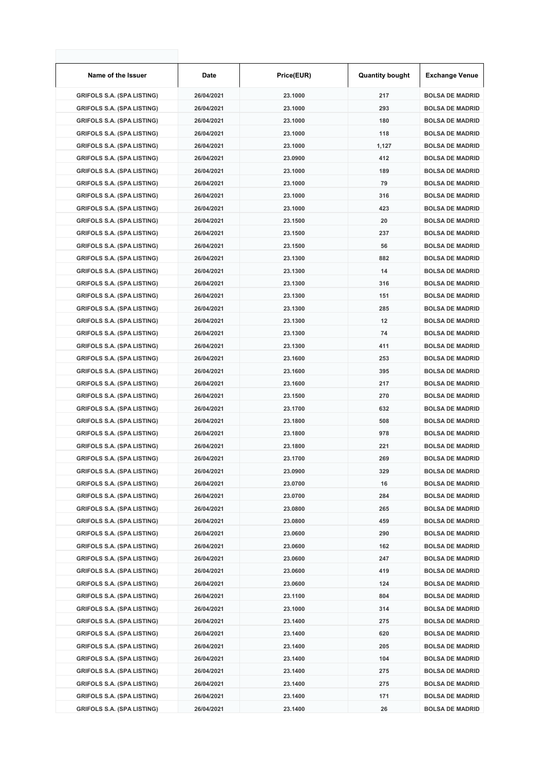| Name of the Issuer | Date | Price(EUR) | Quantity bought | Exchange Venue |
|---|---|---|---|---|
| GRIFOLS S.A. (SPA LISTING) | 26/04/2021 | 23.1000 | 217 | BOLSA DE MADRID |
| GRIFOLS S.A. (SPA LISTING) | 26/04/2021 | 23.1000 | 293 | BOLSA DE MADRID |
| GRIFOLS S.A. (SPA LISTING) | 26/04/2021 | 23.1000 | 180 | BOLSA DE MADRID |
| GRIFOLS S.A. (SPA LISTING) | 26/04/2021 | 23.1000 | 118 | BOLSA DE MADRID |
| GRIFOLS S.A. (SPA LISTING) | 26/04/2021 | 23.1000 | 1,127 | BOLSA DE MADRID |
| GRIFOLS S.A. (SPA LISTING) | 26/04/2021 | 23.0900 | 412 | BOLSA DE MADRID |
| GRIFOLS S.A. (SPA LISTING) | 26/04/2021 | 23.1000 | 189 | BOLSA DE MADRID |
| GRIFOLS S.A. (SPA LISTING) | 26/04/2021 | 23.1000 | 79 | BOLSA DE MADRID |
| GRIFOLS S.A. (SPA LISTING) | 26/04/2021 | 23.1000 | 316 | BOLSA DE MADRID |
| GRIFOLS S.A. (SPA LISTING) | 26/04/2021 | 23.1000 | 423 | BOLSA DE MADRID |
| GRIFOLS S.A. (SPA LISTING) | 26/04/2021 | 23.1500 | 20 | BOLSA DE MADRID |
| GRIFOLS S.A. (SPA LISTING) | 26/04/2021 | 23.1500 | 237 | BOLSA DE MADRID |
| GRIFOLS S.A. (SPA LISTING) | 26/04/2021 | 23.1500 | 56 | BOLSA DE MADRID |
| GRIFOLS S.A. (SPA LISTING) | 26/04/2021 | 23.1300 | 882 | BOLSA DE MADRID |
| GRIFOLS S.A. (SPA LISTING) | 26/04/2021 | 23.1300 | 14 | BOLSA DE MADRID |
| GRIFOLS S.A. (SPA LISTING) | 26/04/2021 | 23.1300 | 316 | BOLSA DE MADRID |
| GRIFOLS S.A. (SPA LISTING) | 26/04/2021 | 23.1300 | 151 | BOLSA DE MADRID |
| GRIFOLS S.A. (SPA LISTING) | 26/04/2021 | 23.1300 | 285 | BOLSA DE MADRID |
| GRIFOLS S.A. (SPA LISTING) | 26/04/2021 | 23.1300 | 12 | BOLSA DE MADRID |
| GRIFOLS S.A. (SPA LISTING) | 26/04/2021 | 23.1300 | 74 | BOLSA DE MADRID |
| GRIFOLS S.A. (SPA LISTING) | 26/04/2021 | 23.1300 | 411 | BOLSA DE MADRID |
| GRIFOLS S.A. (SPA LISTING) | 26/04/2021 | 23.1600 | 253 | BOLSA DE MADRID |
| GRIFOLS S.A. (SPA LISTING) | 26/04/2021 | 23.1600 | 395 | BOLSA DE MADRID |
| GRIFOLS S.A. (SPA LISTING) | 26/04/2021 | 23.1600 | 217 | BOLSA DE MADRID |
| GRIFOLS S.A. (SPA LISTING) | 26/04/2021 | 23.1500 | 270 | BOLSA DE MADRID |
| GRIFOLS S.A. (SPA LISTING) | 26/04/2021 | 23.1700 | 632 | BOLSA DE MADRID |
| GRIFOLS S.A. (SPA LISTING) | 26/04/2021 | 23.1800 | 508 | BOLSA DE MADRID |
| GRIFOLS S.A. (SPA LISTING) | 26/04/2021 | 23.1800 | 978 | BOLSA DE MADRID |
| GRIFOLS S.A. (SPA LISTING) | 26/04/2021 | 23.1800 | 221 | BOLSA DE MADRID |
| GRIFOLS S.A. (SPA LISTING) | 26/04/2021 | 23.1700 | 269 | BOLSA DE MADRID |
| GRIFOLS S.A. (SPA LISTING) | 26/04/2021 | 23.0900 | 329 | BOLSA DE MADRID |
| GRIFOLS S.A. (SPA LISTING) | 26/04/2021 | 23.0700 | 16 | BOLSA DE MADRID |
| GRIFOLS S.A. (SPA LISTING) | 26/04/2021 | 23.0700 | 284 | BOLSA DE MADRID |
| GRIFOLS S.A. (SPA LISTING) | 26/04/2021 | 23.0800 | 265 | BOLSA DE MADRID |
| GRIFOLS S.A. (SPA LISTING) | 26/04/2021 | 23.0800 | 459 | BOLSA DE MADRID |
| GRIFOLS S.A. (SPA LISTING) | 26/04/2021 | 23.0600 | 290 | BOLSA DE MADRID |
| GRIFOLS S.A. (SPA LISTING) | 26/04/2021 | 23.0600 | 162 | BOLSA DE MADRID |
| GRIFOLS S.A. (SPA LISTING) | 26/04/2021 | 23.0600 | 247 | BOLSA DE MADRID |
| GRIFOLS S.A. (SPA LISTING) | 26/04/2021 | 23.0600 | 419 | BOLSA DE MADRID |
| GRIFOLS S.A. (SPA LISTING) | 26/04/2021 | 23.0600 | 124 | BOLSA DE MADRID |
| GRIFOLS S.A. (SPA LISTING) | 26/04/2021 | 23.1100 | 804 | BOLSA DE MADRID |
| GRIFOLS S.A. (SPA LISTING) | 26/04/2021 | 23.1000 | 314 | BOLSA DE MADRID |
| GRIFOLS S.A. (SPA LISTING) | 26/04/2021 | 23.1400 | 275 | BOLSA DE MADRID |
| GRIFOLS S.A. (SPA LISTING) | 26/04/2021 | 23.1400 | 620 | BOLSA DE MADRID |
| GRIFOLS S.A. (SPA LISTING) | 26/04/2021 | 23.1400 | 205 | BOLSA DE MADRID |
| GRIFOLS S.A. (SPA LISTING) | 26/04/2021 | 23.1400 | 104 | BOLSA DE MADRID |
| GRIFOLS S.A. (SPA LISTING) | 26/04/2021 | 23.1400 | 275 | BOLSA DE MADRID |
| GRIFOLS S.A. (SPA LISTING) | 26/04/2021 | 23.1400 | 275 | BOLSA DE MADRID |
| GRIFOLS S.A. (SPA LISTING) | 26/04/2021 | 23.1400 | 171 | BOLSA DE MADRID |
| GRIFOLS S.A. (SPA LISTING) | 26/04/2021 | 23.1400 | 26 | BOLSA DE MADRID |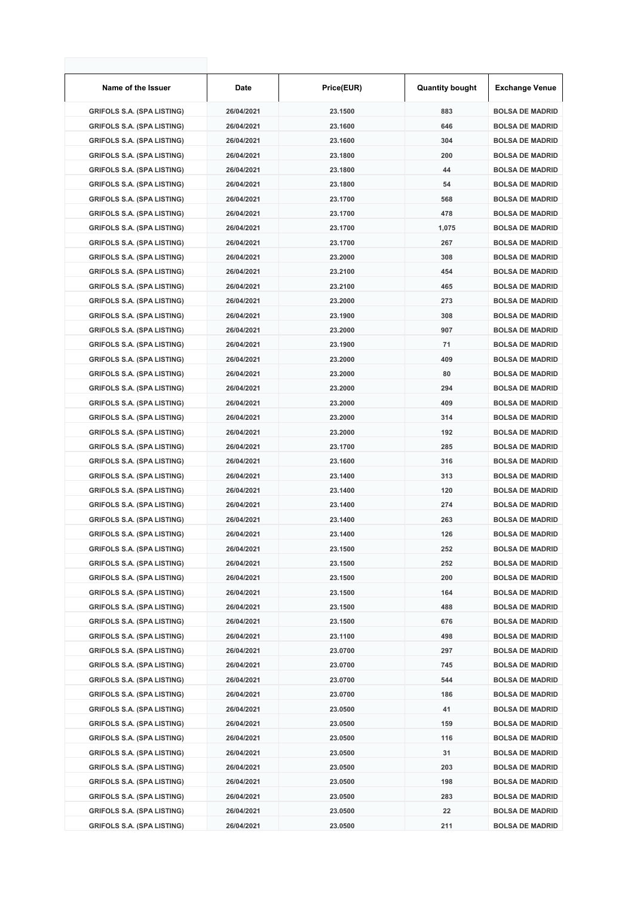| Name of the Issuer | Date | Price(EUR) | Quantity bought | Exchange Venue |
| --- | --- | --- | --- | --- |
| GRIFOLS S.A. (SPA LISTING) | 26/04/2021 | 23.1500 | 883 | BOLSA DE MADRID |
| GRIFOLS S.A. (SPA LISTING) | 26/04/2021 | 23.1600 | 646 | BOLSA DE MADRID |
| GRIFOLS S.A. (SPA LISTING) | 26/04/2021 | 23.1600 | 304 | BOLSA DE MADRID |
| GRIFOLS S.A. (SPA LISTING) | 26/04/2021 | 23.1800 | 200 | BOLSA DE MADRID |
| GRIFOLS S.A. (SPA LISTING) | 26/04/2021 | 23.1800 | 44 | BOLSA DE MADRID |
| GRIFOLS S.A. (SPA LISTING) | 26/04/2021 | 23.1800 | 54 | BOLSA DE MADRID |
| GRIFOLS S.A. (SPA LISTING) | 26/04/2021 | 23.1700 | 568 | BOLSA DE MADRID |
| GRIFOLS S.A. (SPA LISTING) | 26/04/2021 | 23.1700 | 478 | BOLSA DE MADRID |
| GRIFOLS S.A. (SPA LISTING) | 26/04/2021 | 23.1700 | 1,075 | BOLSA DE MADRID |
| GRIFOLS S.A. (SPA LISTING) | 26/04/2021 | 23.1700 | 267 | BOLSA DE MADRID |
| GRIFOLS S.A. (SPA LISTING) | 26/04/2021 | 23.2000 | 308 | BOLSA DE MADRID |
| GRIFOLS S.A. (SPA LISTING) | 26/04/2021 | 23.2100 | 454 | BOLSA DE MADRID |
| GRIFOLS S.A. (SPA LISTING) | 26/04/2021 | 23.2100 | 465 | BOLSA DE MADRID |
| GRIFOLS S.A. (SPA LISTING) | 26/04/2021 | 23.2000 | 273 | BOLSA DE MADRID |
| GRIFOLS S.A. (SPA LISTING) | 26/04/2021 | 23.1900 | 308 | BOLSA DE MADRID |
| GRIFOLS S.A. (SPA LISTING) | 26/04/2021 | 23.2000 | 907 | BOLSA DE MADRID |
| GRIFOLS S.A. (SPA LISTING) | 26/04/2021 | 23.1900 | 71 | BOLSA DE MADRID |
| GRIFOLS S.A. (SPA LISTING) | 26/04/2021 | 23.2000 | 409 | BOLSA DE MADRID |
| GRIFOLS S.A. (SPA LISTING) | 26/04/2021 | 23.2000 | 80 | BOLSA DE MADRID |
| GRIFOLS S.A. (SPA LISTING) | 26/04/2021 | 23.2000 | 294 | BOLSA DE MADRID |
| GRIFOLS S.A. (SPA LISTING) | 26/04/2021 | 23.2000 | 409 | BOLSA DE MADRID |
| GRIFOLS S.A. (SPA LISTING) | 26/04/2021 | 23.2000 | 314 | BOLSA DE MADRID |
| GRIFOLS S.A. (SPA LISTING) | 26/04/2021 | 23.2000 | 192 | BOLSA DE MADRID |
| GRIFOLS S.A. (SPA LISTING) | 26/04/2021 | 23.1700 | 285 | BOLSA DE MADRID |
| GRIFOLS S.A. (SPA LISTING) | 26/04/2021 | 23.1600 | 316 | BOLSA DE MADRID |
| GRIFOLS S.A. (SPA LISTING) | 26/04/2021 | 23.1400 | 313 | BOLSA DE MADRID |
| GRIFOLS S.A. (SPA LISTING) | 26/04/2021 | 23.1400 | 120 | BOLSA DE MADRID |
| GRIFOLS S.A. (SPA LISTING) | 26/04/2021 | 23.1400 | 274 | BOLSA DE MADRID |
| GRIFOLS S.A. (SPA LISTING) | 26/04/2021 | 23.1400 | 263 | BOLSA DE MADRID |
| GRIFOLS S.A. (SPA LISTING) | 26/04/2021 | 23.1400 | 126 | BOLSA DE MADRID |
| GRIFOLS S.A. (SPA LISTING) | 26/04/2021 | 23.1500 | 252 | BOLSA DE MADRID |
| GRIFOLS S.A. (SPA LISTING) | 26/04/2021 | 23.1500 | 252 | BOLSA DE MADRID |
| GRIFOLS S.A. (SPA LISTING) | 26/04/2021 | 23.1500 | 200 | BOLSA DE MADRID |
| GRIFOLS S.A. (SPA LISTING) | 26/04/2021 | 23.1500 | 164 | BOLSA DE MADRID |
| GRIFOLS S.A. (SPA LISTING) | 26/04/2021 | 23.1500 | 488 | BOLSA DE MADRID |
| GRIFOLS S.A. (SPA LISTING) | 26/04/2021 | 23.1500 | 676 | BOLSA DE MADRID |
| GRIFOLS S.A. (SPA LISTING) | 26/04/2021 | 23.1100 | 498 | BOLSA DE MADRID |
| GRIFOLS S.A. (SPA LISTING) | 26/04/2021 | 23.0700 | 297 | BOLSA DE MADRID |
| GRIFOLS S.A. (SPA LISTING) | 26/04/2021 | 23.0700 | 745 | BOLSA DE MADRID |
| GRIFOLS S.A. (SPA LISTING) | 26/04/2021 | 23.0700 | 544 | BOLSA DE MADRID |
| GRIFOLS S.A. (SPA LISTING) | 26/04/2021 | 23.0700 | 186 | BOLSA DE MADRID |
| GRIFOLS S.A. (SPA LISTING) | 26/04/2021 | 23.0500 | 41 | BOLSA DE MADRID |
| GRIFOLS S.A. (SPA LISTING) | 26/04/2021 | 23.0500 | 159 | BOLSA DE MADRID |
| GRIFOLS S.A. (SPA LISTING) | 26/04/2021 | 23.0500 | 116 | BOLSA DE MADRID |
| GRIFOLS S.A. (SPA LISTING) | 26/04/2021 | 23.0500 | 31 | BOLSA DE MADRID |
| GRIFOLS S.A. (SPA LISTING) | 26/04/2021 | 23.0500 | 203 | BOLSA DE MADRID |
| GRIFOLS S.A. (SPA LISTING) | 26/04/2021 | 23.0500 | 198 | BOLSA DE MADRID |
| GRIFOLS S.A. (SPA LISTING) | 26/04/2021 | 23.0500 | 283 | BOLSA DE MADRID |
| GRIFOLS S.A. (SPA LISTING) | 26/04/2021 | 23.0500 | 22 | BOLSA DE MADRID |
| GRIFOLS S.A. (SPA LISTING) | 26/04/2021 | 23.0500 | 211 | BOLSA DE MADRID |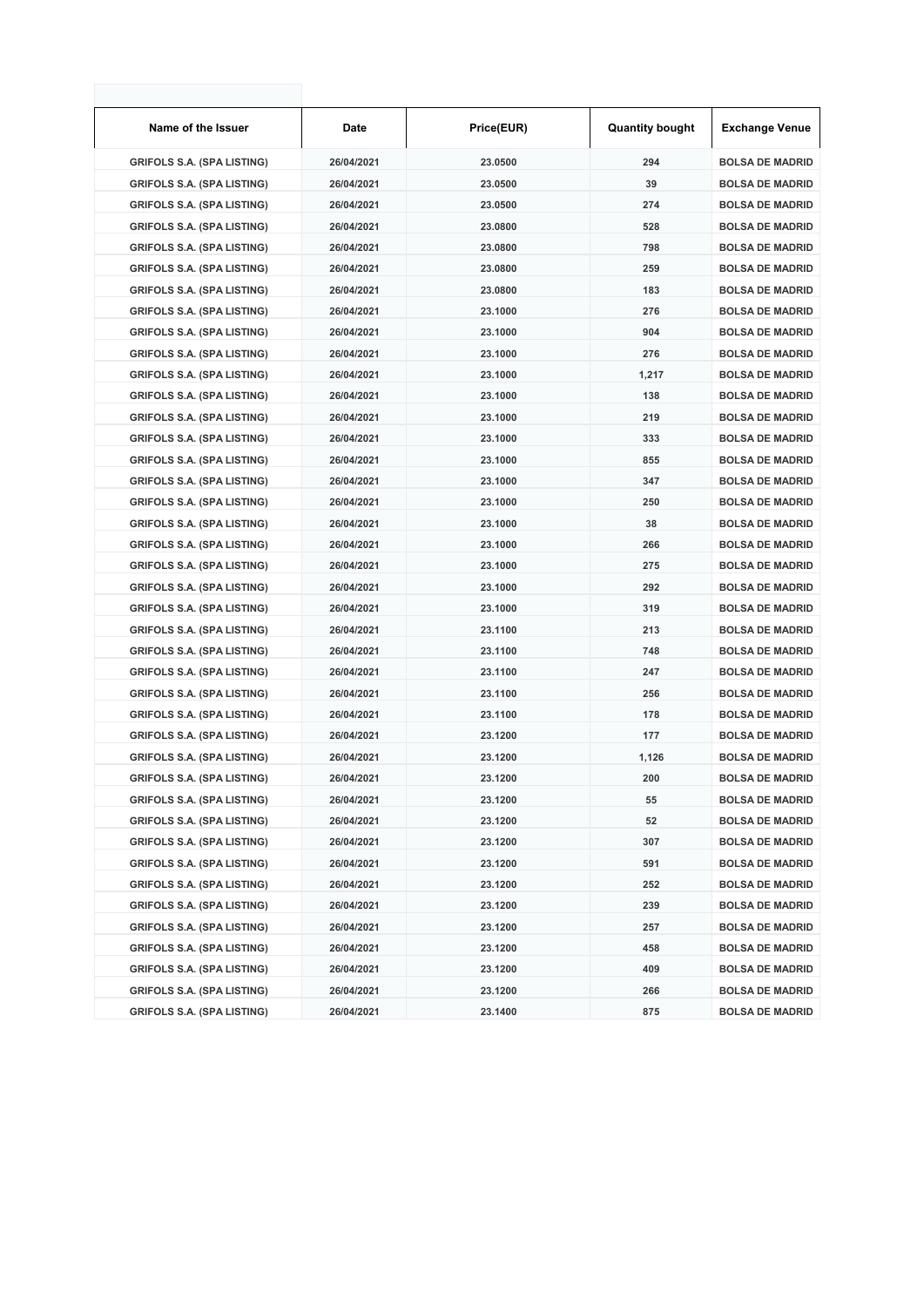| Name of the Issuer | Date | Price(EUR) | Quantity bought | Exchange Venue |
|---|---|---|---|---|
| GRIFOLS S.A. (SPA LISTING) | 26/04/2021 | 23.0500 | 294 | BOLSA DE MADRID |
| GRIFOLS S.A. (SPA LISTING) | 26/04/2021 | 23.0500 | 39 | BOLSA DE MADRID |
| GRIFOLS S.A. (SPA LISTING) | 26/04/2021 | 23.0500 | 274 | BOLSA DE MADRID |
| GRIFOLS S.A. (SPA LISTING) | 26/04/2021 | 23.0800 | 528 | BOLSA DE MADRID |
| GRIFOLS S.A. (SPA LISTING) | 26/04/2021 | 23.0800 | 798 | BOLSA DE MADRID |
| GRIFOLS S.A. (SPA LISTING) | 26/04/2021 | 23.0800 | 259 | BOLSA DE MADRID |
| GRIFOLS S.A. (SPA LISTING) | 26/04/2021 | 23.0800 | 183 | BOLSA DE MADRID |
| GRIFOLS S.A. (SPA LISTING) | 26/04/2021 | 23.1000 | 276 | BOLSA DE MADRID |
| GRIFOLS S.A. (SPA LISTING) | 26/04/2021 | 23.1000 | 904 | BOLSA DE MADRID |
| GRIFOLS S.A. (SPA LISTING) | 26/04/2021 | 23.1000 | 276 | BOLSA DE MADRID |
| GRIFOLS S.A. (SPA LISTING) | 26/04/2021 | 23.1000 | 1,217 | BOLSA DE MADRID |
| GRIFOLS S.A. (SPA LISTING) | 26/04/2021 | 23.1000 | 138 | BOLSA DE MADRID |
| GRIFOLS S.A. (SPA LISTING) | 26/04/2021 | 23.1000 | 219 | BOLSA DE MADRID |
| GRIFOLS S.A. (SPA LISTING) | 26/04/2021 | 23.1000 | 333 | BOLSA DE MADRID |
| GRIFOLS S.A. (SPA LISTING) | 26/04/2021 | 23.1000 | 855 | BOLSA DE MADRID |
| GRIFOLS S.A. (SPA LISTING) | 26/04/2021 | 23.1000 | 347 | BOLSA DE MADRID |
| GRIFOLS S.A. (SPA LISTING) | 26/04/2021 | 23.1000 | 250 | BOLSA DE MADRID |
| GRIFOLS S.A. (SPA LISTING) | 26/04/2021 | 23.1000 | 38 | BOLSA DE MADRID |
| GRIFOLS S.A. (SPA LISTING) | 26/04/2021 | 23.1000 | 266 | BOLSA DE MADRID |
| GRIFOLS S.A. (SPA LISTING) | 26/04/2021 | 23.1000 | 275 | BOLSA DE MADRID |
| GRIFOLS S.A. (SPA LISTING) | 26/04/2021 | 23.1000 | 292 | BOLSA DE MADRID |
| GRIFOLS S.A. (SPA LISTING) | 26/04/2021 | 23.1000 | 319 | BOLSA DE MADRID |
| GRIFOLS S.A. (SPA LISTING) | 26/04/2021 | 23.1100 | 213 | BOLSA DE MADRID |
| GRIFOLS S.A. (SPA LISTING) | 26/04/2021 | 23.1100 | 748 | BOLSA DE MADRID |
| GRIFOLS S.A. (SPA LISTING) | 26/04/2021 | 23.1100 | 247 | BOLSA DE MADRID |
| GRIFOLS S.A. (SPA LISTING) | 26/04/2021 | 23.1100 | 256 | BOLSA DE MADRID |
| GRIFOLS S.A. (SPA LISTING) | 26/04/2021 | 23.1100 | 178 | BOLSA DE MADRID |
| GRIFOLS S.A. (SPA LISTING) | 26/04/2021 | 23.1200 | 177 | BOLSA DE MADRID |
| GRIFOLS S.A. (SPA LISTING) | 26/04/2021 | 23.1200 | 1,126 | BOLSA DE MADRID |
| GRIFOLS S.A. (SPA LISTING) | 26/04/2021 | 23.1200 | 200 | BOLSA DE MADRID |
| GRIFOLS S.A. (SPA LISTING) | 26/04/2021 | 23.1200 | 55 | BOLSA DE MADRID |
| GRIFOLS S.A. (SPA LISTING) | 26/04/2021 | 23.1200 | 52 | BOLSA DE MADRID |
| GRIFOLS S.A. (SPA LISTING) | 26/04/2021 | 23.1200 | 307 | BOLSA DE MADRID |
| GRIFOLS S.A. (SPA LISTING) | 26/04/2021 | 23.1200 | 591 | BOLSA DE MADRID |
| GRIFOLS S.A. (SPA LISTING) | 26/04/2021 | 23.1200 | 252 | BOLSA DE MADRID |
| GRIFOLS S.A. (SPA LISTING) | 26/04/2021 | 23.1200 | 239 | BOLSA DE MADRID |
| GRIFOLS S.A. (SPA LISTING) | 26/04/2021 | 23.1200 | 257 | BOLSA DE MADRID |
| GRIFOLS S.A. (SPA LISTING) | 26/04/2021 | 23.1200 | 458 | BOLSA DE MADRID |
| GRIFOLS S.A. (SPA LISTING) | 26/04/2021 | 23.1200 | 409 | BOLSA DE MADRID |
| GRIFOLS S.A. (SPA LISTING) | 26/04/2021 | 23.1200 | 266 | BOLSA DE MADRID |
| GRIFOLS S.A. (SPA LISTING) | 26/04/2021 | 23.1400 | 875 | BOLSA DE MADRID |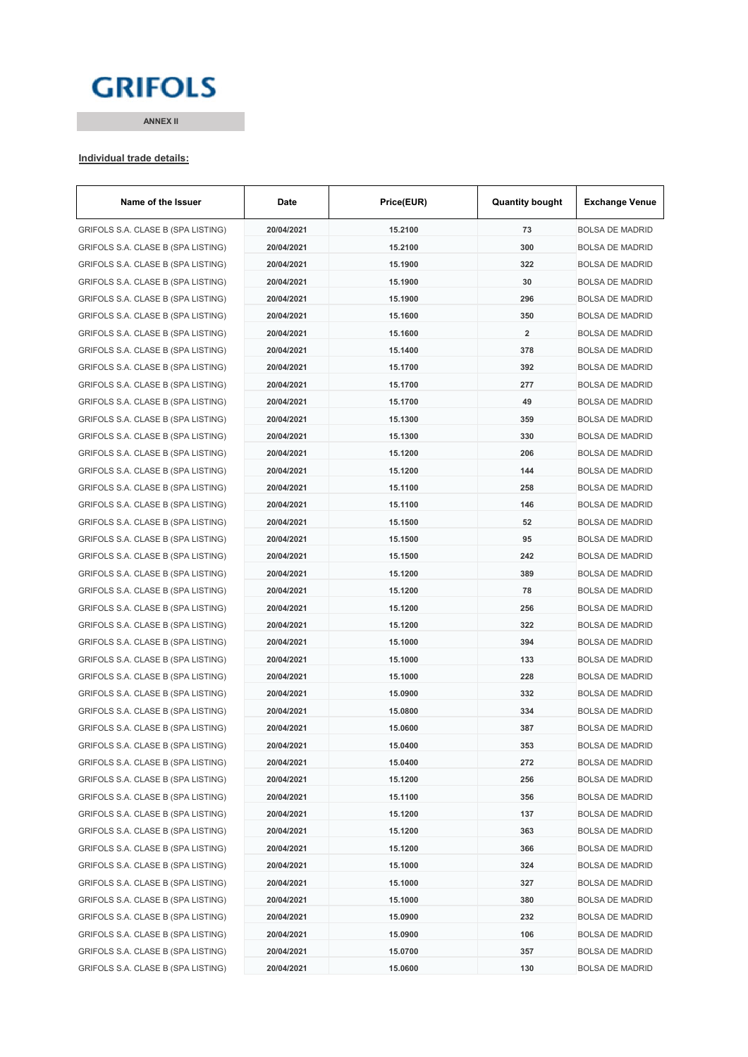# GRIFOLS

**ANNEX II**

**Individual trade details:**

| Name of the Issuer | Date | Price(EUR) | Quantity bought | Exchange Venue |
|---|---|---|---|---|
| GRIFOLS S.A. CLASE B (SPA LISTING) | 20/04/2021 | 15.2100 | 73 | BOLSA DE MADRID |
| GRIFOLS S.A. CLASE B (SPA LISTING) | 20/04/2021 | 15.2100 | 300 | BOLSA DE MADRID |
| GRIFOLS S.A. CLASE B (SPA LISTING) | 20/04/2021 | 15.1900 | 322 | BOLSA DE MADRID |
| GRIFOLS S.A. CLASE B (SPA LISTING) | 20/04/2021 | 15.1900 | 30 | BOLSA DE MADRID |
| GRIFOLS S.A. CLASE B (SPA LISTING) | 20/04/2021 | 15.1900 | 296 | BOLSA DE MADRID |
| GRIFOLS S.A. CLASE B (SPA LISTING) | 20/04/2021 | 15.1600 | 350 | BOLSA DE MADRID |
| GRIFOLS S.A. CLASE B (SPA LISTING) | 20/04/2021 | 15.1600 | 2 | BOLSA DE MADRID |
| GRIFOLS S.A. CLASE B (SPA LISTING) | 20/04/2021 | 15.1400 | 378 | BOLSA DE MADRID |
| GRIFOLS S.A. CLASE B (SPA LISTING) | 20/04/2021 | 15.1700 | 392 | BOLSA DE MADRID |
| GRIFOLS S.A. CLASE B (SPA LISTING) | 20/04/2021 | 15.1700 | 277 | BOLSA DE MADRID |
| GRIFOLS S.A. CLASE B (SPA LISTING) | 20/04/2021 | 15.1700 | 49 | BOLSA DE MADRID |
| GRIFOLS S.A. CLASE B (SPA LISTING) | 20/04/2021 | 15.1300 | 359 | BOLSA DE MADRID |
| GRIFOLS S.A. CLASE B (SPA LISTING) | 20/04/2021 | 15.1300 | 330 | BOLSA DE MADRID |
| GRIFOLS S.A. CLASE B (SPA LISTING) | 20/04/2021 | 15.1200 | 206 | BOLSA DE MADRID |
| GRIFOLS S.A. CLASE B (SPA LISTING) | 20/04/2021 | 15.1200 | 144 | BOLSA DE MADRID |
| GRIFOLS S.A. CLASE B (SPA LISTING) | 20/04/2021 | 15.1100 | 258 | BOLSA DE MADRID |
| GRIFOLS S.A. CLASE B (SPA LISTING) | 20/04/2021 | 15.1100 | 146 | BOLSA DE MADRID |
| GRIFOLS S.A. CLASE B (SPA LISTING) | 20/04/2021 | 15.1500 | 52 | BOLSA DE MADRID |
| GRIFOLS S.A. CLASE B (SPA LISTING) | 20/04/2021 | 15.1500 | 95 | BOLSA DE MADRID |
| GRIFOLS S.A. CLASE B (SPA LISTING) | 20/04/2021 | 15.1500 | 242 | BOLSA DE MADRID |
| GRIFOLS S.A. CLASE B (SPA LISTING) | 20/04/2021 | 15.1200 | 389 | BOLSA DE MADRID |
| GRIFOLS S.A. CLASE B (SPA LISTING) | 20/04/2021 | 15.1200 | 78 | BOLSA DE MADRID |
| GRIFOLS S.A. CLASE B (SPA LISTING) | 20/04/2021 | 15.1200 | 256 | BOLSA DE MADRID |
| GRIFOLS S.A. CLASE B (SPA LISTING) | 20/04/2021 | 15.1200 | 322 | BOLSA DE MADRID |
| GRIFOLS S.A. CLASE B (SPA LISTING) | 20/04/2021 | 15.1000 | 394 | BOLSA DE MADRID |
| GRIFOLS S.A. CLASE B (SPA LISTING) | 20/04/2021 | 15.1000 | 133 | BOLSA DE MADRID |
| GRIFOLS S.A. CLASE B (SPA LISTING) | 20/04/2021 | 15.1000 | 228 | BOLSA DE MADRID |
| GRIFOLS S.A. CLASE B (SPA LISTING) | 20/04/2021 | 15.0900 | 332 | BOLSA DE MADRID |
| GRIFOLS S.A. CLASE B (SPA LISTING) | 20/04/2021 | 15.0800 | 334 | BOLSA DE MADRID |
| GRIFOLS S.A. CLASE B (SPA LISTING) | 20/04/2021 | 15.0600 | 387 | BOLSA DE MADRID |
| GRIFOLS S.A. CLASE B (SPA LISTING) | 20/04/2021 | 15.0400 | 353 | BOLSA DE MADRID |
| GRIFOLS S.A. CLASE B (SPA LISTING) | 20/04/2021 | 15.0400 | 272 | BOLSA DE MADRID |
| GRIFOLS S.A. CLASE B (SPA LISTING) | 20/04/2021 | 15.1200 | 256 | BOLSA DE MADRID |
| GRIFOLS S.A. CLASE B (SPA LISTING) | 20/04/2021 | 15.1100 | 356 | BOLSA DE MADRID |
| GRIFOLS S.A. CLASE B (SPA LISTING) | 20/04/2021 | 15.1200 | 137 | BOLSA DE MADRID |
| GRIFOLS S.A. CLASE B (SPA LISTING) | 20/04/2021 | 15.1200 | 363 | BOLSA DE MADRID |
| GRIFOLS S.A. CLASE B (SPA LISTING) | 20/04/2021 | 15.1200 | 366 | BOLSA DE MADRID |
| GRIFOLS S.A. CLASE B (SPA LISTING) | 20/04/2021 | 15.1000 | 324 | BOLSA DE MADRID |
| GRIFOLS S.A. CLASE B (SPA LISTING) | 20/04/2021 | 15.1000 | 327 | BOLSA DE MADRID |
| GRIFOLS S.A. CLASE B (SPA LISTING) | 20/04/2021 | 15.1000 | 380 | BOLSA DE MADRID |
| GRIFOLS S.A. CLASE B (SPA LISTING) | 20/04/2021 | 15.0900 | 232 | BOLSA DE MADRID |
| GRIFOLS S.A. CLASE B (SPA LISTING) | 20/04/2021 | 15.0900 | 106 | BOLSA DE MADRID |
| GRIFOLS S.A. CLASE B (SPA LISTING) | 20/04/2021 | 15.0700 | 357 | BOLSA DE MADRID |
| GRIFOLS S.A. CLASE B (SPA LISTING) | 20/04/2021 | 15.0600 | 130 | BOLSA DE MADRID |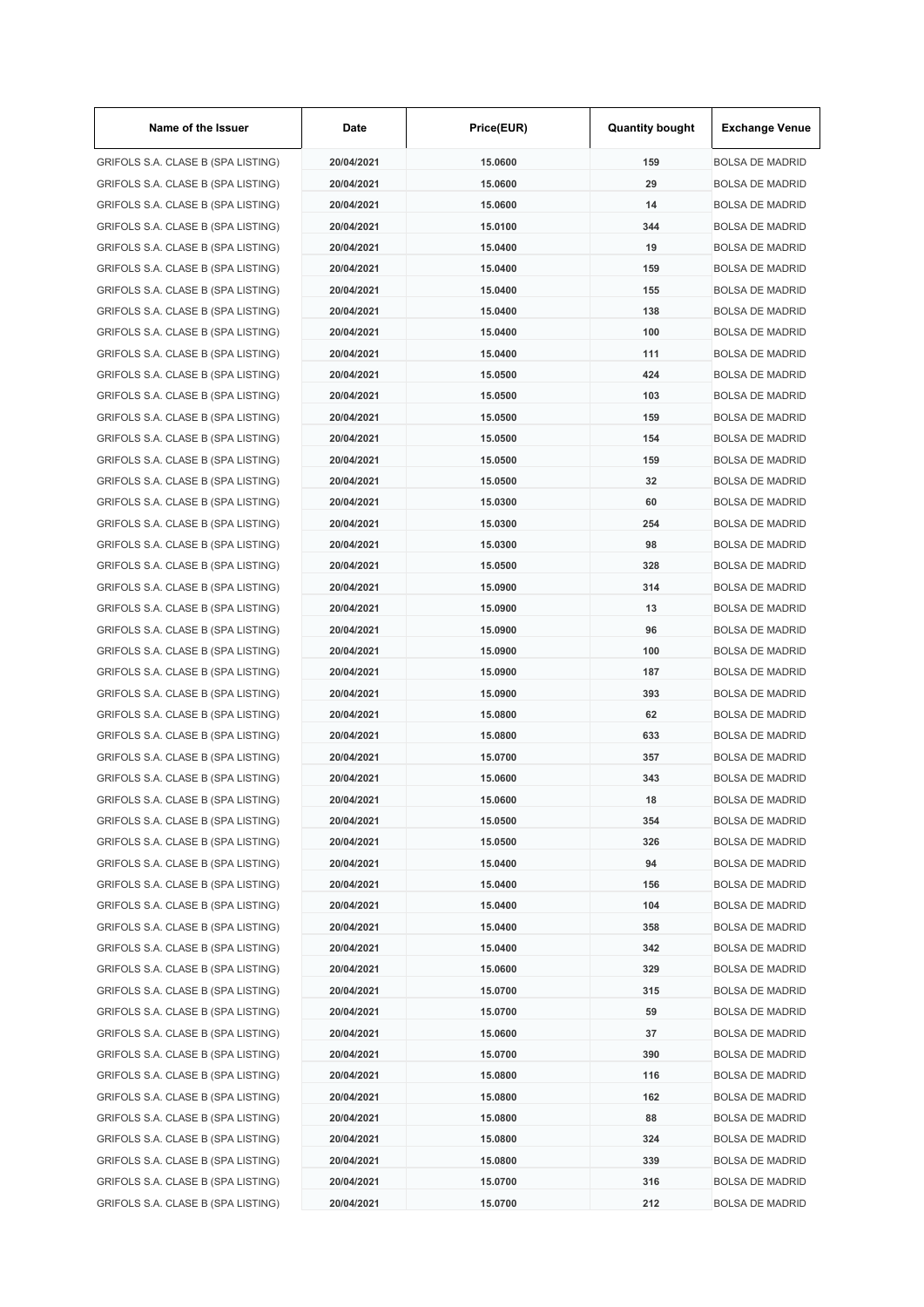| Name of the Issuer | Date | Price(EUR) | Quantity bought | Exchange Venue |
|---|---|---|---|---|
| GRIFOLS S.A. CLASE B (SPA LISTING) | 20/04/2021 | 15.0600 | 159 | BOLSA DE MADRID |
| GRIFOLS S.A. CLASE B (SPA LISTING) | 20/04/2021 | 15.0600 | 29 | BOLSA DE MADRID |
| GRIFOLS S.A. CLASE B (SPA LISTING) | 20/04/2021 | 15.0600 | 14 | BOLSA DE MADRID |
| GRIFOLS S.A. CLASE B (SPA LISTING) | 20/04/2021 | 15.0100 | 344 | BOLSA DE MADRID |
| GRIFOLS S.A. CLASE B (SPA LISTING) | 20/04/2021 | 15.0400 | 19 | BOLSA DE MADRID |
| GRIFOLS S.A. CLASE B (SPA LISTING) | 20/04/2021 | 15.0400 | 159 | BOLSA DE MADRID |
| GRIFOLS S.A. CLASE B (SPA LISTING) | 20/04/2021 | 15.0400 | 155 | BOLSA DE MADRID |
| GRIFOLS S.A. CLASE B (SPA LISTING) | 20/04/2021 | 15.0400 | 138 | BOLSA DE MADRID |
| GRIFOLS S.A. CLASE B (SPA LISTING) | 20/04/2021 | 15.0400 | 100 | BOLSA DE MADRID |
| GRIFOLS S.A. CLASE B (SPA LISTING) | 20/04/2021 | 15.0400 | 111 | BOLSA DE MADRID |
| GRIFOLS S.A. CLASE B (SPA LISTING) | 20/04/2021 | 15.0500 | 424 | BOLSA DE MADRID |
| GRIFOLS S.A. CLASE B (SPA LISTING) | 20/04/2021 | 15.0500 | 103 | BOLSA DE MADRID |
| GRIFOLS S.A. CLASE B (SPA LISTING) | 20/04/2021 | 15.0500 | 159 | BOLSA DE MADRID |
| GRIFOLS S.A. CLASE B (SPA LISTING) | 20/04/2021 | 15.0500 | 154 | BOLSA DE MADRID |
| GRIFOLS S.A. CLASE B (SPA LISTING) | 20/04/2021 | 15.0500 | 159 | BOLSA DE MADRID |
| GRIFOLS S.A. CLASE B (SPA LISTING) | 20/04/2021 | 15.0500 | 32 | BOLSA DE MADRID |
| GRIFOLS S.A. CLASE B (SPA LISTING) | 20/04/2021 | 15.0300 | 60 | BOLSA DE MADRID |
| GRIFOLS S.A. CLASE B (SPA LISTING) | 20/04/2021 | 15.0300 | 254 | BOLSA DE MADRID |
| GRIFOLS S.A. CLASE B (SPA LISTING) | 20/04/2021 | 15.0300 | 98 | BOLSA DE MADRID |
| GRIFOLS S.A. CLASE B (SPA LISTING) | 20/04/2021 | 15.0500 | 328 | BOLSA DE MADRID |
| GRIFOLS S.A. CLASE B (SPA LISTING) | 20/04/2021 | 15.0900 | 314 | BOLSA DE MADRID |
| GRIFOLS S.A. CLASE B (SPA LISTING) | 20/04/2021 | 15.0900 | 13 | BOLSA DE MADRID |
| GRIFOLS S.A. CLASE B (SPA LISTING) | 20/04/2021 | 15.0900 | 96 | BOLSA DE MADRID |
| GRIFOLS S.A. CLASE B (SPA LISTING) | 20/04/2021 | 15.0900 | 100 | BOLSA DE MADRID |
| GRIFOLS S.A. CLASE B (SPA LISTING) | 20/04/2021 | 15.0900 | 187 | BOLSA DE MADRID |
| GRIFOLS S.A. CLASE B (SPA LISTING) | 20/04/2021 | 15.0900 | 393 | BOLSA DE MADRID |
| GRIFOLS S.A. CLASE B (SPA LISTING) | 20/04/2021 | 15.0800 | 62 | BOLSA DE MADRID |
| GRIFOLS S.A. CLASE B (SPA LISTING) | 20/04/2021 | 15.0800 | 633 | BOLSA DE MADRID |
| GRIFOLS S.A. CLASE B (SPA LISTING) | 20/04/2021 | 15.0700 | 357 | BOLSA DE MADRID |
| GRIFOLS S.A. CLASE B (SPA LISTING) | 20/04/2021 | 15.0600 | 343 | BOLSA DE MADRID |
| GRIFOLS S.A. CLASE B (SPA LISTING) | 20/04/2021 | 15.0600 | 18 | BOLSA DE MADRID |
| GRIFOLS S.A. CLASE B (SPA LISTING) | 20/04/2021 | 15.0500 | 354 | BOLSA DE MADRID |
| GRIFOLS S.A. CLASE B (SPA LISTING) | 20/04/2021 | 15.0500 | 326 | BOLSA DE MADRID |
| GRIFOLS S.A. CLASE B (SPA LISTING) | 20/04/2021 | 15.0400 | 94 | BOLSA DE MADRID |
| GRIFOLS S.A. CLASE B (SPA LISTING) | 20/04/2021 | 15.0400 | 156 | BOLSA DE MADRID |
| GRIFOLS S.A. CLASE B (SPA LISTING) | 20/04/2021 | 15.0400 | 104 | BOLSA DE MADRID |
| GRIFOLS S.A. CLASE B (SPA LISTING) | 20/04/2021 | 15.0400 | 358 | BOLSA DE MADRID |
| GRIFOLS S.A. CLASE B (SPA LISTING) | 20/04/2021 | 15.0400 | 342 | BOLSA DE MADRID |
| GRIFOLS S.A. CLASE B (SPA LISTING) | 20/04/2021 | 15.0600 | 329 | BOLSA DE MADRID |
| GRIFOLS S.A. CLASE B (SPA LISTING) | 20/04/2021 | 15.0700 | 315 | BOLSA DE MADRID |
| GRIFOLS S.A. CLASE B (SPA LISTING) | 20/04/2021 | 15.0700 | 59 | BOLSA DE MADRID |
| GRIFOLS S.A. CLASE B (SPA LISTING) | 20/04/2021 | 15.0600 | 37 | BOLSA DE MADRID |
| GRIFOLS S.A. CLASE B (SPA LISTING) | 20/04/2021 | 15.0700 | 390 | BOLSA DE MADRID |
| GRIFOLS S.A. CLASE B (SPA LISTING) | 20/04/2021 | 15.0800 | 116 | BOLSA DE MADRID |
| GRIFOLS S.A. CLASE B (SPA LISTING) | 20/04/2021 | 15.0800 | 162 | BOLSA DE MADRID |
| GRIFOLS S.A. CLASE B (SPA LISTING) | 20/04/2021 | 15.0800 | 88 | BOLSA DE MADRID |
| GRIFOLS S.A. CLASE B (SPA LISTING) | 20/04/2021 | 15.0800 | 324 | BOLSA DE MADRID |
| GRIFOLS S.A. CLASE B (SPA LISTING) | 20/04/2021 | 15.0800 | 339 | BOLSA DE MADRID |
| GRIFOLS S.A. CLASE B (SPA LISTING) | 20/04/2021 | 15.0700 | 316 | BOLSA DE MADRID |
| GRIFOLS S.A. CLASE B (SPA LISTING) | 20/04/2021 | 15.0700 | 212 | BOLSA DE MADRID |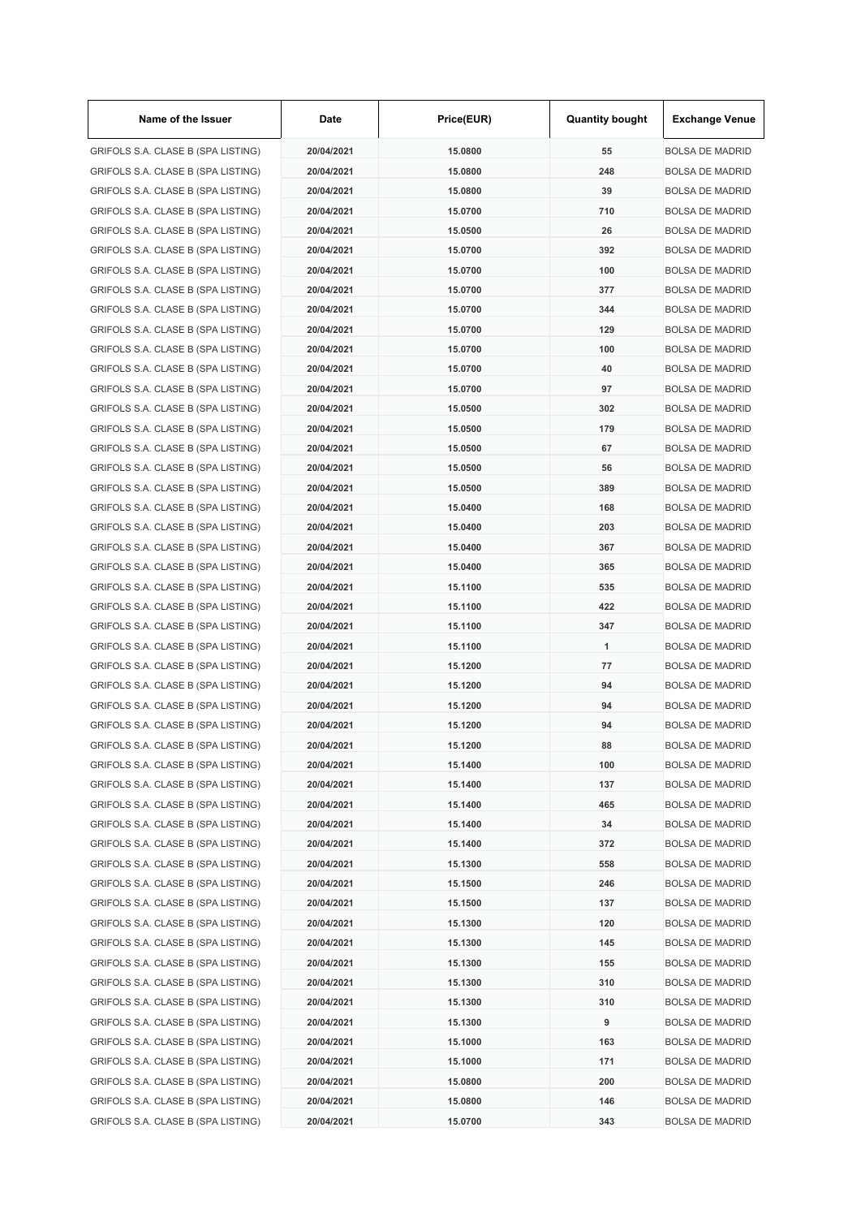| Name of the Issuer | Date | Price(EUR) | Quantity bought | Exchange Venue |
|---|---|---|---|---|
| GRIFOLS S.A. CLASE B (SPA LISTING) | 20/04/2021 | 15.0800 | 55 | BOLSA DE MADRID |
| GRIFOLS S.A. CLASE B (SPA LISTING) | 20/04/2021 | 15.0800 | 248 | BOLSA DE MADRID |
| GRIFOLS S.A. CLASE B (SPA LISTING) | 20/04/2021 | 15.0800 | 39 | BOLSA DE MADRID |
| GRIFOLS S.A. CLASE B (SPA LISTING) | 20/04/2021 | 15.0700 | 710 | BOLSA DE MADRID |
| GRIFOLS S.A. CLASE B (SPA LISTING) | 20/04/2021 | 15.0500 | 26 | BOLSA DE MADRID |
| GRIFOLS S.A. CLASE B (SPA LISTING) | 20/04/2021 | 15.0700 | 392 | BOLSA DE MADRID |
| GRIFOLS S.A. CLASE B (SPA LISTING) | 20/04/2021 | 15.0700 | 100 | BOLSA DE MADRID |
| GRIFOLS S.A. CLASE B (SPA LISTING) | 20/04/2021 | 15.0700 | 377 | BOLSA DE MADRID |
| GRIFOLS S.A. CLASE B (SPA LISTING) | 20/04/2021 | 15.0700 | 344 | BOLSA DE MADRID |
| GRIFOLS S.A. CLASE B (SPA LISTING) | 20/04/2021 | 15.0700 | 129 | BOLSA DE MADRID |
| GRIFOLS S.A. CLASE B (SPA LISTING) | 20/04/2021 | 15.0700 | 100 | BOLSA DE MADRID |
| GRIFOLS S.A. CLASE B (SPA LISTING) | 20/04/2021 | 15.0700 | 40 | BOLSA DE MADRID |
| GRIFOLS S.A. CLASE B (SPA LISTING) | 20/04/2021 | 15.0700 | 97 | BOLSA DE MADRID |
| GRIFOLS S.A. CLASE B (SPA LISTING) | 20/04/2021 | 15.0500 | 302 | BOLSA DE MADRID |
| GRIFOLS S.A. CLASE B (SPA LISTING) | 20/04/2021 | 15.0500 | 179 | BOLSA DE MADRID |
| GRIFOLS S.A. CLASE B (SPA LISTING) | 20/04/2021 | 15.0500 | 67 | BOLSA DE MADRID |
| GRIFOLS S.A. CLASE B (SPA LISTING) | 20/04/2021 | 15.0500 | 56 | BOLSA DE MADRID |
| GRIFOLS S.A. CLASE B (SPA LISTING) | 20/04/2021 | 15.0500 | 389 | BOLSA DE MADRID |
| GRIFOLS S.A. CLASE B (SPA LISTING) | 20/04/2021 | 15.0400 | 168 | BOLSA DE MADRID |
| GRIFOLS S.A. CLASE B (SPA LISTING) | 20/04/2021 | 15.0400 | 203 | BOLSA DE MADRID |
| GRIFOLS S.A. CLASE B (SPA LISTING) | 20/04/2021 | 15.0400 | 367 | BOLSA DE MADRID |
| GRIFOLS S.A. CLASE B (SPA LISTING) | 20/04/2021 | 15.0400 | 365 | BOLSA DE MADRID |
| GRIFOLS S.A. CLASE B (SPA LISTING) | 20/04/2021 | 15.1100 | 535 | BOLSA DE MADRID |
| GRIFOLS S.A. CLASE B (SPA LISTING) | 20/04/2021 | 15.1100 | 422 | BOLSA DE MADRID |
| GRIFOLS S.A. CLASE B (SPA LISTING) | 20/04/2021 | 15.1100 | 347 | BOLSA DE MADRID |
| GRIFOLS S.A. CLASE B (SPA LISTING) | 20/04/2021 | 15.1100 | 1 | BOLSA DE MADRID |
| GRIFOLS S.A. CLASE B (SPA LISTING) | 20/04/2021 | 15.1200 | 77 | BOLSA DE MADRID |
| GRIFOLS S.A. CLASE B (SPA LISTING) | 20/04/2021 | 15.1200 | 94 | BOLSA DE MADRID |
| GRIFOLS S.A. CLASE B (SPA LISTING) | 20/04/2021 | 15.1200 | 94 | BOLSA DE MADRID |
| GRIFOLS S.A. CLASE B (SPA LISTING) | 20/04/2021 | 15.1200 | 94 | BOLSA DE MADRID |
| GRIFOLS S.A. CLASE B (SPA LISTING) | 20/04/2021 | 15.1200 | 88 | BOLSA DE MADRID |
| GRIFOLS S.A. CLASE B (SPA LISTING) | 20/04/2021 | 15.1400 | 100 | BOLSA DE MADRID |
| GRIFOLS S.A. CLASE B (SPA LISTING) | 20/04/2021 | 15.1400 | 137 | BOLSA DE MADRID |
| GRIFOLS S.A. CLASE B (SPA LISTING) | 20/04/2021 | 15.1400 | 465 | BOLSA DE MADRID |
| GRIFOLS S.A. CLASE B (SPA LISTING) | 20/04/2021 | 15.1400 | 34 | BOLSA DE MADRID |
| GRIFOLS S.A. CLASE B (SPA LISTING) | 20/04/2021 | 15.1400 | 372 | BOLSA DE MADRID |
| GRIFOLS S.A. CLASE B (SPA LISTING) | 20/04/2021 | 15.1300 | 558 | BOLSA DE MADRID |
| GRIFOLS S.A. CLASE B (SPA LISTING) | 20/04/2021 | 15.1500 | 246 | BOLSA DE MADRID |
| GRIFOLS S.A. CLASE B (SPA LISTING) | 20/04/2021 | 15.1500 | 137 | BOLSA DE MADRID |
| GRIFOLS S.A. CLASE B (SPA LISTING) | 20/04/2021 | 15.1300 | 120 | BOLSA DE MADRID |
| GRIFOLS S.A. CLASE B (SPA LISTING) | 20/04/2021 | 15.1300 | 145 | BOLSA DE MADRID |
| GRIFOLS S.A. CLASE B (SPA LISTING) | 20/04/2021 | 15.1300 | 155 | BOLSA DE MADRID |
| GRIFOLS S.A. CLASE B (SPA LISTING) | 20/04/2021 | 15.1300 | 310 | BOLSA DE MADRID |
| GRIFOLS S.A. CLASE B (SPA LISTING) | 20/04/2021 | 15.1300 | 310 | BOLSA DE MADRID |
| GRIFOLS S.A. CLASE B (SPA LISTING) | 20/04/2021 | 15.1300 | 9 | BOLSA DE MADRID |
| GRIFOLS S.A. CLASE B (SPA LISTING) | 20/04/2021 | 15.1000 | 163 | BOLSA DE MADRID |
| GRIFOLS S.A. CLASE B (SPA LISTING) | 20/04/2021 | 15.1000 | 171 | BOLSA DE MADRID |
| GRIFOLS S.A. CLASE B (SPA LISTING) | 20/04/2021 | 15.0800 | 200 | BOLSA DE MADRID |
| GRIFOLS S.A. CLASE B (SPA LISTING) | 20/04/2021 | 15.0800 | 146 | BOLSA DE MADRID |
| GRIFOLS S.A. CLASE B (SPA LISTING) | 20/04/2021 | 15.0700 | 343 | BOLSA DE MADRID |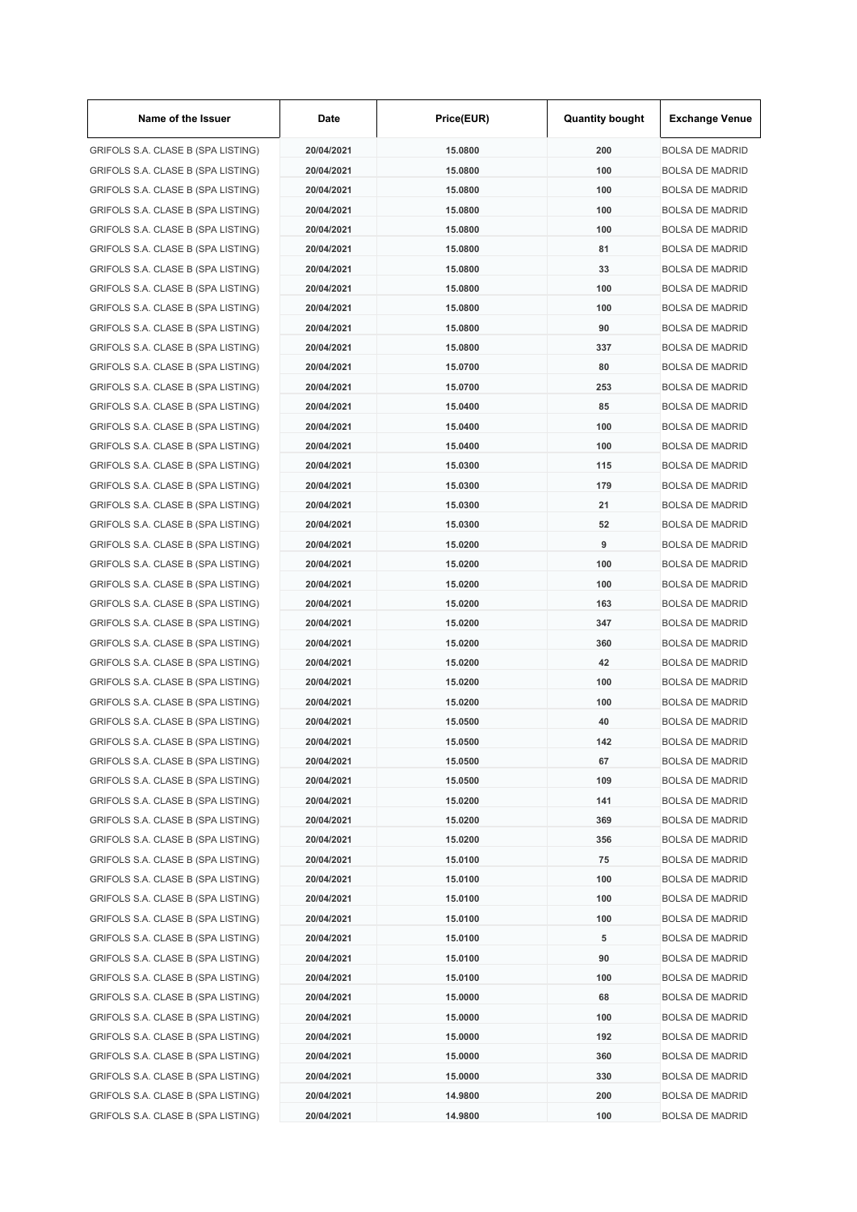| Name of the Issuer | Date | Price(EUR) | Quantity bought | Exchange Venue |
| --- | --- | --- | --- | --- |
| GRIFOLS S.A. CLASE B (SPA LISTING) | 20/04/2021 | 15.0800 | 200 | BOLSA DE MADRID |
| GRIFOLS S.A. CLASE B (SPA LISTING) | 20/04/2021 | 15.0800 | 100 | BOLSA DE MADRID |
| GRIFOLS S.A. CLASE B (SPA LISTING) | 20/04/2021 | 15.0800 | 100 | BOLSA DE MADRID |
| GRIFOLS S.A. CLASE B (SPA LISTING) | 20/04/2021 | 15.0800 | 100 | BOLSA DE MADRID |
| GRIFOLS S.A. CLASE B (SPA LISTING) | 20/04/2021 | 15.0800 | 100 | BOLSA DE MADRID |
| GRIFOLS S.A. CLASE B (SPA LISTING) | 20/04/2021 | 15.0800 | 81 | BOLSA DE MADRID |
| GRIFOLS S.A. CLASE B (SPA LISTING) | 20/04/2021 | 15.0800 | 33 | BOLSA DE MADRID |
| GRIFOLS S.A. CLASE B (SPA LISTING) | 20/04/2021 | 15.0800 | 100 | BOLSA DE MADRID |
| GRIFOLS S.A. CLASE B (SPA LISTING) | 20/04/2021 | 15.0800 | 100 | BOLSA DE MADRID |
| GRIFOLS S.A. CLASE B (SPA LISTING) | 20/04/2021 | 15.0800 | 90 | BOLSA DE MADRID |
| GRIFOLS S.A. CLASE B (SPA LISTING) | 20/04/2021 | 15.0800 | 337 | BOLSA DE MADRID |
| GRIFOLS S.A. CLASE B (SPA LISTING) | 20/04/2021 | 15.0700 | 80 | BOLSA DE MADRID |
| GRIFOLS S.A. CLASE B (SPA LISTING) | 20/04/2021 | 15.0700 | 253 | BOLSA DE MADRID |
| GRIFOLS S.A. CLASE B (SPA LISTING) | 20/04/2021 | 15.0400 | 85 | BOLSA DE MADRID |
| GRIFOLS S.A. CLASE B (SPA LISTING) | 20/04/2021 | 15.0400 | 100 | BOLSA DE MADRID |
| GRIFOLS S.A. CLASE B (SPA LISTING) | 20/04/2021 | 15.0400 | 100 | BOLSA DE MADRID |
| GRIFOLS S.A. CLASE B (SPA LISTING) | 20/04/2021 | 15.0300 | 115 | BOLSA DE MADRID |
| GRIFOLS S.A. CLASE B (SPA LISTING) | 20/04/2021 | 15.0300 | 179 | BOLSA DE MADRID |
| GRIFOLS S.A. CLASE B (SPA LISTING) | 20/04/2021 | 15.0300 | 21 | BOLSA DE MADRID |
| GRIFOLS S.A. CLASE B (SPA LISTING) | 20/04/2021 | 15.0300 | 52 | BOLSA DE MADRID |
| GRIFOLS S.A. CLASE B (SPA LISTING) | 20/04/2021 | 15.0200 | 9 | BOLSA DE MADRID |
| GRIFOLS S.A. CLASE B (SPA LISTING) | 20/04/2021 | 15.0200 | 100 | BOLSA DE MADRID |
| GRIFOLS S.A. CLASE B (SPA LISTING) | 20/04/2021 | 15.0200 | 100 | BOLSA DE MADRID |
| GRIFOLS S.A. CLASE B (SPA LISTING) | 20/04/2021 | 15.0200 | 163 | BOLSA DE MADRID |
| GRIFOLS S.A. CLASE B (SPA LISTING) | 20/04/2021 | 15.0200 | 347 | BOLSA DE MADRID |
| GRIFOLS S.A. CLASE B (SPA LISTING) | 20/04/2021 | 15.0200 | 360 | BOLSA DE MADRID |
| GRIFOLS S.A. CLASE B (SPA LISTING) | 20/04/2021 | 15.0200 | 42 | BOLSA DE MADRID |
| GRIFOLS S.A. CLASE B (SPA LISTING) | 20/04/2021 | 15.0200 | 100 | BOLSA DE MADRID |
| GRIFOLS S.A. CLASE B (SPA LISTING) | 20/04/2021 | 15.0200 | 100 | BOLSA DE MADRID |
| GRIFOLS S.A. CLASE B (SPA LISTING) | 20/04/2021 | 15.0500 | 40 | BOLSA DE MADRID |
| GRIFOLS S.A. CLASE B (SPA LISTING) | 20/04/2021 | 15.0500 | 142 | BOLSA DE MADRID |
| GRIFOLS S.A. CLASE B (SPA LISTING) | 20/04/2021 | 15.0500 | 67 | BOLSA DE MADRID |
| GRIFOLS S.A. CLASE B (SPA LISTING) | 20/04/2021 | 15.0500 | 109 | BOLSA DE MADRID |
| GRIFOLS S.A. CLASE B (SPA LISTING) | 20/04/2021 | 15.0200 | 141 | BOLSA DE MADRID |
| GRIFOLS S.A. CLASE B (SPA LISTING) | 20/04/2021 | 15.0200 | 369 | BOLSA DE MADRID |
| GRIFOLS S.A. CLASE B (SPA LISTING) | 20/04/2021 | 15.0200 | 356 | BOLSA DE MADRID |
| GRIFOLS S.A. CLASE B (SPA LISTING) | 20/04/2021 | 15.0100 | 75 | BOLSA DE MADRID |
| GRIFOLS S.A. CLASE B (SPA LISTING) | 20/04/2021 | 15.0100 | 100 | BOLSA DE MADRID |
| GRIFOLS S.A. CLASE B (SPA LISTING) | 20/04/2021 | 15.0100 | 100 | BOLSA DE MADRID |
| GRIFOLS S.A. CLASE B (SPA LISTING) | 20/04/2021 | 15.0100 | 100 | BOLSA DE MADRID |
| GRIFOLS S.A. CLASE B (SPA LISTING) | 20/04/2021 | 15.0100 | 5 | BOLSA DE MADRID |
| GRIFOLS S.A. CLASE B (SPA LISTING) | 20/04/2021 | 15.0100 | 90 | BOLSA DE MADRID |
| GRIFOLS S.A. CLASE B (SPA LISTING) | 20/04/2021 | 15.0100 | 100 | BOLSA DE MADRID |
| GRIFOLS S.A. CLASE B (SPA LISTING) | 20/04/2021 | 15.0000 | 68 | BOLSA DE MADRID |
| GRIFOLS S.A. CLASE B (SPA LISTING) | 20/04/2021 | 15.0000 | 100 | BOLSA DE MADRID |
| GRIFOLS S.A. CLASE B (SPA LISTING) | 20/04/2021 | 15.0000 | 192 | BOLSA DE MADRID |
| GRIFOLS S.A. CLASE B (SPA LISTING) | 20/04/2021 | 15.0000 | 360 | BOLSA DE MADRID |
| GRIFOLS S.A. CLASE B (SPA LISTING) | 20/04/2021 | 15.0000 | 330 | BOLSA DE MADRID |
| GRIFOLS S.A. CLASE B (SPA LISTING) | 20/04/2021 | 14.9800 | 200 | BOLSA DE MADRID |
| GRIFOLS S.A. CLASE B (SPA LISTING) | 20/04/2021 | 14.9800 | 100 | BOLSA DE MADRID |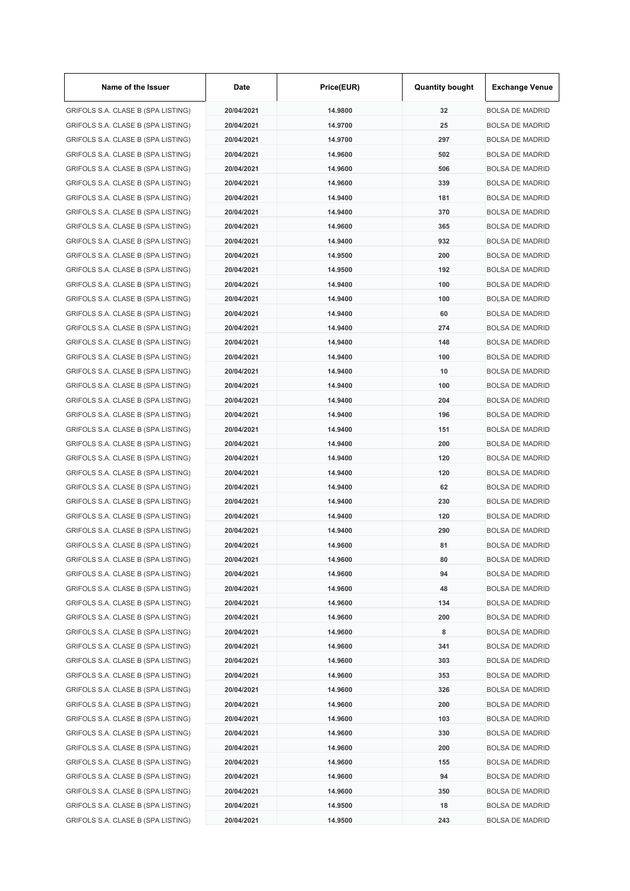| Name of the Issuer | Date | Price(EUR) | Quantity bought | Exchange Venue |
|---|---|---|---|---|
| GRIFOLS S.A. CLASE B (SPA LISTING) | 20/04/2021 | 14.9800 | 32 | BOLSA DE MADRID |
| GRIFOLS S.A. CLASE B (SPA LISTING) | 20/04/2021 | 14.9700 | 25 | BOLSA DE MADRID |
| GRIFOLS S.A. CLASE B (SPA LISTING) | 20/04/2021 | 14.9700 | 297 | BOLSA DE MADRID |
| GRIFOLS S.A. CLASE B (SPA LISTING) | 20/04/2021 | 14.9600 | 502 | BOLSA DE MADRID |
| GRIFOLS S.A. CLASE B (SPA LISTING) | 20/04/2021 | 14.9600 | 506 | BOLSA DE MADRID |
| GRIFOLS S.A. CLASE B (SPA LISTING) | 20/04/2021 | 14.9600 | 339 | BOLSA DE MADRID |
| GRIFOLS S.A. CLASE B (SPA LISTING) | 20/04/2021 | 14.9400 | 181 | BOLSA DE MADRID |
| GRIFOLS S.A. CLASE B (SPA LISTING) | 20/04/2021 | 14.9400 | 370 | BOLSA DE MADRID |
| GRIFOLS S.A. CLASE B (SPA LISTING) | 20/04/2021 | 14.9600 | 365 | BOLSA DE MADRID |
| GRIFOLS S.A. CLASE B (SPA LISTING) | 20/04/2021 | 14.9400 | 932 | BOLSA DE MADRID |
| GRIFOLS S.A. CLASE B (SPA LISTING) | 20/04/2021 | 14.9500 | 200 | BOLSA DE MADRID |
| GRIFOLS S.A. CLASE B (SPA LISTING) | 20/04/2021 | 14.9500 | 192 | BOLSA DE MADRID |
| GRIFOLS S.A. CLASE B (SPA LISTING) | 20/04/2021 | 14.9400 | 100 | BOLSA DE MADRID |
| GRIFOLS S.A. CLASE B (SPA LISTING) | 20/04/2021 | 14.9400 | 100 | BOLSA DE MADRID |
| GRIFOLS S.A. CLASE B (SPA LISTING) | 20/04/2021 | 14.9400 | 60 | BOLSA DE MADRID |
| GRIFOLS S.A. CLASE B (SPA LISTING) | 20/04/2021 | 14.9400 | 274 | BOLSA DE MADRID |
| GRIFOLS S.A. CLASE B (SPA LISTING) | 20/04/2021 | 14.9400 | 148 | BOLSA DE MADRID |
| GRIFOLS S.A. CLASE B (SPA LISTING) | 20/04/2021 | 14.9400 | 100 | BOLSA DE MADRID |
| GRIFOLS S.A. CLASE B (SPA LISTING) | 20/04/2021 | 14.9400 | 10 | BOLSA DE MADRID |
| GRIFOLS S.A. CLASE B (SPA LISTING) | 20/04/2021 | 14.9400 | 100 | BOLSA DE MADRID |
| GRIFOLS S.A. CLASE B (SPA LISTING) | 20/04/2021 | 14.9400 | 204 | BOLSA DE MADRID |
| GRIFOLS S.A. CLASE B (SPA LISTING) | 20/04/2021 | 14.9400 | 196 | BOLSA DE MADRID |
| GRIFOLS S.A. CLASE B (SPA LISTING) | 20/04/2021 | 14.9400 | 151 | BOLSA DE MADRID |
| GRIFOLS S.A. CLASE B (SPA LISTING) | 20/04/2021 | 14.9400 | 200 | BOLSA DE MADRID |
| GRIFOLS S.A. CLASE B (SPA LISTING) | 20/04/2021 | 14.9400 | 120 | BOLSA DE MADRID |
| GRIFOLS S.A. CLASE B (SPA LISTING) | 20/04/2021 | 14.9400 | 120 | BOLSA DE MADRID |
| GRIFOLS S.A. CLASE B (SPA LISTING) | 20/04/2021 | 14.9400 | 62 | BOLSA DE MADRID |
| GRIFOLS S.A. CLASE B (SPA LISTING) | 20/04/2021 | 14.9400 | 230 | BOLSA DE MADRID |
| GRIFOLS S.A. CLASE B (SPA LISTING) | 20/04/2021 | 14.9400 | 120 | BOLSA DE MADRID |
| GRIFOLS S.A. CLASE B (SPA LISTING) | 20/04/2021 | 14.9400 | 290 | BOLSA DE MADRID |
| GRIFOLS S.A. CLASE B (SPA LISTING) | 20/04/2021 | 14.9600 | 81 | BOLSA DE MADRID |
| GRIFOLS S.A. CLASE B (SPA LISTING) | 20/04/2021 | 14.9600 | 80 | BOLSA DE MADRID |
| GRIFOLS S.A. CLASE B (SPA LISTING) | 20/04/2021 | 14.9600 | 94 | BOLSA DE MADRID |
| GRIFOLS S.A. CLASE B (SPA LISTING) | 20/04/2021 | 14.9600 | 48 | BOLSA DE MADRID |
| GRIFOLS S.A. CLASE B (SPA LISTING) | 20/04/2021 | 14.9600 | 134 | BOLSA DE MADRID |
| GRIFOLS S.A. CLASE B (SPA LISTING) | 20/04/2021 | 14.9600 | 200 | BOLSA DE MADRID |
| GRIFOLS S.A. CLASE B (SPA LISTING) | 20/04/2021 | 14.9600 | 8 | BOLSA DE MADRID |
| GRIFOLS S.A. CLASE B (SPA LISTING) | 20/04/2021 | 14.9600 | 341 | BOLSA DE MADRID |
| GRIFOLS S.A. CLASE B (SPA LISTING) | 20/04/2021 | 14.9600 | 303 | BOLSA DE MADRID |
| GRIFOLS S.A. CLASE B (SPA LISTING) | 20/04/2021 | 14.9600 | 353 | BOLSA DE MADRID |
| GRIFOLS S.A. CLASE B (SPA LISTING) | 20/04/2021 | 14.9600 | 326 | BOLSA DE MADRID |
| GRIFOLS S.A. CLASE B (SPA LISTING) | 20/04/2021 | 14.9600 | 200 | BOLSA DE MADRID |
| GRIFOLS S.A. CLASE B (SPA LISTING) | 20/04/2021 | 14.9600 | 103 | BOLSA DE MADRID |
| GRIFOLS S.A. CLASE B (SPA LISTING) | 20/04/2021 | 14.9600 | 330 | BOLSA DE MADRID |
| GRIFOLS S.A. CLASE B (SPA LISTING) | 20/04/2021 | 14.9600 | 200 | BOLSA DE MADRID |
| GRIFOLS S.A. CLASE B (SPA LISTING) | 20/04/2021 | 14.9600 | 155 | BOLSA DE MADRID |
| GRIFOLS S.A. CLASE B (SPA LISTING) | 20/04/2021 | 14.9600 | 94 | BOLSA DE MADRID |
| GRIFOLS S.A. CLASE B (SPA LISTING) | 20/04/2021 | 14.9600 | 350 | BOLSA DE MADRID |
| GRIFOLS S.A. CLASE B (SPA LISTING) | 20/04/2021 | 14.9500 | 18 | BOLSA DE MADRID |
| GRIFOLS S.A. CLASE B (SPA LISTING) | 20/04/2021 | 14.9500 | 243 | BOLSA DE MADRID |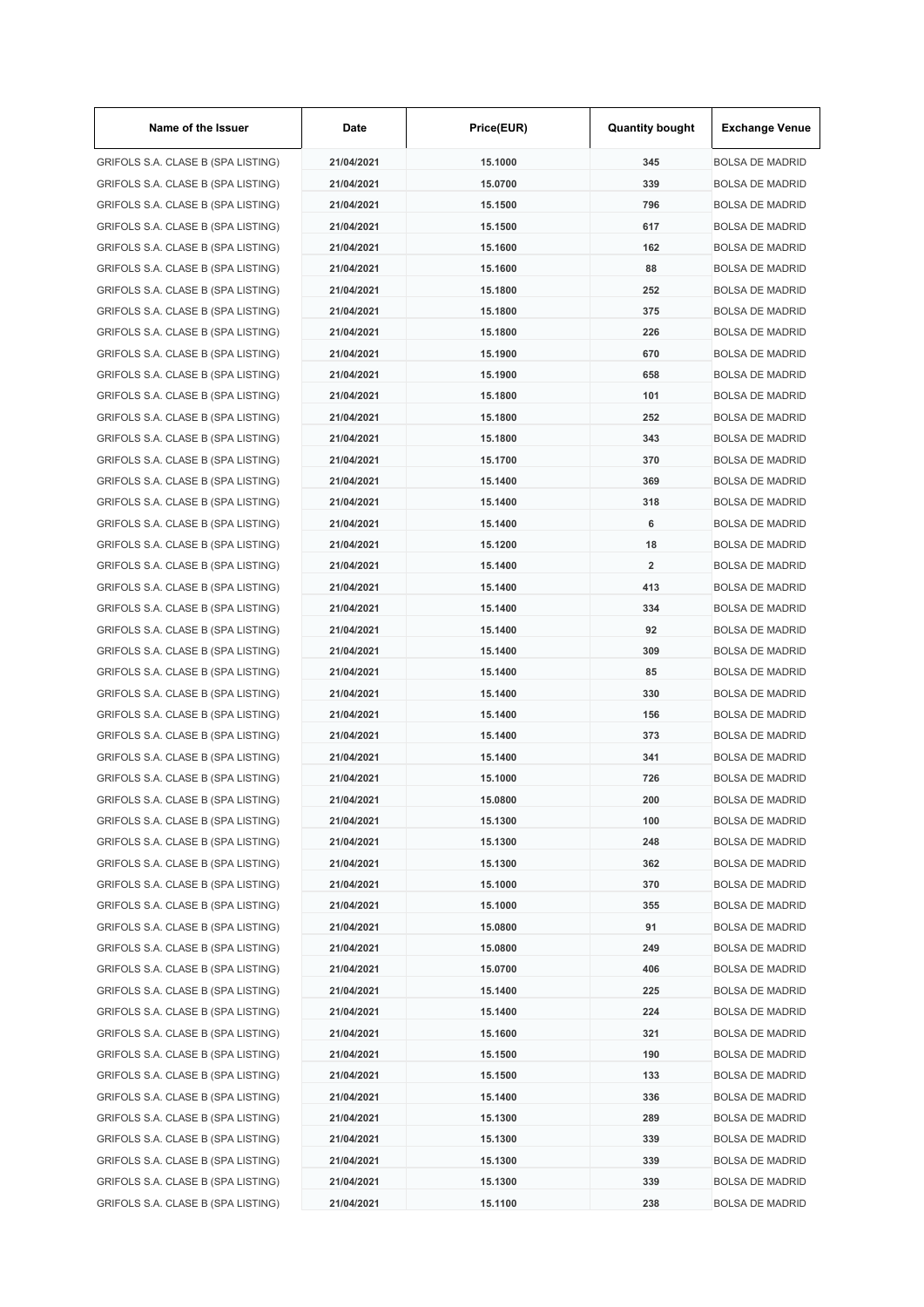| Name of the Issuer | Date | Price(EUR) | Quantity bought | Exchange Venue |
|---|---|---|---|---|
| GRIFOLS S.A. CLASE B (SPA LISTING) | 21/04/2021 | 15.1000 | 345 | BOLSA DE MADRID |
| GRIFOLS S.A. CLASE B (SPA LISTING) | 21/04/2021 | 15.0700 | 339 | BOLSA DE MADRID |
| GRIFOLS S.A. CLASE B (SPA LISTING) | 21/04/2021 | 15.1500 | 796 | BOLSA DE MADRID |
| GRIFOLS S.A. CLASE B (SPA LISTING) | 21/04/2021 | 15.1500 | 617 | BOLSA DE MADRID |
| GRIFOLS S.A. CLASE B (SPA LISTING) | 21/04/2021 | 15.1600 | 162 | BOLSA DE MADRID |
| GRIFOLS S.A. CLASE B (SPA LISTING) | 21/04/2021 | 15.1600 | 88 | BOLSA DE MADRID |
| GRIFOLS S.A. CLASE B (SPA LISTING) | 21/04/2021 | 15.1800 | 252 | BOLSA DE MADRID |
| GRIFOLS S.A. CLASE B (SPA LISTING) | 21/04/2021 | 15.1800 | 375 | BOLSA DE MADRID |
| GRIFOLS S.A. CLASE B (SPA LISTING) | 21/04/2021 | 15.1800 | 226 | BOLSA DE MADRID |
| GRIFOLS S.A. CLASE B (SPA LISTING) | 21/04/2021 | 15.1900 | 670 | BOLSA DE MADRID |
| GRIFOLS S.A. CLASE B (SPA LISTING) | 21/04/2021 | 15.1900 | 658 | BOLSA DE MADRID |
| GRIFOLS S.A. CLASE B (SPA LISTING) | 21/04/2021 | 15.1800 | 101 | BOLSA DE MADRID |
| GRIFOLS S.A. CLASE B (SPA LISTING) | 21/04/2021 | 15.1800 | 252 | BOLSA DE MADRID |
| GRIFOLS S.A. CLASE B (SPA LISTING) | 21/04/2021 | 15.1800 | 343 | BOLSA DE MADRID |
| GRIFOLS S.A. CLASE B (SPA LISTING) | 21/04/2021 | 15.1700 | 370 | BOLSA DE MADRID |
| GRIFOLS S.A. CLASE B (SPA LISTING) | 21/04/2021 | 15.1400 | 369 | BOLSA DE MADRID |
| GRIFOLS S.A. CLASE B (SPA LISTING) | 21/04/2021 | 15.1400 | 318 | BOLSA DE MADRID |
| GRIFOLS S.A. CLASE B (SPA LISTING) | 21/04/2021 | 15.1400 | 6 | BOLSA DE MADRID |
| GRIFOLS S.A. CLASE B (SPA LISTING) | 21/04/2021 | 15.1200 | 18 | BOLSA DE MADRID |
| GRIFOLS S.A. CLASE B (SPA LISTING) | 21/04/2021 | 15.1400 | 2 | BOLSA DE MADRID |
| GRIFOLS S.A. CLASE B (SPA LISTING) | 21/04/2021 | 15.1400 | 413 | BOLSA DE MADRID |
| GRIFOLS S.A. CLASE B (SPA LISTING) | 21/04/2021 | 15.1400 | 334 | BOLSA DE MADRID |
| GRIFOLS S.A. CLASE B (SPA LISTING) | 21/04/2021 | 15.1400 | 92 | BOLSA DE MADRID |
| GRIFOLS S.A. CLASE B (SPA LISTING) | 21/04/2021 | 15.1400 | 309 | BOLSA DE MADRID |
| GRIFOLS S.A. CLASE B (SPA LISTING) | 21/04/2021 | 15.1400 | 85 | BOLSA DE MADRID |
| GRIFOLS S.A. CLASE B (SPA LISTING) | 21/04/2021 | 15.1400 | 330 | BOLSA DE MADRID |
| GRIFOLS S.A. CLASE B (SPA LISTING) | 21/04/2021 | 15.1400 | 156 | BOLSA DE MADRID |
| GRIFOLS S.A. CLASE B (SPA LISTING) | 21/04/2021 | 15.1400 | 373 | BOLSA DE MADRID |
| GRIFOLS S.A. CLASE B (SPA LISTING) | 21/04/2021 | 15.1400 | 341 | BOLSA DE MADRID |
| GRIFOLS S.A. CLASE B (SPA LISTING) | 21/04/2021 | 15.1000 | 726 | BOLSA DE MADRID |
| GRIFOLS S.A. CLASE B (SPA LISTING) | 21/04/2021 | 15.0800 | 200 | BOLSA DE MADRID |
| GRIFOLS S.A. CLASE B (SPA LISTING) | 21/04/2021 | 15.1300 | 100 | BOLSA DE MADRID |
| GRIFOLS S.A. CLASE B (SPA LISTING) | 21/04/2021 | 15.1300 | 248 | BOLSA DE MADRID |
| GRIFOLS S.A. CLASE B (SPA LISTING) | 21/04/2021 | 15.1300 | 362 | BOLSA DE MADRID |
| GRIFOLS S.A. CLASE B (SPA LISTING) | 21/04/2021 | 15.1000 | 370 | BOLSA DE MADRID |
| GRIFOLS S.A. CLASE B (SPA LISTING) | 21/04/2021 | 15.1000 | 355 | BOLSA DE MADRID |
| GRIFOLS S.A. CLASE B (SPA LISTING) | 21/04/2021 | 15.0800 | 91 | BOLSA DE MADRID |
| GRIFOLS S.A. CLASE B (SPA LISTING) | 21/04/2021 | 15.0800 | 249 | BOLSA DE MADRID |
| GRIFOLS S.A. CLASE B (SPA LISTING) | 21/04/2021 | 15.0700 | 406 | BOLSA DE MADRID |
| GRIFOLS S.A. CLASE B (SPA LISTING) | 21/04/2021 | 15.1400 | 225 | BOLSA DE MADRID |
| GRIFOLS S.A. CLASE B (SPA LISTING) | 21/04/2021 | 15.1400 | 224 | BOLSA DE MADRID |
| GRIFOLS S.A. CLASE B (SPA LISTING) | 21/04/2021 | 15.1600 | 321 | BOLSA DE MADRID |
| GRIFOLS S.A. CLASE B (SPA LISTING) | 21/04/2021 | 15.1500 | 190 | BOLSA DE MADRID |
| GRIFOLS S.A. CLASE B (SPA LISTING) | 21/04/2021 | 15.1500 | 133 | BOLSA DE MADRID |
| GRIFOLS S.A. CLASE B (SPA LISTING) | 21/04/2021 | 15.1400 | 336 | BOLSA DE MADRID |
| GRIFOLS S.A. CLASE B (SPA LISTING) | 21/04/2021 | 15.1300 | 289 | BOLSA DE MADRID |
| GRIFOLS S.A. CLASE B (SPA LISTING) | 21/04/2021 | 15.1300 | 339 | BOLSA DE MADRID |
| GRIFOLS S.A. CLASE B (SPA LISTING) | 21/04/2021 | 15.1300 | 339 | BOLSA DE MADRID |
| GRIFOLS S.A. CLASE B (SPA LISTING) | 21/04/2021 | 15.1300 | 339 | BOLSA DE MADRID |
| GRIFOLS S.A. CLASE B (SPA LISTING) | 21/04/2021 | 15.1100 | 238 | BOLSA DE MADRID |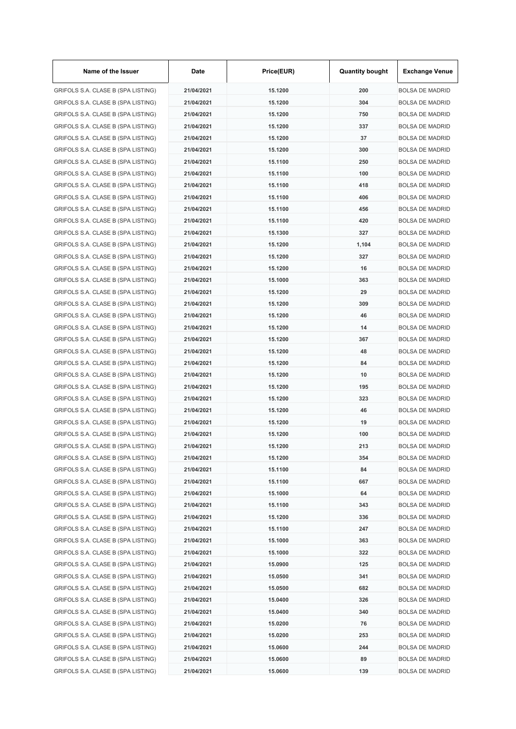| Name of the Issuer | Date | Price(EUR) | Quantity bought | Exchange Venue |
|---|---|---|---|---|
| GRIFOLS S.A. CLASE B (SPA LISTING) | 21/04/2021 | 15.1200 | 200 | BOLSA DE MADRID |
| GRIFOLS S.A. CLASE B (SPA LISTING) | 21/04/2021 | 15.1200 | 304 | BOLSA DE MADRID |
| GRIFOLS S.A. CLASE B (SPA LISTING) | 21/04/2021 | 15.1200 | 750 | BOLSA DE MADRID |
| GRIFOLS S.A. CLASE B (SPA LISTING) | 21/04/2021 | 15.1200 | 337 | BOLSA DE MADRID |
| GRIFOLS S.A. CLASE B (SPA LISTING) | 21/04/2021 | 15.1200 | 37 | BOLSA DE MADRID |
| GRIFOLS S.A. CLASE B (SPA LISTING) | 21/04/2021 | 15.1200 | 300 | BOLSA DE MADRID |
| GRIFOLS S.A. CLASE B (SPA LISTING) | 21/04/2021 | 15.1100 | 250 | BOLSA DE MADRID |
| GRIFOLS S.A. CLASE B (SPA LISTING) | 21/04/2021 | 15.1100 | 100 | BOLSA DE MADRID |
| GRIFOLS S.A. CLASE B (SPA LISTING) | 21/04/2021 | 15.1100 | 418 | BOLSA DE MADRID |
| GRIFOLS S.A. CLASE B (SPA LISTING) | 21/04/2021 | 15.1100 | 406 | BOLSA DE MADRID |
| GRIFOLS S.A. CLASE B (SPA LISTING) | 21/04/2021 | 15.1100 | 456 | BOLSA DE MADRID |
| GRIFOLS S.A. CLASE B (SPA LISTING) | 21/04/2021 | 15.1100 | 420 | BOLSA DE MADRID |
| GRIFOLS S.A. CLASE B (SPA LISTING) | 21/04/2021 | 15.1300 | 327 | BOLSA DE MADRID |
| GRIFOLS S.A. CLASE B (SPA LISTING) | 21/04/2021 | 15.1200 | 1,104 | BOLSA DE MADRID |
| GRIFOLS S.A. CLASE B (SPA LISTING) | 21/04/2021 | 15.1200 | 327 | BOLSA DE MADRID |
| GRIFOLS S.A. CLASE B (SPA LISTING) | 21/04/2021 | 15.1200 | 16 | BOLSA DE MADRID |
| GRIFOLS S.A. CLASE B (SPA LISTING) | 21/04/2021 | 15.1000 | 363 | BOLSA DE MADRID |
| GRIFOLS S.A. CLASE B (SPA LISTING) | 21/04/2021 | 15.1200 | 29 | BOLSA DE MADRID |
| GRIFOLS S.A. CLASE B (SPA LISTING) | 21/04/2021 | 15.1200 | 309 | BOLSA DE MADRID |
| GRIFOLS S.A. CLASE B (SPA LISTING) | 21/04/2021 | 15.1200 | 46 | BOLSA DE MADRID |
| GRIFOLS S.A. CLASE B (SPA LISTING) | 21/04/2021 | 15.1200 | 14 | BOLSA DE MADRID |
| GRIFOLS S.A. CLASE B (SPA LISTING) | 21/04/2021 | 15.1200 | 367 | BOLSA DE MADRID |
| GRIFOLS S.A. CLASE B (SPA LISTING) | 21/04/2021 | 15.1200 | 48 | BOLSA DE MADRID |
| GRIFOLS S.A. CLASE B (SPA LISTING) | 21/04/2021 | 15.1200 | 84 | BOLSA DE MADRID |
| GRIFOLS S.A. CLASE B (SPA LISTING) | 21/04/2021 | 15.1200 | 10 | BOLSA DE MADRID |
| GRIFOLS S.A. CLASE B (SPA LISTING) | 21/04/2021 | 15.1200 | 195 | BOLSA DE MADRID |
| GRIFOLS S.A. CLASE B (SPA LISTING) | 21/04/2021 | 15.1200 | 323 | BOLSA DE MADRID |
| GRIFOLS S.A. CLASE B (SPA LISTING) | 21/04/2021 | 15.1200 | 46 | BOLSA DE MADRID |
| GRIFOLS S.A. CLASE B (SPA LISTING) | 21/04/2021 | 15.1200 | 19 | BOLSA DE MADRID |
| GRIFOLS S.A. CLASE B (SPA LISTING) | 21/04/2021 | 15.1200 | 100 | BOLSA DE MADRID |
| GRIFOLS S.A. CLASE B (SPA LISTING) | 21/04/2021 | 15.1200 | 213 | BOLSA DE MADRID |
| GRIFOLS S.A. CLASE B (SPA LISTING) | 21/04/2021 | 15.1200 | 354 | BOLSA DE MADRID |
| GRIFOLS S.A. CLASE B (SPA LISTING) | 21/04/2021 | 15.1100 | 84 | BOLSA DE MADRID |
| GRIFOLS S.A. CLASE B (SPA LISTING) | 21/04/2021 | 15.1100 | 667 | BOLSA DE MADRID |
| GRIFOLS S.A. CLASE B (SPA LISTING) | 21/04/2021 | 15.1000 | 64 | BOLSA DE MADRID |
| GRIFOLS S.A. CLASE B (SPA LISTING) | 21/04/2021 | 15.1100 | 343 | BOLSA DE MADRID |
| GRIFOLS S.A. CLASE B (SPA LISTING) | 21/04/2021 | 15.1200 | 336 | BOLSA DE MADRID |
| GRIFOLS S.A. CLASE B (SPA LISTING) | 21/04/2021 | 15.1100 | 247 | BOLSA DE MADRID |
| GRIFOLS S.A. CLASE B (SPA LISTING) | 21/04/2021 | 15.1000 | 363 | BOLSA DE MADRID |
| GRIFOLS S.A. CLASE B (SPA LISTING) | 21/04/2021 | 15.1000 | 322 | BOLSA DE MADRID |
| GRIFOLS S.A. CLASE B (SPA LISTING) | 21/04/2021 | 15.0900 | 125 | BOLSA DE MADRID |
| GRIFOLS S.A. CLASE B (SPA LISTING) | 21/04/2021 | 15.0500 | 341 | BOLSA DE MADRID |
| GRIFOLS S.A. CLASE B (SPA LISTING) | 21/04/2021 | 15.0500 | 682 | BOLSA DE MADRID |
| GRIFOLS S.A. CLASE B (SPA LISTING) | 21/04/2021 | 15.0400 | 326 | BOLSA DE MADRID |
| GRIFOLS S.A. CLASE B (SPA LISTING) | 21/04/2021 | 15.0400 | 340 | BOLSA DE MADRID |
| GRIFOLS S.A. CLASE B (SPA LISTING) | 21/04/2021 | 15.0200 | 76 | BOLSA DE MADRID |
| GRIFOLS S.A. CLASE B (SPA LISTING) | 21/04/2021 | 15.0200 | 253 | BOLSA DE MADRID |
| GRIFOLS S.A. CLASE B (SPA LISTING) | 21/04/2021 | 15.0600 | 244 | BOLSA DE MADRID |
| GRIFOLS S.A. CLASE B (SPA LISTING) | 21/04/2021 | 15.0600 | 89 | BOLSA DE MADRID |
| GRIFOLS S.A. CLASE B (SPA LISTING) | 21/04/2021 | 15.0600 | 139 | BOLSA DE MADRID |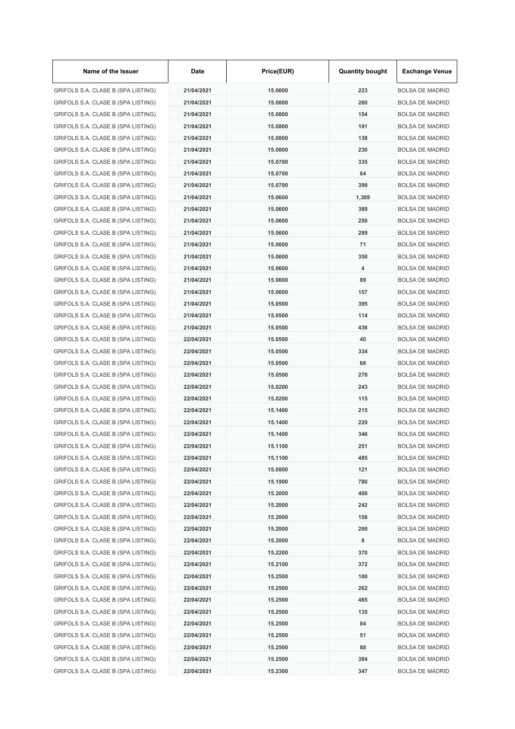| Name of the Issuer | Date | Price(EUR) | Quantity bought | Exchange Venue |
|---|---|---|---|---|
| GRIFOLS S.A. CLASE B (SPA LISTING) | 21/04/2021 | 15.0600 | 223 | BOLSA DE MADRID |
| GRIFOLS S.A. CLASE B (SPA LISTING) | 21/04/2021 | 15.0800 | 260 | BOLSA DE MADRID |
| GRIFOLS S.A. CLASE B (SPA LISTING) | 21/04/2021 | 15.0800 | 154 | BOLSA DE MADRID |
| GRIFOLS S.A. CLASE B (SPA LISTING) | 21/04/2021 | 15.0800 | 191 | BOLSA DE MADRID |
| GRIFOLS S.A. CLASE B (SPA LISTING) | 21/04/2021 | 15.0800 | 138 | BOLSA DE MADRID |
| GRIFOLS S.A. CLASE B (SPA LISTING) | 21/04/2021 | 15.0800 | 230 | BOLSA DE MADRID |
| GRIFOLS S.A. CLASE B (SPA LISTING) | 21/04/2021 | 15.0700 | 335 | BOLSA DE MADRID |
| GRIFOLS S.A. CLASE B (SPA LISTING) | 21/04/2021 | 15.0700 | 64 | BOLSA DE MADRID |
| GRIFOLS S.A. CLASE B (SPA LISTING) | 21/04/2021 | 15.0700 | 399 | BOLSA DE MADRID |
| GRIFOLS S.A. CLASE B (SPA LISTING) | 21/04/2021 | 15.0600 | 1,309 | BOLSA DE MADRID |
| GRIFOLS S.A. CLASE B (SPA LISTING) | 21/04/2021 | 15.0600 | 389 | BOLSA DE MADRID |
| GRIFOLS S.A. CLASE B (SPA LISTING) | 21/04/2021 | 15.0600 | 250 | BOLSA DE MADRID |
| GRIFOLS S.A. CLASE B (SPA LISTING) | 21/04/2021 | 15.0600 | 289 | BOLSA DE MADRID |
| GRIFOLS S.A. CLASE B (SPA LISTING) | 21/04/2021 | 15.0600 | 71 | BOLSA DE MADRID |
| GRIFOLS S.A. CLASE B (SPA LISTING) | 21/04/2021 | 15.0600 | 350 | BOLSA DE MADRID |
| GRIFOLS S.A. CLASE B (SPA LISTING) | 21/04/2021 | 15.0600 | 4 | BOLSA DE MADRID |
| GRIFOLS S.A. CLASE B (SPA LISTING) | 21/04/2021 | 15.0600 | 89 | BOLSA DE MADRID |
| GRIFOLS S.A. CLASE B (SPA LISTING) | 21/04/2021 | 15.0600 | 157 | BOLSA DE MADRID |
| GRIFOLS S.A. CLASE B (SPA LISTING) | 21/04/2021 | 15.0500 | 395 | BOLSA DE MADRID |
| GRIFOLS S.A. CLASE B (SPA LISTING) | 21/04/2021 | 15.0500 | 114 | BOLSA DE MADRID |
| GRIFOLS S.A. CLASE B (SPA LISTING) | 21/04/2021 | 15.0500 | 436 | BOLSA DE MADRID |
| GRIFOLS S.A. CLASE B (SPA LISTING) | 22/04/2021 | 15.0500 | 40 | BOLSA DE MADRID |
| GRIFOLS S.A. CLASE B (SPA LISTING) | 22/04/2021 | 15.0500 | 334 | BOLSA DE MADRID |
| GRIFOLS S.A. CLASE B (SPA LISTING) | 22/04/2021 | 15.0500 | 66 | BOLSA DE MADRID |
| GRIFOLS S.A. CLASE B (SPA LISTING) | 22/04/2021 | 15.0500 | 278 | BOLSA DE MADRID |
| GRIFOLS S.A. CLASE B (SPA LISTING) | 22/04/2021 | 15.0200 | 243 | BOLSA DE MADRID |
| GRIFOLS S.A. CLASE B (SPA LISTING) | 22/04/2021 | 15.0200 | 115 | BOLSA DE MADRID |
| GRIFOLS S.A. CLASE B (SPA LISTING) | 22/04/2021 | 15.1400 | 215 | BOLSA DE MADRID |
| GRIFOLS S.A. CLASE B (SPA LISTING) | 22/04/2021 | 15.1400 | 229 | BOLSA DE MADRID |
| GRIFOLS S.A. CLASE B (SPA LISTING) | 22/04/2021 | 15.1400 | 346 | BOLSA DE MADRID |
| GRIFOLS S.A. CLASE B (SPA LISTING) | 22/04/2021 | 15.1100 | 251 | BOLSA DE MADRID |
| GRIFOLS S.A. CLASE B (SPA LISTING) | 22/04/2021 | 15.1100 | 485 | BOLSA DE MADRID |
| GRIFOLS S.A. CLASE B (SPA LISTING) | 22/04/2021 | 15.0800 | 121 | BOLSA DE MADRID |
| GRIFOLS S.A. CLASE B (SPA LISTING) | 22/04/2021 | 15.1900 | 780 | BOLSA DE MADRID |
| GRIFOLS S.A. CLASE B (SPA LISTING) | 22/04/2021 | 15.2000 | 400 | BOLSA DE MADRID |
| GRIFOLS S.A. CLASE B (SPA LISTING) | 22/04/2021 | 15.2000 | 242 | BOLSA DE MADRID |
| GRIFOLS S.A. CLASE B (SPA LISTING) | 22/04/2021 | 15.2000 | 158 | BOLSA DE MADRID |
| GRIFOLS S.A. CLASE B (SPA LISTING) | 22/04/2021 | 15.2000 | 200 | BOLSA DE MADRID |
| GRIFOLS S.A. CLASE B (SPA LISTING) | 22/04/2021 | 15.2000 | 8 | BOLSA DE MADRID |
| GRIFOLS S.A. CLASE B (SPA LISTING) | 22/04/2021 | 15.2200 | 370 | BOLSA DE MADRID |
| GRIFOLS S.A. CLASE B (SPA LISTING) | 22/04/2021 | 15.2100 | 372 | BOLSA DE MADRID |
| GRIFOLS S.A. CLASE B (SPA LISTING) | 22/04/2021 | 15.2500 | 100 | BOLSA DE MADRID |
| GRIFOLS S.A. CLASE B (SPA LISTING) | 22/04/2021 | 15.2500 | 262 | BOLSA DE MADRID |
| GRIFOLS S.A. CLASE B (SPA LISTING) | 22/04/2021 | 15.2500 | 465 | BOLSA DE MADRID |
| GRIFOLS S.A. CLASE B (SPA LISTING) | 22/04/2021 | 15.2500 | 135 | BOLSA DE MADRID |
| GRIFOLS S.A. CLASE B (SPA LISTING) | 22/04/2021 | 15.2500 | 84 | BOLSA DE MADRID |
| GRIFOLS S.A. CLASE B (SPA LISTING) | 22/04/2021 | 15.2500 | 51 | BOLSA DE MADRID |
| GRIFOLS S.A. CLASE B (SPA LISTING) | 22/04/2021 | 15.2500 | 88 | BOLSA DE MADRID |
| GRIFOLS S.A. CLASE B (SPA LISTING) | 22/04/2021 | 15.2500 | 384 | BOLSA DE MADRID |
| GRIFOLS S.A. CLASE B (SPA LISTING) | 22/04/2021 | 15.2300 | 347 | BOLSA DE MADRID |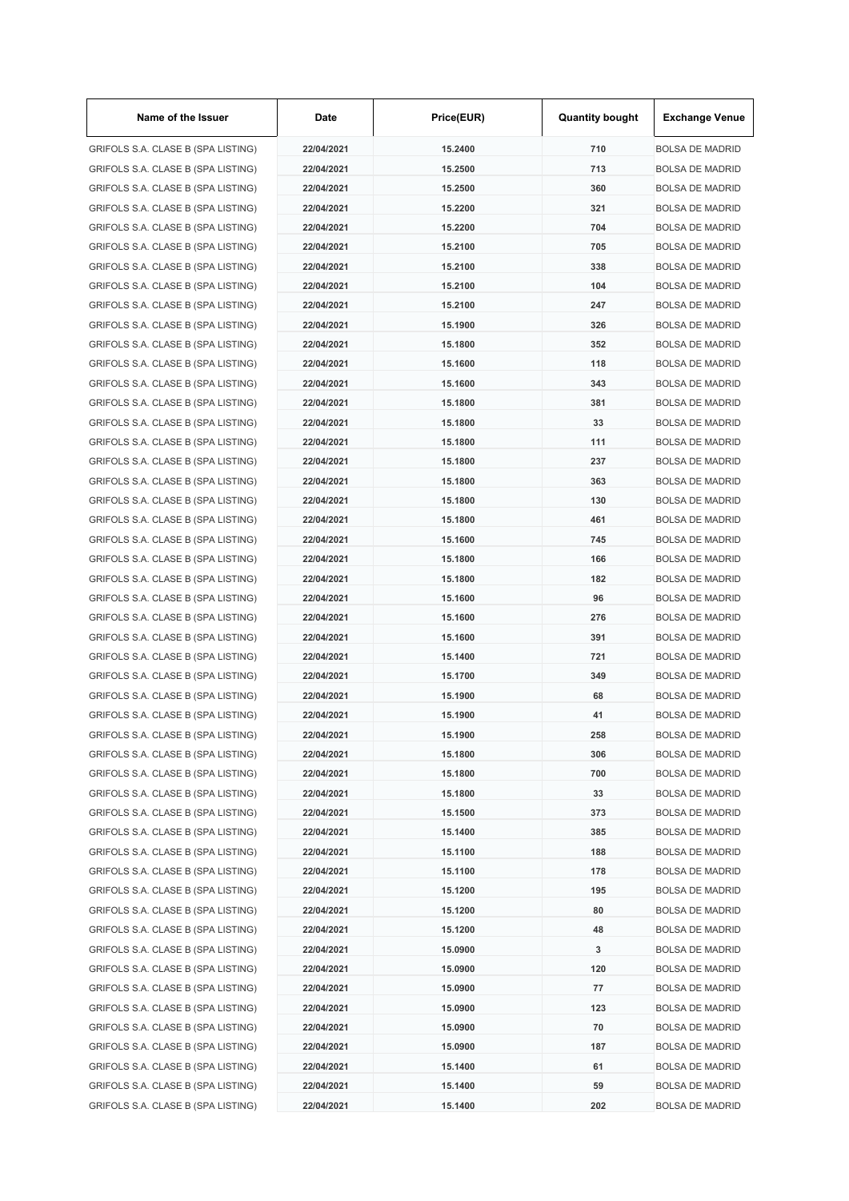| Name of the Issuer | Date | Price(EUR) | Quantity bought | Exchange Venue |
|---|---|---|---|---|
| GRIFOLS S.A. CLASE B (SPA LISTING) | 22/04/2021 | 15.2400 | 710 | BOLSA DE MADRID |
| GRIFOLS S.A. CLASE B (SPA LISTING) | 22/04/2021 | 15.2500 | 713 | BOLSA DE MADRID |
| GRIFOLS S.A. CLASE B (SPA LISTING) | 22/04/2021 | 15.2500 | 360 | BOLSA DE MADRID |
| GRIFOLS S.A. CLASE B (SPA LISTING) | 22/04/2021 | 15.2200 | 321 | BOLSA DE MADRID |
| GRIFOLS S.A. CLASE B (SPA LISTING) | 22/04/2021 | 15.2200 | 704 | BOLSA DE MADRID |
| GRIFOLS S.A. CLASE B (SPA LISTING) | 22/04/2021 | 15.2100 | 705 | BOLSA DE MADRID |
| GRIFOLS S.A. CLASE B (SPA LISTING) | 22/04/2021 | 15.2100 | 338 | BOLSA DE MADRID |
| GRIFOLS S.A. CLASE B (SPA LISTING) | 22/04/2021 | 15.2100 | 104 | BOLSA DE MADRID |
| GRIFOLS S.A. CLASE B (SPA LISTING) | 22/04/2021 | 15.2100 | 247 | BOLSA DE MADRID |
| GRIFOLS S.A. CLASE B (SPA LISTING) | 22/04/2021 | 15.1900 | 326 | BOLSA DE MADRID |
| GRIFOLS S.A. CLASE B (SPA LISTING) | 22/04/2021 | 15.1800 | 352 | BOLSA DE MADRID |
| GRIFOLS S.A. CLASE B (SPA LISTING) | 22/04/2021 | 15.1600 | 118 | BOLSA DE MADRID |
| GRIFOLS S.A. CLASE B (SPA LISTING) | 22/04/2021 | 15.1600 | 343 | BOLSA DE MADRID |
| GRIFOLS S.A. CLASE B (SPA LISTING) | 22/04/2021 | 15.1800 | 381 | BOLSA DE MADRID |
| GRIFOLS S.A. CLASE B (SPA LISTING) | 22/04/2021 | 15.1800 | 33 | BOLSA DE MADRID |
| GRIFOLS S.A. CLASE B (SPA LISTING) | 22/04/2021 | 15.1800 | 111 | BOLSA DE MADRID |
| GRIFOLS S.A. CLASE B (SPA LISTING) | 22/04/2021 | 15.1800 | 237 | BOLSA DE MADRID |
| GRIFOLS S.A. CLASE B (SPA LISTING) | 22/04/2021 | 15.1800 | 363 | BOLSA DE MADRID |
| GRIFOLS S.A. CLASE B (SPA LISTING) | 22/04/2021 | 15.1800 | 130 | BOLSA DE MADRID |
| GRIFOLS S.A. CLASE B (SPA LISTING) | 22/04/2021 | 15.1800 | 461 | BOLSA DE MADRID |
| GRIFOLS S.A. CLASE B (SPA LISTING) | 22/04/2021 | 15.1600 | 745 | BOLSA DE MADRID |
| GRIFOLS S.A. CLASE B (SPA LISTING) | 22/04/2021 | 15.1800 | 166 | BOLSA DE MADRID |
| GRIFOLS S.A. CLASE B (SPA LISTING) | 22/04/2021 | 15.1800 | 182 | BOLSA DE MADRID |
| GRIFOLS S.A. CLASE B (SPA LISTING) | 22/04/2021 | 15.1600 | 96 | BOLSA DE MADRID |
| GRIFOLS S.A. CLASE B (SPA LISTING) | 22/04/2021 | 15.1600 | 276 | BOLSA DE MADRID |
| GRIFOLS S.A. CLASE B (SPA LISTING) | 22/04/2021 | 15.1600 | 391 | BOLSA DE MADRID |
| GRIFOLS S.A. CLASE B (SPA LISTING) | 22/04/2021 | 15.1400 | 721 | BOLSA DE MADRID |
| GRIFOLS S.A. CLASE B (SPA LISTING) | 22/04/2021 | 15.1700 | 349 | BOLSA DE MADRID |
| GRIFOLS S.A. CLASE B (SPA LISTING) | 22/04/2021 | 15.1900 | 68 | BOLSA DE MADRID |
| GRIFOLS S.A. CLASE B (SPA LISTING) | 22/04/2021 | 15.1900 | 41 | BOLSA DE MADRID |
| GRIFOLS S.A. CLASE B (SPA LISTING) | 22/04/2021 | 15.1900 | 258 | BOLSA DE MADRID |
| GRIFOLS S.A. CLASE B (SPA LISTING) | 22/04/2021 | 15.1800 | 306 | BOLSA DE MADRID |
| GRIFOLS S.A. CLASE B (SPA LISTING) | 22/04/2021 | 15.1800 | 700 | BOLSA DE MADRID |
| GRIFOLS S.A. CLASE B (SPA LISTING) | 22/04/2021 | 15.1800 | 33 | BOLSA DE MADRID |
| GRIFOLS S.A. CLASE B (SPA LISTING) | 22/04/2021 | 15.1500 | 373 | BOLSA DE MADRID |
| GRIFOLS S.A. CLASE B (SPA LISTING) | 22/04/2021 | 15.1400 | 385 | BOLSA DE MADRID |
| GRIFOLS S.A. CLASE B (SPA LISTING) | 22/04/2021 | 15.1100 | 188 | BOLSA DE MADRID |
| GRIFOLS S.A. CLASE B (SPA LISTING) | 22/04/2021 | 15.1100 | 178 | BOLSA DE MADRID |
| GRIFOLS S.A. CLASE B (SPA LISTING) | 22/04/2021 | 15.1200 | 195 | BOLSA DE MADRID |
| GRIFOLS S.A. CLASE B (SPA LISTING) | 22/04/2021 | 15.1200 | 80 | BOLSA DE MADRID |
| GRIFOLS S.A. CLASE B (SPA LISTING) | 22/04/2021 | 15.1200 | 48 | BOLSA DE MADRID |
| GRIFOLS S.A. CLASE B (SPA LISTING) | 22/04/2021 | 15.0900 | 3 | BOLSA DE MADRID |
| GRIFOLS S.A. CLASE B (SPA LISTING) | 22/04/2021 | 15.0900 | 120 | BOLSA DE MADRID |
| GRIFOLS S.A. CLASE B (SPA LISTING) | 22/04/2021 | 15.0900 | 77 | BOLSA DE MADRID |
| GRIFOLS S.A. CLASE B (SPA LISTING) | 22/04/2021 | 15.0900 | 123 | BOLSA DE MADRID |
| GRIFOLS S.A. CLASE B (SPA LISTING) | 22/04/2021 | 15.0900 | 70 | BOLSA DE MADRID |
| GRIFOLS S.A. CLASE B (SPA LISTING) | 22/04/2021 | 15.0900 | 187 | BOLSA DE MADRID |
| GRIFOLS S.A. CLASE B (SPA LISTING) | 22/04/2021 | 15.1400 | 61 | BOLSA DE MADRID |
| GRIFOLS S.A. CLASE B (SPA LISTING) | 22/04/2021 | 15.1400 | 59 | BOLSA DE MADRID |
| GRIFOLS S.A. CLASE B (SPA LISTING) | 22/04/2021 | 15.1400 | 202 | BOLSA DE MADRID |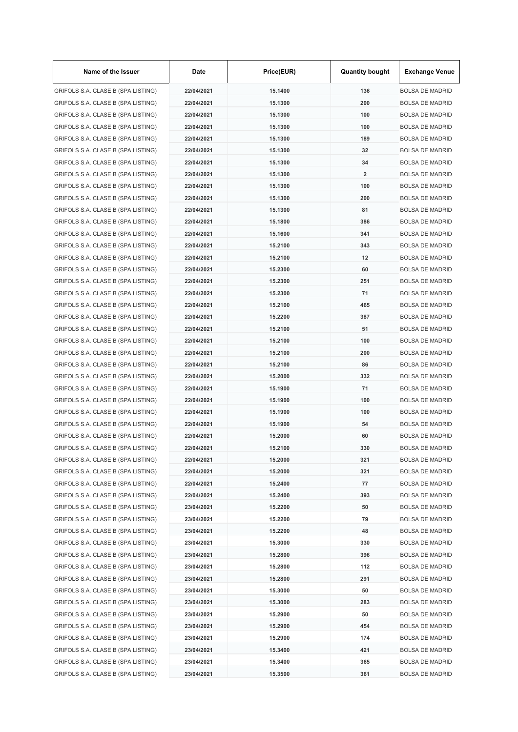| Name of the Issuer | Date | Price(EUR) | Quantity bought | Exchange Venue |
| --- | --- | --- | --- | --- |
| GRIFOLS S.A. CLASE B (SPA LISTING) | 22/04/2021 | 15.1400 | 136 | BOLSA DE MADRID |
| GRIFOLS S.A. CLASE B (SPA LISTING) | 22/04/2021 | 15.1300 | 200 | BOLSA DE MADRID |
| GRIFOLS S.A. CLASE B (SPA LISTING) | 22/04/2021 | 15.1300 | 100 | BOLSA DE MADRID |
| GRIFOLS S.A. CLASE B (SPA LISTING) | 22/04/2021 | 15.1300 | 100 | BOLSA DE MADRID |
| GRIFOLS S.A. CLASE B (SPA LISTING) | 22/04/2021 | 15.1300 | 189 | BOLSA DE MADRID |
| GRIFOLS S.A. CLASE B (SPA LISTING) | 22/04/2021 | 15.1300 | 32 | BOLSA DE MADRID |
| GRIFOLS S.A. CLASE B (SPA LISTING) | 22/04/2021 | 15.1300 | 34 | BOLSA DE MADRID |
| GRIFOLS S.A. CLASE B (SPA LISTING) | 22/04/2021 | 15.1300 | 2 | BOLSA DE MADRID |
| GRIFOLS S.A. CLASE B (SPA LISTING) | 22/04/2021 | 15.1300 | 100 | BOLSA DE MADRID |
| GRIFOLS S.A. CLASE B (SPA LISTING) | 22/04/2021 | 15.1300 | 200 | BOLSA DE MADRID |
| GRIFOLS S.A. CLASE B (SPA LISTING) | 22/04/2021 | 15.1300 | 81 | BOLSA DE MADRID |
| GRIFOLS S.A. CLASE B (SPA LISTING) | 22/04/2021 | 15.1800 | 386 | BOLSA DE MADRID |
| GRIFOLS S.A. CLASE B (SPA LISTING) | 22/04/2021 | 15.1600 | 341 | BOLSA DE MADRID |
| GRIFOLS S.A. CLASE B (SPA LISTING) | 22/04/2021 | 15.2100 | 343 | BOLSA DE MADRID |
| GRIFOLS S.A. CLASE B (SPA LISTING) | 22/04/2021 | 15.2100 | 12 | BOLSA DE MADRID |
| GRIFOLS S.A. CLASE B (SPA LISTING) | 22/04/2021 | 15.2300 | 60 | BOLSA DE MADRID |
| GRIFOLS S.A. CLASE B (SPA LISTING) | 22/04/2021 | 15.2300 | 251 | BOLSA DE MADRID |
| GRIFOLS S.A. CLASE B (SPA LISTING) | 22/04/2021 | 15.2300 | 71 | BOLSA DE MADRID |
| GRIFOLS S.A. CLASE B (SPA LISTING) | 22/04/2021 | 15.2100 | 465 | BOLSA DE MADRID |
| GRIFOLS S.A. CLASE B (SPA LISTING) | 22/04/2021 | 15.2200 | 387 | BOLSA DE MADRID |
| GRIFOLS S.A. CLASE B (SPA LISTING) | 22/04/2021 | 15.2100 | 51 | BOLSA DE MADRID |
| GRIFOLS S.A. CLASE B (SPA LISTING) | 22/04/2021 | 15.2100 | 100 | BOLSA DE MADRID |
| GRIFOLS S.A. CLASE B (SPA LISTING) | 22/04/2021 | 15.2100 | 200 | BOLSA DE MADRID |
| GRIFOLS S.A. CLASE B (SPA LISTING) | 22/04/2021 | 15.2100 | 86 | BOLSA DE MADRID |
| GRIFOLS S.A. CLASE B (SPA LISTING) | 22/04/2021 | 15.2000 | 332 | BOLSA DE MADRID |
| GRIFOLS S.A. CLASE B (SPA LISTING) | 22/04/2021 | 15.1900 | 71 | BOLSA DE MADRID |
| GRIFOLS S.A. CLASE B (SPA LISTING) | 22/04/2021 | 15.1900 | 100 | BOLSA DE MADRID |
| GRIFOLS S.A. CLASE B (SPA LISTING) | 22/04/2021 | 15.1900 | 100 | BOLSA DE MADRID |
| GRIFOLS S.A. CLASE B (SPA LISTING) | 22/04/2021 | 15.1900 | 54 | BOLSA DE MADRID |
| GRIFOLS S.A. CLASE B (SPA LISTING) | 22/04/2021 | 15.2000 | 60 | BOLSA DE MADRID |
| GRIFOLS S.A. CLASE B (SPA LISTING) | 22/04/2021 | 15.2100 | 330 | BOLSA DE MADRID |
| GRIFOLS S.A. CLASE B (SPA LISTING) | 22/04/2021 | 15.2000 | 321 | BOLSA DE MADRID |
| GRIFOLS S.A. CLASE B (SPA LISTING) | 22/04/2021 | 15.2000 | 321 | BOLSA DE MADRID |
| GRIFOLS S.A. CLASE B (SPA LISTING) | 22/04/2021 | 15.2400 | 77 | BOLSA DE MADRID |
| GRIFOLS S.A. CLASE B (SPA LISTING) | 22/04/2021 | 15.2400 | 393 | BOLSA DE MADRID |
| GRIFOLS S.A. CLASE B (SPA LISTING) | 23/04/2021 | 15.2200 | 50 | BOLSA DE MADRID |
| GRIFOLS S.A. CLASE B (SPA LISTING) | 23/04/2021 | 15.2200 | 79 | BOLSA DE MADRID |
| GRIFOLS S.A. CLASE B (SPA LISTING) | 23/04/2021 | 15.2200 | 48 | BOLSA DE MADRID |
| GRIFOLS S.A. CLASE B (SPA LISTING) | 23/04/2021 | 15.3000 | 330 | BOLSA DE MADRID |
| GRIFOLS S.A. CLASE B (SPA LISTING) | 23/04/2021 | 15.2800 | 396 | BOLSA DE MADRID |
| GRIFOLS S.A. CLASE B (SPA LISTING) | 23/04/2021 | 15.2800 | 112 | BOLSA DE MADRID |
| GRIFOLS S.A. CLASE B (SPA LISTING) | 23/04/2021 | 15.2800 | 291 | BOLSA DE MADRID |
| GRIFOLS S.A. CLASE B (SPA LISTING) | 23/04/2021 | 15.3000 | 50 | BOLSA DE MADRID |
| GRIFOLS S.A. CLASE B (SPA LISTING) | 23/04/2021 | 15.3000 | 283 | BOLSA DE MADRID |
| GRIFOLS S.A. CLASE B (SPA LISTING) | 23/04/2021 | 15.2900 | 50 | BOLSA DE MADRID |
| GRIFOLS S.A. CLASE B (SPA LISTING) | 23/04/2021 | 15.2900 | 454 | BOLSA DE MADRID |
| GRIFOLS S.A. CLASE B (SPA LISTING) | 23/04/2021 | 15.2900 | 174 | BOLSA DE MADRID |
| GRIFOLS S.A. CLASE B (SPA LISTING) | 23/04/2021 | 15.3400 | 421 | BOLSA DE MADRID |
| GRIFOLS S.A. CLASE B (SPA LISTING) | 23/04/2021 | 15.3400 | 365 | BOLSA DE MADRID |
| GRIFOLS S.A. CLASE B (SPA LISTING) | 23/04/2021 | 15.3500 | 361 | BOLSA DE MADRID |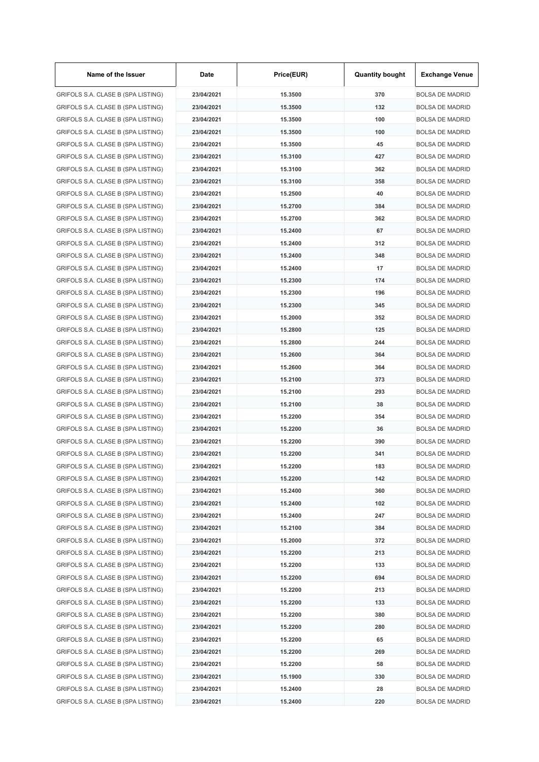| Name of the Issuer | Date | Price(EUR) | Quantity bought | Exchange Venue |
|---|---|---|---|---|
| GRIFOLS S.A. CLASE B (SPA LISTING) | 23/04/2021 | 15.3500 | 370 | BOLSA DE MADRID |
| GRIFOLS S.A. CLASE B (SPA LISTING) | 23/04/2021 | 15.3500 | 132 | BOLSA DE MADRID |
| GRIFOLS S.A. CLASE B (SPA LISTING) | 23/04/2021 | 15.3500 | 100 | BOLSA DE MADRID |
| GRIFOLS S.A. CLASE B (SPA LISTING) | 23/04/2021 | 15.3500 | 100 | BOLSA DE MADRID |
| GRIFOLS S.A. CLASE B (SPA LISTING) | 23/04/2021 | 15.3500 | 45 | BOLSA DE MADRID |
| GRIFOLS S.A. CLASE B (SPA LISTING) | 23/04/2021 | 15.3100 | 427 | BOLSA DE MADRID |
| GRIFOLS S.A. CLASE B (SPA LISTING) | 23/04/2021 | 15.3100 | 362 | BOLSA DE MADRID |
| GRIFOLS S.A. CLASE B (SPA LISTING) | 23/04/2021 | 15.3100 | 358 | BOLSA DE MADRID |
| GRIFOLS S.A. CLASE B (SPA LISTING) | 23/04/2021 | 15.2500 | 40 | BOLSA DE MADRID |
| GRIFOLS S.A. CLASE B (SPA LISTING) | 23/04/2021 | 15.2700 | 384 | BOLSA DE MADRID |
| GRIFOLS S.A. CLASE B (SPA LISTING) | 23/04/2021 | 15.2700 | 362 | BOLSA DE MADRID |
| GRIFOLS S.A. CLASE B (SPA LISTING) | 23/04/2021 | 15.2400 | 67 | BOLSA DE MADRID |
| GRIFOLS S.A. CLASE B (SPA LISTING) | 23/04/2021 | 15.2400 | 312 | BOLSA DE MADRID |
| GRIFOLS S.A. CLASE B (SPA LISTING) | 23/04/2021 | 15.2400 | 348 | BOLSA DE MADRID |
| GRIFOLS S.A. CLASE B (SPA LISTING) | 23/04/2021 | 15.2400 | 17 | BOLSA DE MADRID |
| GRIFOLS S.A. CLASE B (SPA LISTING) | 23/04/2021 | 15.2300 | 174 | BOLSA DE MADRID |
| GRIFOLS S.A. CLASE B (SPA LISTING) | 23/04/2021 | 15.2300 | 196 | BOLSA DE MADRID |
| GRIFOLS S.A. CLASE B (SPA LISTING) | 23/04/2021 | 15.2300 | 345 | BOLSA DE MADRID |
| GRIFOLS S.A. CLASE B (SPA LISTING) | 23/04/2021 | 15.2000 | 352 | BOLSA DE MADRID |
| GRIFOLS S.A. CLASE B (SPA LISTING) | 23/04/2021 | 15.2800 | 125 | BOLSA DE MADRID |
| GRIFOLS S.A. CLASE B (SPA LISTING) | 23/04/2021 | 15.2800 | 244 | BOLSA DE MADRID |
| GRIFOLS S.A. CLASE B (SPA LISTING) | 23/04/2021 | 15.2600 | 364 | BOLSA DE MADRID |
| GRIFOLS S.A. CLASE B (SPA LISTING) | 23/04/2021 | 15.2600 | 364 | BOLSA DE MADRID |
| GRIFOLS S.A. CLASE B (SPA LISTING) | 23/04/2021 | 15.2100 | 373 | BOLSA DE MADRID |
| GRIFOLS S.A. CLASE B (SPA LISTING) | 23/04/2021 | 15.2100 | 293 | BOLSA DE MADRID |
| GRIFOLS S.A. CLASE B (SPA LISTING) | 23/04/2021 | 15.2100 | 38 | BOLSA DE MADRID |
| GRIFOLS S.A. CLASE B (SPA LISTING) | 23/04/2021 | 15.2200 | 354 | BOLSA DE MADRID |
| GRIFOLS S.A. CLASE B (SPA LISTING) | 23/04/2021 | 15.2200 | 36 | BOLSA DE MADRID |
| GRIFOLS S.A. CLASE B (SPA LISTING) | 23/04/2021 | 15.2200 | 390 | BOLSA DE MADRID |
| GRIFOLS S.A. CLASE B (SPA LISTING) | 23/04/2021 | 15.2200 | 341 | BOLSA DE MADRID |
| GRIFOLS S.A. CLASE B (SPA LISTING) | 23/04/2021 | 15.2200 | 183 | BOLSA DE MADRID |
| GRIFOLS S.A. CLASE B (SPA LISTING) | 23/04/2021 | 15.2200 | 142 | BOLSA DE MADRID |
| GRIFOLS S.A. CLASE B (SPA LISTING) | 23/04/2021 | 15.2400 | 360 | BOLSA DE MADRID |
| GRIFOLS S.A. CLASE B (SPA LISTING) | 23/04/2021 | 15.2400 | 102 | BOLSA DE MADRID |
| GRIFOLS S.A. CLASE B (SPA LISTING) | 23/04/2021 | 15.2400 | 247 | BOLSA DE MADRID |
| GRIFOLS S.A. CLASE B (SPA LISTING) | 23/04/2021 | 15.2100 | 384 | BOLSA DE MADRID |
| GRIFOLS S.A. CLASE B (SPA LISTING) | 23/04/2021 | 15.2000 | 372 | BOLSA DE MADRID |
| GRIFOLS S.A. CLASE B (SPA LISTING) | 23/04/2021 | 15.2200 | 213 | BOLSA DE MADRID |
| GRIFOLS S.A. CLASE B (SPA LISTING) | 23/04/2021 | 15.2200 | 133 | BOLSA DE MADRID |
| GRIFOLS S.A. CLASE B (SPA LISTING) | 23/04/2021 | 15.2200 | 694 | BOLSA DE MADRID |
| GRIFOLS S.A. CLASE B (SPA LISTING) | 23/04/2021 | 15.2200 | 213 | BOLSA DE MADRID |
| GRIFOLS S.A. CLASE B (SPA LISTING) | 23/04/2021 | 15.2200 | 133 | BOLSA DE MADRID |
| GRIFOLS S.A. CLASE B (SPA LISTING) | 23/04/2021 | 15.2200 | 380 | BOLSA DE MADRID |
| GRIFOLS S.A. CLASE B (SPA LISTING) | 23/04/2021 | 15.2200 | 280 | BOLSA DE MADRID |
| GRIFOLS S.A. CLASE B (SPA LISTING) | 23/04/2021 | 15.2200 | 65 | BOLSA DE MADRID |
| GRIFOLS S.A. CLASE B (SPA LISTING) | 23/04/2021 | 15.2200 | 269 | BOLSA DE MADRID |
| GRIFOLS S.A. CLASE B (SPA LISTING) | 23/04/2021 | 15.2200 | 58 | BOLSA DE MADRID |
| GRIFOLS S.A. CLASE B (SPA LISTING) | 23/04/2021 | 15.1900 | 330 | BOLSA DE MADRID |
| GRIFOLS S.A. CLASE B (SPA LISTING) | 23/04/2021 | 15.2400 | 28 | BOLSA DE MADRID |
| GRIFOLS S.A. CLASE B (SPA LISTING) | 23/04/2021 | 15.2400 | 220 | BOLSA DE MADRID |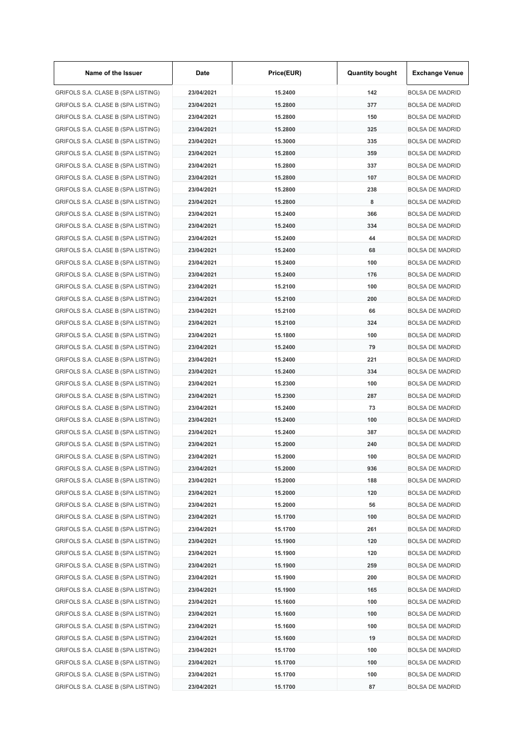| Name of the Issuer | Date | Price(EUR) | Quantity bought | Exchange Venue |
| --- | --- | --- | --- | --- |
| GRIFOLS S.A. CLASE B (SPA LISTING) | 23/04/2021 | 15.2400 | 142 | BOLSA DE MADRID |
| GRIFOLS S.A. CLASE B (SPA LISTING) | 23/04/2021 | 15.2800 | 377 | BOLSA DE MADRID |
| GRIFOLS S.A. CLASE B (SPA LISTING) | 23/04/2021 | 15.2800 | 150 | BOLSA DE MADRID |
| GRIFOLS S.A. CLASE B (SPA LISTING) | 23/04/2021 | 15.2800 | 325 | BOLSA DE MADRID |
| GRIFOLS S.A. CLASE B (SPA LISTING) | 23/04/2021 | 15.3000 | 335 | BOLSA DE MADRID |
| GRIFOLS S.A. CLASE B (SPA LISTING) | 23/04/2021 | 15.2800 | 359 | BOLSA DE MADRID |
| GRIFOLS S.A. CLASE B (SPA LISTING) | 23/04/2021 | 15.2800 | 337 | BOLSA DE MADRID |
| GRIFOLS S.A. CLASE B (SPA LISTING) | 23/04/2021 | 15.2800 | 107 | BOLSA DE MADRID |
| GRIFOLS S.A. CLASE B (SPA LISTING) | 23/04/2021 | 15.2800 | 238 | BOLSA DE MADRID |
| GRIFOLS S.A. CLASE B (SPA LISTING) | 23/04/2021 | 15.2800 | 8 | BOLSA DE MADRID |
| GRIFOLS S.A. CLASE B (SPA LISTING) | 23/04/2021 | 15.2400 | 366 | BOLSA DE MADRID |
| GRIFOLS S.A. CLASE B (SPA LISTING) | 23/04/2021 | 15.2400 | 334 | BOLSA DE MADRID |
| GRIFOLS S.A. CLASE B (SPA LISTING) | 23/04/2021 | 15.2400 | 44 | BOLSA DE MADRID |
| GRIFOLS S.A. CLASE B (SPA LISTING) | 23/04/2021 | 15.2400 | 68 | BOLSA DE MADRID |
| GRIFOLS S.A. CLASE B (SPA LISTING) | 23/04/2021 | 15.2400 | 100 | BOLSA DE MADRID |
| GRIFOLS S.A. CLASE B (SPA LISTING) | 23/04/2021 | 15.2400 | 176 | BOLSA DE MADRID |
| GRIFOLS S.A. CLASE B (SPA LISTING) | 23/04/2021 | 15.2100 | 100 | BOLSA DE MADRID |
| GRIFOLS S.A. CLASE B (SPA LISTING) | 23/04/2021 | 15.2100 | 200 | BOLSA DE MADRID |
| GRIFOLS S.A. CLASE B (SPA LISTING) | 23/04/2021 | 15.2100 | 66 | BOLSA DE MADRID |
| GRIFOLS S.A. CLASE B (SPA LISTING) | 23/04/2021 | 15.2100 | 324 | BOLSA DE MADRID |
| GRIFOLS S.A. CLASE B (SPA LISTING) | 23/04/2021 | 15.1800 | 100 | BOLSA DE MADRID |
| GRIFOLS S.A. CLASE B (SPA LISTING) | 23/04/2021 | 15.2400 | 79 | BOLSA DE MADRID |
| GRIFOLS S.A. CLASE B (SPA LISTING) | 23/04/2021 | 15.2400 | 221 | BOLSA DE MADRID |
| GRIFOLS S.A. CLASE B (SPA LISTING) | 23/04/2021 | 15.2400 | 334 | BOLSA DE MADRID |
| GRIFOLS S.A. CLASE B (SPA LISTING) | 23/04/2021 | 15.2300 | 100 | BOLSA DE MADRID |
| GRIFOLS S.A. CLASE B (SPA LISTING) | 23/04/2021 | 15.2300 | 287 | BOLSA DE MADRID |
| GRIFOLS S.A. CLASE B (SPA LISTING) | 23/04/2021 | 15.2400 | 73 | BOLSA DE MADRID |
| GRIFOLS S.A. CLASE B (SPA LISTING) | 23/04/2021 | 15.2400 | 100 | BOLSA DE MADRID |
| GRIFOLS S.A. CLASE B (SPA LISTING) | 23/04/2021 | 15.2400 | 387 | BOLSA DE MADRID |
| GRIFOLS S.A. CLASE B (SPA LISTING) | 23/04/2021 | 15.2000 | 240 | BOLSA DE MADRID |
| GRIFOLS S.A. CLASE B (SPA LISTING) | 23/04/2021 | 15.2000 | 100 | BOLSA DE MADRID |
| GRIFOLS S.A. CLASE B (SPA LISTING) | 23/04/2021 | 15.2000 | 936 | BOLSA DE MADRID |
| GRIFOLS S.A. CLASE B (SPA LISTING) | 23/04/2021 | 15.2000 | 188 | BOLSA DE MADRID |
| GRIFOLS S.A. CLASE B (SPA LISTING) | 23/04/2021 | 15.2000 | 120 | BOLSA DE MADRID |
| GRIFOLS S.A. CLASE B (SPA LISTING) | 23/04/2021 | 15.2000 | 56 | BOLSA DE MADRID |
| GRIFOLS S.A. CLASE B (SPA LISTING) | 23/04/2021 | 15.1700 | 100 | BOLSA DE MADRID |
| GRIFOLS S.A. CLASE B (SPA LISTING) | 23/04/2021 | 15.1700 | 261 | BOLSA DE MADRID |
| GRIFOLS S.A. CLASE B (SPA LISTING) | 23/04/2021 | 15.1900 | 120 | BOLSA DE MADRID |
| GRIFOLS S.A. CLASE B (SPA LISTING) | 23/04/2021 | 15.1900 | 120 | BOLSA DE MADRID |
| GRIFOLS S.A. CLASE B (SPA LISTING) | 23/04/2021 | 15.1900 | 259 | BOLSA DE MADRID |
| GRIFOLS S.A. CLASE B (SPA LISTING) | 23/04/2021 | 15.1900 | 200 | BOLSA DE MADRID |
| GRIFOLS S.A. CLASE B (SPA LISTING) | 23/04/2021 | 15.1900 | 165 | BOLSA DE MADRID |
| GRIFOLS S.A. CLASE B (SPA LISTING) | 23/04/2021 | 15.1600 | 100 | BOLSA DE MADRID |
| GRIFOLS S.A. CLASE B (SPA LISTING) | 23/04/2021 | 15.1600 | 100 | BOLSA DE MADRID |
| GRIFOLS S.A. CLASE B (SPA LISTING) | 23/04/2021 | 15.1600 | 100 | BOLSA DE MADRID |
| GRIFOLS S.A. CLASE B (SPA LISTING) | 23/04/2021 | 15.1600 | 19 | BOLSA DE MADRID |
| GRIFOLS S.A. CLASE B (SPA LISTING) | 23/04/2021 | 15.1700 | 100 | BOLSA DE MADRID |
| GRIFOLS S.A. CLASE B (SPA LISTING) | 23/04/2021 | 15.1700 | 100 | BOLSA DE MADRID |
| GRIFOLS S.A. CLASE B (SPA LISTING) | 23/04/2021 | 15.1700 | 100 | BOLSA DE MADRID |
| GRIFOLS S.A. CLASE B (SPA LISTING) | 23/04/2021 | 15.1700 | 87 | BOLSA DE MADRID |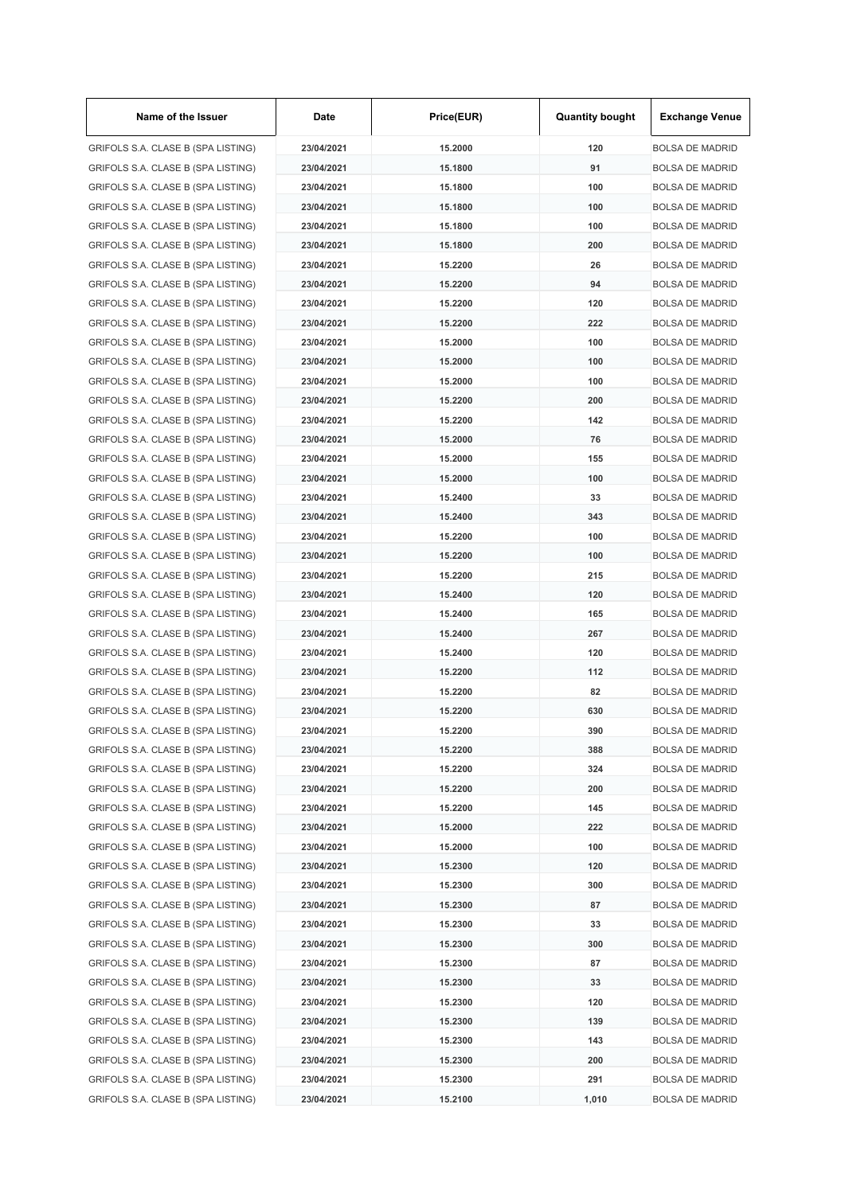| Name of the Issuer | Date | Price(EUR) | Quantity bought | Exchange Venue |
|---|---|---|---|---|
| GRIFOLS S.A. CLASE B (SPA LISTING) | 23/04/2021 | 15.2000 | 120 | BOLSA DE MADRID |
| GRIFOLS S.A. CLASE B (SPA LISTING) | 23/04/2021 | 15.1800 | 91 | BOLSA DE MADRID |
| GRIFOLS S.A. CLASE B (SPA LISTING) | 23/04/2021 | 15.1800 | 100 | BOLSA DE MADRID |
| GRIFOLS S.A. CLASE B (SPA LISTING) | 23/04/2021 | 15.1800 | 100 | BOLSA DE MADRID |
| GRIFOLS S.A. CLASE B (SPA LISTING) | 23/04/2021 | 15.1800 | 100 | BOLSA DE MADRID |
| GRIFOLS S.A. CLASE B (SPA LISTING) | 23/04/2021 | 15.1800 | 200 | BOLSA DE MADRID |
| GRIFOLS S.A. CLASE B (SPA LISTING) | 23/04/2021 | 15.2200 | 26 | BOLSA DE MADRID |
| GRIFOLS S.A. CLASE B (SPA LISTING) | 23/04/2021 | 15.2200 | 94 | BOLSA DE MADRID |
| GRIFOLS S.A. CLASE B (SPA LISTING) | 23/04/2021 | 15.2200 | 120 | BOLSA DE MADRID |
| GRIFOLS S.A. CLASE B (SPA LISTING) | 23/04/2021 | 15.2200 | 222 | BOLSA DE MADRID |
| GRIFOLS S.A. CLASE B (SPA LISTING) | 23/04/2021 | 15.2000 | 100 | BOLSA DE MADRID |
| GRIFOLS S.A. CLASE B (SPA LISTING) | 23/04/2021 | 15.2000 | 100 | BOLSA DE MADRID |
| GRIFOLS S.A. CLASE B (SPA LISTING) | 23/04/2021 | 15.2000 | 100 | BOLSA DE MADRID |
| GRIFOLS S.A. CLASE B (SPA LISTING) | 23/04/2021 | 15.2200 | 200 | BOLSA DE MADRID |
| GRIFOLS S.A. CLASE B (SPA LISTING) | 23/04/2021 | 15.2200 | 142 | BOLSA DE MADRID |
| GRIFOLS S.A. CLASE B (SPA LISTING) | 23/04/2021 | 15.2000 | 76 | BOLSA DE MADRID |
| GRIFOLS S.A. CLASE B (SPA LISTING) | 23/04/2021 | 15.2000 | 155 | BOLSA DE MADRID |
| GRIFOLS S.A. CLASE B (SPA LISTING) | 23/04/2021 | 15.2000 | 100 | BOLSA DE MADRID |
| GRIFOLS S.A. CLASE B (SPA LISTING) | 23/04/2021 | 15.2400 | 33 | BOLSA DE MADRID |
| GRIFOLS S.A. CLASE B (SPA LISTING) | 23/04/2021 | 15.2400 | 343 | BOLSA DE MADRID |
| GRIFOLS S.A. CLASE B (SPA LISTING) | 23/04/2021 | 15.2200 | 100 | BOLSA DE MADRID |
| GRIFOLS S.A. CLASE B (SPA LISTING) | 23/04/2021 | 15.2200 | 100 | BOLSA DE MADRID |
| GRIFOLS S.A. CLASE B (SPA LISTING) | 23/04/2021 | 15.2200 | 215 | BOLSA DE MADRID |
| GRIFOLS S.A. CLASE B (SPA LISTING) | 23/04/2021 | 15.2400 | 120 | BOLSA DE MADRID |
| GRIFOLS S.A. CLASE B (SPA LISTING) | 23/04/2021 | 15.2400 | 165 | BOLSA DE MADRID |
| GRIFOLS S.A. CLASE B (SPA LISTING) | 23/04/2021 | 15.2400 | 267 | BOLSA DE MADRID |
| GRIFOLS S.A. CLASE B (SPA LISTING) | 23/04/2021 | 15.2400 | 120 | BOLSA DE MADRID |
| GRIFOLS S.A. CLASE B (SPA LISTING) | 23/04/2021 | 15.2200 | 112 | BOLSA DE MADRID |
| GRIFOLS S.A. CLASE B (SPA LISTING) | 23/04/2021 | 15.2200 | 82 | BOLSA DE MADRID |
| GRIFOLS S.A. CLASE B (SPA LISTING) | 23/04/2021 | 15.2200 | 630 | BOLSA DE MADRID |
| GRIFOLS S.A. CLASE B (SPA LISTING) | 23/04/2021 | 15.2200 | 390 | BOLSA DE MADRID |
| GRIFOLS S.A. CLASE B (SPA LISTING) | 23/04/2021 | 15.2200 | 388 | BOLSA DE MADRID |
| GRIFOLS S.A. CLASE B (SPA LISTING) | 23/04/2021 | 15.2200 | 324 | BOLSA DE MADRID |
| GRIFOLS S.A. CLASE B (SPA LISTING) | 23/04/2021 | 15.2200 | 200 | BOLSA DE MADRID |
| GRIFOLS S.A. CLASE B (SPA LISTING) | 23/04/2021 | 15.2200 | 145 | BOLSA DE MADRID |
| GRIFOLS S.A. CLASE B (SPA LISTING) | 23/04/2021 | 15.2000 | 222 | BOLSA DE MADRID |
| GRIFOLS S.A. CLASE B (SPA LISTING) | 23/04/2021 | 15.2000 | 100 | BOLSA DE MADRID |
| GRIFOLS S.A. CLASE B (SPA LISTING) | 23/04/2021 | 15.2300 | 120 | BOLSA DE MADRID |
| GRIFOLS S.A. CLASE B (SPA LISTING) | 23/04/2021 | 15.2300 | 300 | BOLSA DE MADRID |
| GRIFOLS S.A. CLASE B (SPA LISTING) | 23/04/2021 | 15.2300 | 87 | BOLSA DE MADRID |
| GRIFOLS S.A. CLASE B (SPA LISTING) | 23/04/2021 | 15.2300 | 33 | BOLSA DE MADRID |
| GRIFOLS S.A. CLASE B (SPA LISTING) | 23/04/2021 | 15.2300 | 300 | BOLSA DE MADRID |
| GRIFOLS S.A. CLASE B (SPA LISTING) | 23/04/2021 | 15.2300 | 87 | BOLSA DE MADRID |
| GRIFOLS S.A. CLASE B (SPA LISTING) | 23/04/2021 | 15.2300 | 33 | BOLSA DE MADRID |
| GRIFOLS S.A. CLASE B (SPA LISTING) | 23/04/2021 | 15.2300 | 120 | BOLSA DE MADRID |
| GRIFOLS S.A. CLASE B (SPA LISTING) | 23/04/2021 | 15.2300 | 139 | BOLSA DE MADRID |
| GRIFOLS S.A. CLASE B (SPA LISTING) | 23/04/2021 | 15.2300 | 143 | BOLSA DE MADRID |
| GRIFOLS S.A. CLASE B (SPA LISTING) | 23/04/2021 | 15.2300 | 200 | BOLSA DE MADRID |
| GRIFOLS S.A. CLASE B (SPA LISTING) | 23/04/2021 | 15.2300 | 291 | BOLSA DE MADRID |
| GRIFOLS S.A. CLASE B (SPA LISTING) | 23/04/2021 | 15.2100 | 1,010 | BOLSA DE MADRID |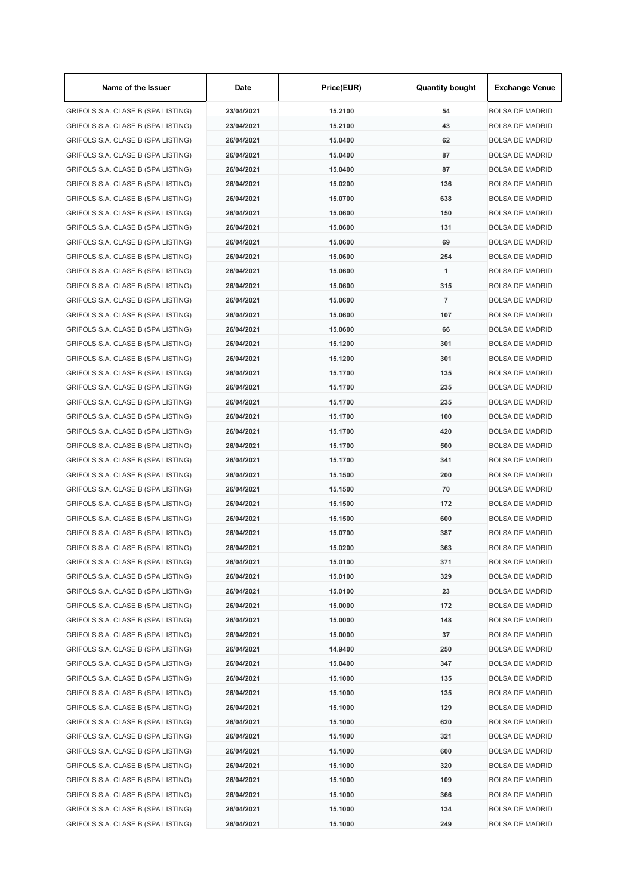| Name of the Issuer | Date | Price(EUR) | Quantity bought | Exchange Venue |
|---|---|---|---|---|
| GRIFOLS S.A. CLASE B (SPA LISTING) | 23/04/2021 | 15.2100 | 54 | BOLSA DE MADRID |
| GRIFOLS S.A. CLASE B (SPA LISTING) | 23/04/2021 | 15.2100 | 43 | BOLSA DE MADRID |
| GRIFOLS S.A. CLASE B (SPA LISTING) | 26/04/2021 | 15.0400 | 62 | BOLSA DE MADRID |
| GRIFOLS S.A. CLASE B (SPA LISTING) | 26/04/2021 | 15.0400 | 87 | BOLSA DE MADRID |
| GRIFOLS S.A. CLASE B (SPA LISTING) | 26/04/2021 | 15.0400 | 87 | BOLSA DE MADRID |
| GRIFOLS S.A. CLASE B (SPA LISTING) | 26/04/2021 | 15.0200 | 136 | BOLSA DE MADRID |
| GRIFOLS S.A. CLASE B (SPA LISTING) | 26/04/2021 | 15.0700 | 638 | BOLSA DE MADRID |
| GRIFOLS S.A. CLASE B (SPA LISTING) | 26/04/2021 | 15.0600 | 150 | BOLSA DE MADRID |
| GRIFOLS S.A. CLASE B (SPA LISTING) | 26/04/2021 | 15.0600 | 131 | BOLSA DE MADRID |
| GRIFOLS S.A. CLASE B (SPA LISTING) | 26/04/2021 | 15.0600 | 69 | BOLSA DE MADRID |
| GRIFOLS S.A. CLASE B (SPA LISTING) | 26/04/2021 | 15.0600 | 254 | BOLSA DE MADRID |
| GRIFOLS S.A. CLASE B (SPA LISTING) | 26/04/2021 | 15.0600 | 1 | BOLSA DE MADRID |
| GRIFOLS S.A. CLASE B (SPA LISTING) | 26/04/2021 | 15.0600 | 315 | BOLSA DE MADRID |
| GRIFOLS S.A. CLASE B (SPA LISTING) | 26/04/2021 | 15.0600 | 7 | BOLSA DE MADRID |
| GRIFOLS S.A. CLASE B (SPA LISTING) | 26/04/2021 | 15.0600 | 107 | BOLSA DE MADRID |
| GRIFOLS S.A. CLASE B (SPA LISTING) | 26/04/2021 | 15.0600 | 66 | BOLSA DE MADRID |
| GRIFOLS S.A. CLASE B (SPA LISTING) | 26/04/2021 | 15.1200 | 301 | BOLSA DE MADRID |
| GRIFOLS S.A. CLASE B (SPA LISTING) | 26/04/2021 | 15.1200 | 301 | BOLSA DE MADRID |
| GRIFOLS S.A. CLASE B (SPA LISTING) | 26/04/2021 | 15.1700 | 135 | BOLSA DE MADRID |
| GRIFOLS S.A. CLASE B (SPA LISTING) | 26/04/2021 | 15.1700 | 235 | BOLSA DE MADRID |
| GRIFOLS S.A. CLASE B (SPA LISTING) | 26/04/2021 | 15.1700 | 235 | BOLSA DE MADRID |
| GRIFOLS S.A. CLASE B (SPA LISTING) | 26/04/2021 | 15.1700 | 100 | BOLSA DE MADRID |
| GRIFOLS S.A. CLASE B (SPA LISTING) | 26/04/2021 | 15.1700 | 420 | BOLSA DE MADRID |
| GRIFOLS S.A. CLASE B (SPA LISTING) | 26/04/2021 | 15.1700 | 500 | BOLSA DE MADRID |
| GRIFOLS S.A. CLASE B (SPA LISTING) | 26/04/2021 | 15.1700 | 341 | BOLSA DE MADRID |
| GRIFOLS S.A. CLASE B (SPA LISTING) | 26/04/2021 | 15.1500 | 200 | BOLSA DE MADRID |
| GRIFOLS S.A. CLASE B (SPA LISTING) | 26/04/2021 | 15.1500 | 70 | BOLSA DE MADRID |
| GRIFOLS S.A. CLASE B (SPA LISTING) | 26/04/2021 | 15.1500 | 172 | BOLSA DE MADRID |
| GRIFOLS S.A. CLASE B (SPA LISTING) | 26/04/2021 | 15.1500 | 600 | BOLSA DE MADRID |
| GRIFOLS S.A. CLASE B (SPA LISTING) | 26/04/2021 | 15.0700 | 387 | BOLSA DE MADRID |
| GRIFOLS S.A. CLASE B (SPA LISTING) | 26/04/2021 | 15.0200 | 363 | BOLSA DE MADRID |
| GRIFOLS S.A. CLASE B (SPA LISTING) | 26/04/2021 | 15.0100 | 371 | BOLSA DE MADRID |
| GRIFOLS S.A. CLASE B (SPA LISTING) | 26/04/2021 | 15.0100 | 329 | BOLSA DE MADRID |
| GRIFOLS S.A. CLASE B (SPA LISTING) | 26/04/2021 | 15.0100 | 23 | BOLSA DE MADRID |
| GRIFOLS S.A. CLASE B (SPA LISTING) | 26/04/2021 | 15.0000 | 172 | BOLSA DE MADRID |
| GRIFOLS S.A. CLASE B (SPA LISTING) | 26/04/2021 | 15.0000 | 148 | BOLSA DE MADRID |
| GRIFOLS S.A. CLASE B (SPA LISTING) | 26/04/2021 | 15.0000 | 37 | BOLSA DE MADRID |
| GRIFOLS S.A. CLASE B (SPA LISTING) | 26/04/2021 | 14.9400 | 250 | BOLSA DE MADRID |
| GRIFOLS S.A. CLASE B (SPA LISTING) | 26/04/2021 | 15.0400 | 347 | BOLSA DE MADRID |
| GRIFOLS S.A. CLASE B (SPA LISTING) | 26/04/2021 | 15.1000 | 135 | BOLSA DE MADRID |
| GRIFOLS S.A. CLASE B (SPA LISTING) | 26/04/2021 | 15.1000 | 135 | BOLSA DE MADRID |
| GRIFOLS S.A. CLASE B (SPA LISTING) | 26/04/2021 | 15.1000 | 129 | BOLSA DE MADRID |
| GRIFOLS S.A. CLASE B (SPA LISTING) | 26/04/2021 | 15.1000 | 620 | BOLSA DE MADRID |
| GRIFOLS S.A. CLASE B (SPA LISTING) | 26/04/2021 | 15.1000 | 321 | BOLSA DE MADRID |
| GRIFOLS S.A. CLASE B (SPA LISTING) | 26/04/2021 | 15.1000 | 600 | BOLSA DE MADRID |
| GRIFOLS S.A. CLASE B (SPA LISTING) | 26/04/2021 | 15.1000 | 320 | BOLSA DE MADRID |
| GRIFOLS S.A. CLASE B (SPA LISTING) | 26/04/2021 | 15.1000 | 109 | BOLSA DE MADRID |
| GRIFOLS S.A. CLASE B (SPA LISTING) | 26/04/2021 | 15.1000 | 366 | BOLSA DE MADRID |
| GRIFOLS S.A. CLASE B (SPA LISTING) | 26/04/2021 | 15.1000 | 134 | BOLSA DE MADRID |
| GRIFOLS S.A. CLASE B (SPA LISTING) | 26/04/2021 | 15.1000 | 249 | BOLSA DE MADRID |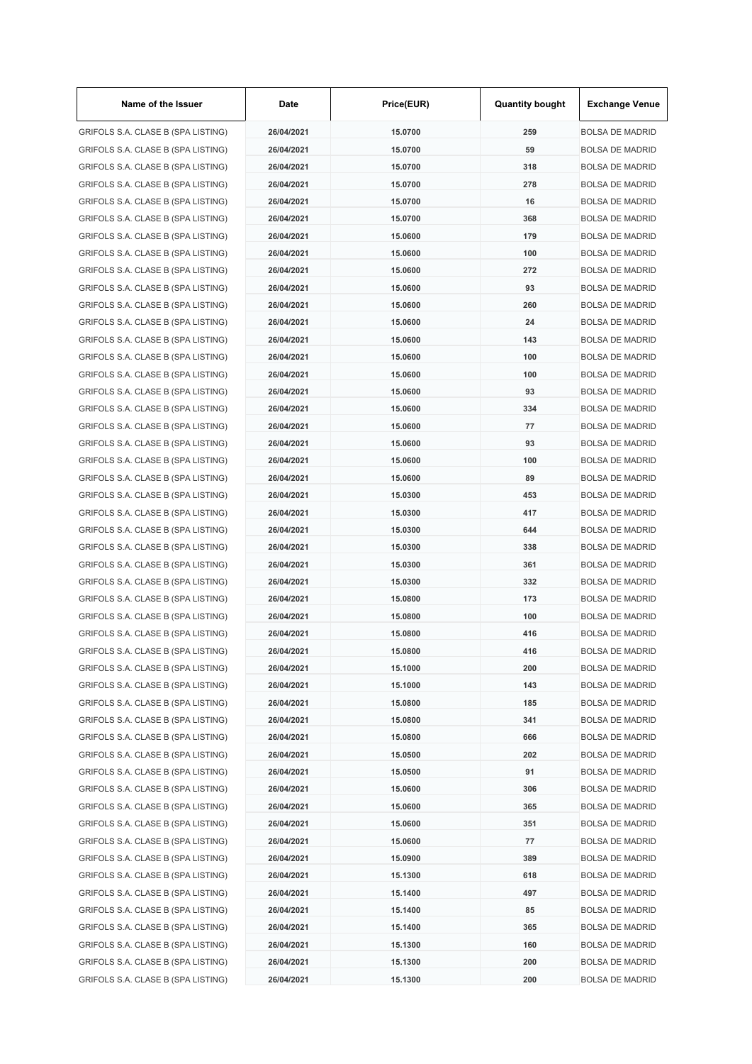| Name of the Issuer | Date | Price(EUR) | Quantity bought | Exchange Venue |
|---|---|---|---|---|
| GRIFOLS S.A. CLASE B (SPA LISTING) | 26/04/2021 | 15.0700 | 259 | BOLSA DE MADRID |
| GRIFOLS S.A. CLASE B (SPA LISTING) | 26/04/2021 | 15.0700 | 59 | BOLSA DE MADRID |
| GRIFOLS S.A. CLASE B (SPA LISTING) | 26/04/2021 | 15.0700 | 318 | BOLSA DE MADRID |
| GRIFOLS S.A. CLASE B (SPA LISTING) | 26/04/2021 | 15.0700 | 278 | BOLSA DE MADRID |
| GRIFOLS S.A. CLASE B (SPA LISTING) | 26/04/2021 | 15.0700 | 16 | BOLSA DE MADRID |
| GRIFOLS S.A. CLASE B (SPA LISTING) | 26/04/2021 | 15.0700 | 368 | BOLSA DE MADRID |
| GRIFOLS S.A. CLASE B (SPA LISTING) | 26/04/2021 | 15.0600 | 179 | BOLSA DE MADRID |
| GRIFOLS S.A. CLASE B (SPA LISTING) | 26/04/2021 | 15.0600 | 100 | BOLSA DE MADRID |
| GRIFOLS S.A. CLASE B (SPA LISTING) | 26/04/2021 | 15.0600 | 272 | BOLSA DE MADRID |
| GRIFOLS S.A. CLASE B (SPA LISTING) | 26/04/2021 | 15.0600 | 93 | BOLSA DE MADRID |
| GRIFOLS S.A. CLASE B (SPA LISTING) | 26/04/2021 | 15.0600 | 260 | BOLSA DE MADRID |
| GRIFOLS S.A. CLASE B (SPA LISTING) | 26/04/2021 | 15.0600 | 24 | BOLSA DE MADRID |
| GRIFOLS S.A. CLASE B (SPA LISTING) | 26/04/2021 | 15.0600 | 143 | BOLSA DE MADRID |
| GRIFOLS S.A. CLASE B (SPA LISTING) | 26/04/2021 | 15.0600 | 100 | BOLSA DE MADRID |
| GRIFOLS S.A. CLASE B (SPA LISTING) | 26/04/2021 | 15.0600 | 100 | BOLSA DE MADRID |
| GRIFOLS S.A. CLASE B (SPA LISTING) | 26/04/2021 | 15.0600 | 93 | BOLSA DE MADRID |
| GRIFOLS S.A. CLASE B (SPA LISTING) | 26/04/2021 | 15.0600 | 334 | BOLSA DE MADRID |
| GRIFOLS S.A. CLASE B (SPA LISTING) | 26/04/2021 | 15.0600 | 77 | BOLSA DE MADRID |
| GRIFOLS S.A. CLASE B (SPA LISTING) | 26/04/2021 | 15.0600 | 93 | BOLSA DE MADRID |
| GRIFOLS S.A. CLASE B (SPA LISTING) | 26/04/2021 | 15.0600 | 100 | BOLSA DE MADRID |
| GRIFOLS S.A. CLASE B (SPA LISTING) | 26/04/2021 | 15.0600 | 89 | BOLSA DE MADRID |
| GRIFOLS S.A. CLASE B (SPA LISTING) | 26/04/2021 | 15.0300 | 453 | BOLSA DE MADRID |
| GRIFOLS S.A. CLASE B (SPA LISTING) | 26/04/2021 | 15.0300 | 417 | BOLSA DE MADRID |
| GRIFOLS S.A. CLASE B (SPA LISTING) | 26/04/2021 | 15.0300 | 644 | BOLSA DE MADRID |
| GRIFOLS S.A. CLASE B (SPA LISTING) | 26/04/2021 | 15.0300 | 338 | BOLSA DE MADRID |
| GRIFOLS S.A. CLASE B (SPA LISTING) | 26/04/2021 | 15.0300 | 361 | BOLSA DE MADRID |
| GRIFOLS S.A. CLASE B (SPA LISTING) | 26/04/2021 | 15.0300 | 332 | BOLSA DE MADRID |
| GRIFOLS S.A. CLASE B (SPA LISTING) | 26/04/2021 | 15.0800 | 173 | BOLSA DE MADRID |
| GRIFOLS S.A. CLASE B (SPA LISTING) | 26/04/2021 | 15.0800 | 100 | BOLSA DE MADRID |
| GRIFOLS S.A. CLASE B (SPA LISTING) | 26/04/2021 | 15.0800 | 416 | BOLSA DE MADRID |
| GRIFOLS S.A. CLASE B (SPA LISTING) | 26/04/2021 | 15.0800 | 416 | BOLSA DE MADRID |
| GRIFOLS S.A. CLASE B (SPA LISTING) | 26/04/2021 | 15.1000 | 200 | BOLSA DE MADRID |
| GRIFOLS S.A. CLASE B (SPA LISTING) | 26/04/2021 | 15.1000 | 143 | BOLSA DE MADRID |
| GRIFOLS S.A. CLASE B (SPA LISTING) | 26/04/2021 | 15.0800 | 185 | BOLSA DE MADRID |
| GRIFOLS S.A. CLASE B (SPA LISTING) | 26/04/2021 | 15.0800 | 341 | BOLSA DE MADRID |
| GRIFOLS S.A. CLASE B (SPA LISTING) | 26/04/2021 | 15.0800 | 666 | BOLSA DE MADRID |
| GRIFOLS S.A. CLASE B (SPA LISTING) | 26/04/2021 | 15.0500 | 202 | BOLSA DE MADRID |
| GRIFOLS S.A. CLASE B (SPA LISTING) | 26/04/2021 | 15.0500 | 91 | BOLSA DE MADRID |
| GRIFOLS S.A. CLASE B (SPA LISTING) | 26/04/2021 | 15.0600 | 306 | BOLSA DE MADRID |
| GRIFOLS S.A. CLASE B (SPA LISTING) | 26/04/2021 | 15.0600 | 365 | BOLSA DE MADRID |
| GRIFOLS S.A. CLASE B (SPA LISTING) | 26/04/2021 | 15.0600 | 351 | BOLSA DE MADRID |
| GRIFOLS S.A. CLASE B (SPA LISTING) | 26/04/2021 | 15.0600 | 77 | BOLSA DE MADRID |
| GRIFOLS S.A. CLASE B (SPA LISTING) | 26/04/2021 | 15.0900 | 389 | BOLSA DE MADRID |
| GRIFOLS S.A. CLASE B (SPA LISTING) | 26/04/2021 | 15.1300 | 618 | BOLSA DE MADRID |
| GRIFOLS S.A. CLASE B (SPA LISTING) | 26/04/2021 | 15.1400 | 497 | BOLSA DE MADRID |
| GRIFOLS S.A. CLASE B (SPA LISTING) | 26/04/2021 | 15.1400 | 85 | BOLSA DE MADRID |
| GRIFOLS S.A. CLASE B (SPA LISTING) | 26/04/2021 | 15.1400 | 365 | BOLSA DE MADRID |
| GRIFOLS S.A. CLASE B (SPA LISTING) | 26/04/2021 | 15.1300 | 160 | BOLSA DE MADRID |
| GRIFOLS S.A. CLASE B (SPA LISTING) | 26/04/2021 | 15.1300 | 200 | BOLSA DE MADRID |
| GRIFOLS S.A. CLASE B (SPA LISTING) | 26/04/2021 | 15.1300 | 200 | BOLSA DE MADRID |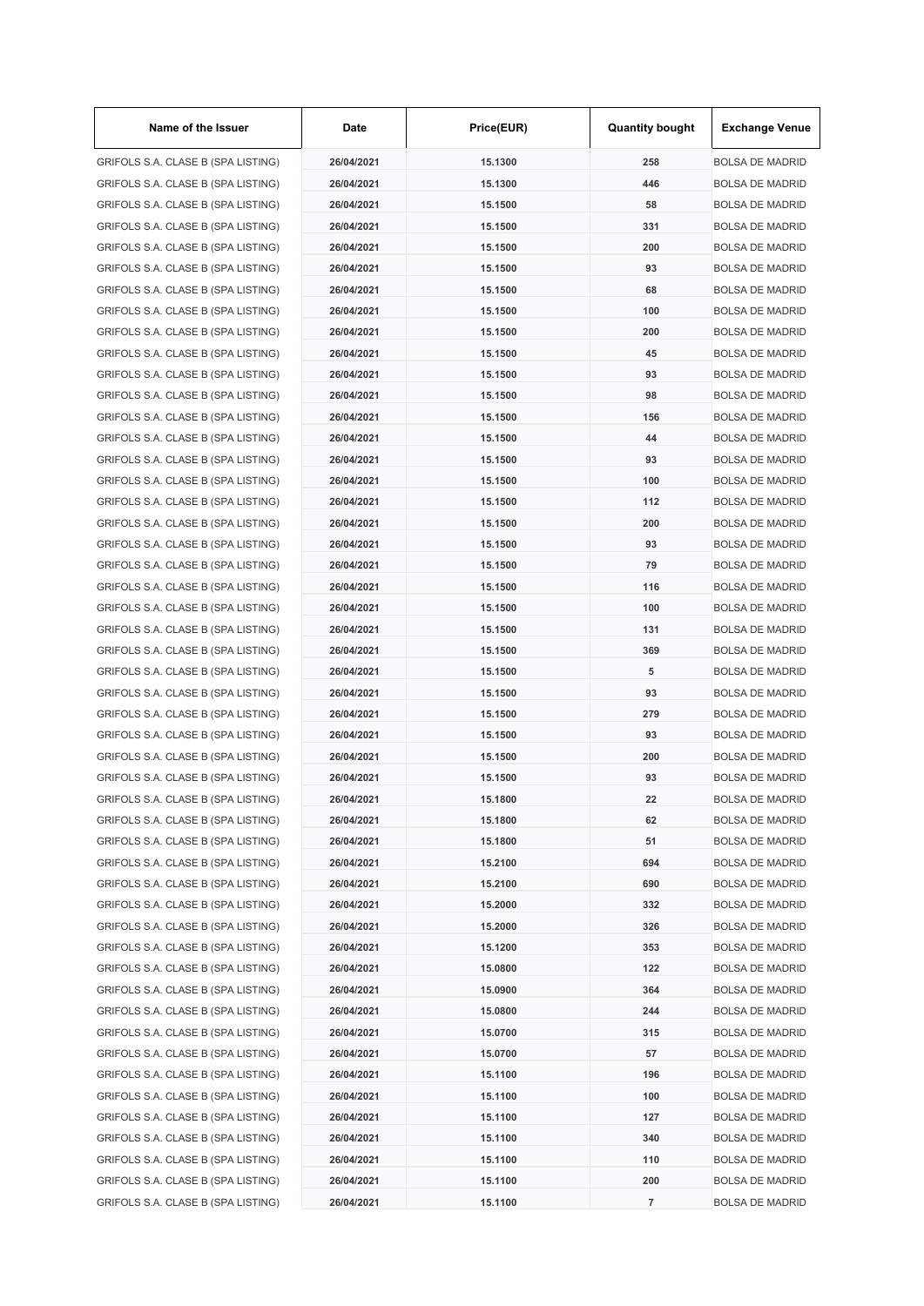| Name of the Issuer | Date | Price(EUR) | Quantity bought | Exchange Venue |
|---|---|---|---|---|
| GRIFOLS S.A. CLASE B (SPA LISTING) | 26/04/2021 | 15.1300 | 258 | BOLSA DE MADRID |
| GRIFOLS S.A. CLASE B (SPA LISTING) | 26/04/2021 | 15.1300 | 446 | BOLSA DE MADRID |
| GRIFOLS S.A. CLASE B (SPA LISTING) | 26/04/2021 | 15.1500 | 58 | BOLSA DE MADRID |
| GRIFOLS S.A. CLASE B (SPA LISTING) | 26/04/2021 | 15.1500 | 331 | BOLSA DE MADRID |
| GRIFOLS S.A. CLASE B (SPA LISTING) | 26/04/2021 | 15.1500 | 200 | BOLSA DE MADRID |
| GRIFOLS S.A. CLASE B (SPA LISTING) | 26/04/2021 | 15.1500 | 93 | BOLSA DE MADRID |
| GRIFOLS S.A. CLASE B (SPA LISTING) | 26/04/2021 | 15.1500 | 68 | BOLSA DE MADRID |
| GRIFOLS S.A. CLASE B (SPA LISTING) | 26/04/2021 | 15.1500 | 100 | BOLSA DE MADRID |
| GRIFOLS S.A. CLASE B (SPA LISTING) | 26/04/2021 | 15.1500 | 200 | BOLSA DE MADRID |
| GRIFOLS S.A. CLASE B (SPA LISTING) | 26/04/2021 | 15.1500 | 45 | BOLSA DE MADRID |
| GRIFOLS S.A. CLASE B (SPA LISTING) | 26/04/2021 | 15.1500 | 93 | BOLSA DE MADRID |
| GRIFOLS S.A. CLASE B (SPA LISTING) | 26/04/2021 | 15.1500 | 98 | BOLSA DE MADRID |
| GRIFOLS S.A. CLASE B (SPA LISTING) | 26/04/2021 | 15.1500 | 156 | BOLSA DE MADRID |
| GRIFOLS S.A. CLASE B (SPA LISTING) | 26/04/2021 | 15.1500 | 44 | BOLSA DE MADRID |
| GRIFOLS S.A. CLASE B (SPA LISTING) | 26/04/2021 | 15.1500 | 93 | BOLSA DE MADRID |
| GRIFOLS S.A. CLASE B (SPA LISTING) | 26/04/2021 | 15.1500 | 100 | BOLSA DE MADRID |
| GRIFOLS S.A. CLASE B (SPA LISTING) | 26/04/2021 | 15.1500 | 112 | BOLSA DE MADRID |
| GRIFOLS S.A. CLASE B (SPA LISTING) | 26/04/2021 | 15.1500 | 200 | BOLSA DE MADRID |
| GRIFOLS S.A. CLASE B (SPA LISTING) | 26/04/2021 | 15.1500 | 93 | BOLSA DE MADRID |
| GRIFOLS S.A. CLASE B (SPA LISTING) | 26/04/2021 | 15.1500 | 79 | BOLSA DE MADRID |
| GRIFOLS S.A. CLASE B (SPA LISTING) | 26/04/2021 | 15.1500 | 116 | BOLSA DE MADRID |
| GRIFOLS S.A. CLASE B (SPA LISTING) | 26/04/2021 | 15.1500 | 100 | BOLSA DE MADRID |
| GRIFOLS S.A. CLASE B (SPA LISTING) | 26/04/2021 | 15.1500 | 131 | BOLSA DE MADRID |
| GRIFOLS S.A. CLASE B (SPA LISTING) | 26/04/2021 | 15.1500 | 369 | BOLSA DE MADRID |
| GRIFOLS S.A. CLASE B (SPA LISTING) | 26/04/2021 | 15.1500 | 5 | BOLSA DE MADRID |
| GRIFOLS S.A. CLASE B (SPA LISTING) | 26/04/2021 | 15.1500 | 93 | BOLSA DE MADRID |
| GRIFOLS S.A. CLASE B (SPA LISTING) | 26/04/2021 | 15.1500 | 279 | BOLSA DE MADRID |
| GRIFOLS S.A. CLASE B (SPA LISTING) | 26/04/2021 | 15.1500 | 93 | BOLSA DE MADRID |
| GRIFOLS S.A. CLASE B (SPA LISTING) | 26/04/2021 | 15.1500 | 200 | BOLSA DE MADRID |
| GRIFOLS S.A. CLASE B (SPA LISTING) | 26/04/2021 | 15.1500 | 93 | BOLSA DE MADRID |
| GRIFOLS S.A. CLASE B (SPA LISTING) | 26/04/2021 | 15.1800 | 22 | BOLSA DE MADRID |
| GRIFOLS S.A. CLASE B (SPA LISTING) | 26/04/2021 | 15.1800 | 62 | BOLSA DE MADRID |
| GRIFOLS S.A. CLASE B (SPA LISTING) | 26/04/2021 | 15.1800 | 51 | BOLSA DE MADRID |
| GRIFOLS S.A. CLASE B (SPA LISTING) | 26/04/2021 | 15.2100 | 694 | BOLSA DE MADRID |
| GRIFOLS S.A. CLASE B (SPA LISTING) | 26/04/2021 | 15.2100 | 690 | BOLSA DE MADRID |
| GRIFOLS S.A. CLASE B (SPA LISTING) | 26/04/2021 | 15.2000 | 332 | BOLSA DE MADRID |
| GRIFOLS S.A. CLASE B (SPA LISTING) | 26/04/2021 | 15.2000 | 326 | BOLSA DE MADRID |
| GRIFOLS S.A. CLASE B (SPA LISTING) | 26/04/2021 | 15.1200 | 353 | BOLSA DE MADRID |
| GRIFOLS S.A. CLASE B (SPA LISTING) | 26/04/2021 | 15.0800 | 122 | BOLSA DE MADRID |
| GRIFOLS S.A. CLASE B (SPA LISTING) | 26/04/2021 | 15.0900 | 364 | BOLSA DE MADRID |
| GRIFOLS S.A. CLASE B (SPA LISTING) | 26/04/2021 | 15.0800 | 244 | BOLSA DE MADRID |
| GRIFOLS S.A. CLASE B (SPA LISTING) | 26/04/2021 | 15.0700 | 315 | BOLSA DE MADRID |
| GRIFOLS S.A. CLASE B (SPA LISTING) | 26/04/2021 | 15.0700 | 57 | BOLSA DE MADRID |
| GRIFOLS S.A. CLASE B (SPA LISTING) | 26/04/2021 | 15.1100 | 196 | BOLSA DE MADRID |
| GRIFOLS S.A. CLASE B (SPA LISTING) | 26/04/2021 | 15.1100 | 100 | BOLSA DE MADRID |
| GRIFOLS S.A. CLASE B (SPA LISTING) | 26/04/2021 | 15.1100 | 127 | BOLSA DE MADRID |
| GRIFOLS S.A. CLASE B (SPA LISTING) | 26/04/2021 | 15.1100 | 340 | BOLSA DE MADRID |
| GRIFOLS S.A. CLASE B (SPA LISTING) | 26/04/2021 | 15.1100 | 110 | BOLSA DE MADRID |
| GRIFOLS S.A. CLASE B (SPA LISTING) | 26/04/2021 | 15.1100 | 200 | BOLSA DE MADRID |
| GRIFOLS S.A. CLASE B (SPA LISTING) | 26/04/2021 | 15.1100 | 7 | BOLSA DE MADRID |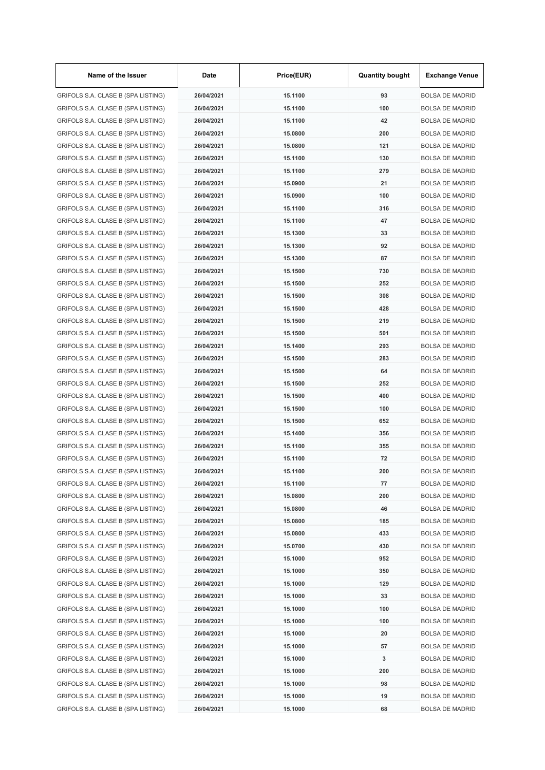| Name of the Issuer | Date | Price(EUR) | Quantity bought | Exchange Venue |
|---|---|---|---|---|
| GRIFOLS S.A. CLASE B (SPA LISTING) | 26/04/2021 | 15.1100 | 93 | BOLSA DE MADRID |
| GRIFOLS S.A. CLASE B (SPA LISTING) | 26/04/2021 | 15.1100 | 100 | BOLSA DE MADRID |
| GRIFOLS S.A. CLASE B (SPA LISTING) | 26/04/2021 | 15.1100 | 42 | BOLSA DE MADRID |
| GRIFOLS S.A. CLASE B (SPA LISTING) | 26/04/2021 | 15.0800 | 200 | BOLSA DE MADRID |
| GRIFOLS S.A. CLASE B (SPA LISTING) | 26/04/2021 | 15.0800 | 121 | BOLSA DE MADRID |
| GRIFOLS S.A. CLASE B (SPA LISTING) | 26/04/2021 | 15.1100 | 130 | BOLSA DE MADRID |
| GRIFOLS S.A. CLASE B (SPA LISTING) | 26/04/2021 | 15.1100 | 279 | BOLSA DE MADRID |
| GRIFOLS S.A. CLASE B (SPA LISTING) | 26/04/2021 | 15.0900 | 21 | BOLSA DE MADRID |
| GRIFOLS S.A. CLASE B (SPA LISTING) | 26/04/2021 | 15.0900 | 100 | BOLSA DE MADRID |
| GRIFOLS S.A. CLASE B (SPA LISTING) | 26/04/2021 | 15.1100 | 316 | BOLSA DE MADRID |
| GRIFOLS S.A. CLASE B (SPA LISTING) | 26/04/2021 | 15.1100 | 47 | BOLSA DE MADRID |
| GRIFOLS S.A. CLASE B (SPA LISTING) | 26/04/2021 | 15.1300 | 33 | BOLSA DE MADRID |
| GRIFOLS S.A. CLASE B (SPA LISTING) | 26/04/2021 | 15.1300 | 92 | BOLSA DE MADRID |
| GRIFOLS S.A. CLASE B (SPA LISTING) | 26/04/2021 | 15.1300 | 87 | BOLSA DE MADRID |
| GRIFOLS S.A. CLASE B (SPA LISTING) | 26/04/2021 | 15.1500 | 730 | BOLSA DE MADRID |
| GRIFOLS S.A. CLASE B (SPA LISTING) | 26/04/2021 | 15.1500 | 252 | BOLSA DE MADRID |
| GRIFOLS S.A. CLASE B (SPA LISTING) | 26/04/2021 | 15.1500 | 308 | BOLSA DE MADRID |
| GRIFOLS S.A. CLASE B (SPA LISTING) | 26/04/2021 | 15.1500 | 428 | BOLSA DE MADRID |
| GRIFOLS S.A. CLASE B (SPA LISTING) | 26/04/2021 | 15.1500 | 219 | BOLSA DE MADRID |
| GRIFOLS S.A. CLASE B (SPA LISTING) | 26/04/2021 | 15.1500 | 501 | BOLSA DE MADRID |
| GRIFOLS S.A. CLASE B (SPA LISTING) | 26/04/2021 | 15.1400 | 293 | BOLSA DE MADRID |
| GRIFOLS S.A. CLASE B (SPA LISTING) | 26/04/2021 | 15.1500 | 283 | BOLSA DE MADRID |
| GRIFOLS S.A. CLASE B (SPA LISTING) | 26/04/2021 | 15.1500 | 64 | BOLSA DE MADRID |
| GRIFOLS S.A. CLASE B (SPA LISTING) | 26/04/2021 | 15.1500 | 252 | BOLSA DE MADRID |
| GRIFOLS S.A. CLASE B (SPA LISTING) | 26/04/2021 | 15.1500 | 400 | BOLSA DE MADRID |
| GRIFOLS S.A. CLASE B (SPA LISTING) | 26/04/2021 | 15.1500 | 100 | BOLSA DE MADRID |
| GRIFOLS S.A. CLASE B (SPA LISTING) | 26/04/2021 | 15.1500 | 652 | BOLSA DE MADRID |
| GRIFOLS S.A. CLASE B (SPA LISTING) | 26/04/2021 | 15.1400 | 356 | BOLSA DE MADRID |
| GRIFOLS S.A. CLASE B (SPA LISTING) | 26/04/2021 | 15.1100 | 355 | BOLSA DE MADRID |
| GRIFOLS S.A. CLASE B (SPA LISTING) | 26/04/2021 | 15.1100 | 72 | BOLSA DE MADRID |
| GRIFOLS S.A. CLASE B (SPA LISTING) | 26/04/2021 | 15.1100 | 200 | BOLSA DE MADRID |
| GRIFOLS S.A. CLASE B (SPA LISTING) | 26/04/2021 | 15.1100 | 77 | BOLSA DE MADRID |
| GRIFOLS S.A. CLASE B (SPA LISTING) | 26/04/2021 | 15.0800 | 200 | BOLSA DE MADRID |
| GRIFOLS S.A. CLASE B (SPA LISTING) | 26/04/2021 | 15.0800 | 46 | BOLSA DE MADRID |
| GRIFOLS S.A. CLASE B (SPA LISTING) | 26/04/2021 | 15.0800 | 185 | BOLSA DE MADRID |
| GRIFOLS S.A. CLASE B (SPA LISTING) | 26/04/2021 | 15.0800 | 433 | BOLSA DE MADRID |
| GRIFOLS S.A. CLASE B (SPA LISTING) | 26/04/2021 | 15.0700 | 430 | BOLSA DE MADRID |
| GRIFOLS S.A. CLASE B (SPA LISTING) | 26/04/2021 | 15.1000 | 952 | BOLSA DE MADRID |
| GRIFOLS S.A. CLASE B (SPA LISTING) | 26/04/2021 | 15.1000 | 350 | BOLSA DE MADRID |
| GRIFOLS S.A. CLASE B (SPA LISTING) | 26/04/2021 | 15.1000 | 129 | BOLSA DE MADRID |
| GRIFOLS S.A. CLASE B (SPA LISTING) | 26/04/2021 | 15.1000 | 33 | BOLSA DE MADRID |
| GRIFOLS S.A. CLASE B (SPA LISTING) | 26/04/2021 | 15.1000 | 100 | BOLSA DE MADRID |
| GRIFOLS S.A. CLASE B (SPA LISTING) | 26/04/2021 | 15.1000 | 100 | BOLSA DE MADRID |
| GRIFOLS S.A. CLASE B (SPA LISTING) | 26/04/2021 | 15.1000 | 20 | BOLSA DE MADRID |
| GRIFOLS S.A. CLASE B (SPA LISTING) | 26/04/2021 | 15.1000 | 57 | BOLSA DE MADRID |
| GRIFOLS S.A. CLASE B (SPA LISTING) | 26/04/2021 | 15.1000 | 3 | BOLSA DE MADRID |
| GRIFOLS S.A. CLASE B (SPA LISTING) | 26/04/2021 | 15.1000 | 200 | BOLSA DE MADRID |
| GRIFOLS S.A. CLASE B (SPA LISTING) | 26/04/2021 | 15.1000 | 98 | BOLSA DE MADRID |
| GRIFOLS S.A. CLASE B (SPA LISTING) | 26/04/2021 | 15.1000 | 19 | BOLSA DE MADRID |
| GRIFOLS S.A. CLASE B (SPA LISTING) | 26/04/2021 | 15.1000 | 68 | BOLSA DE MADRID |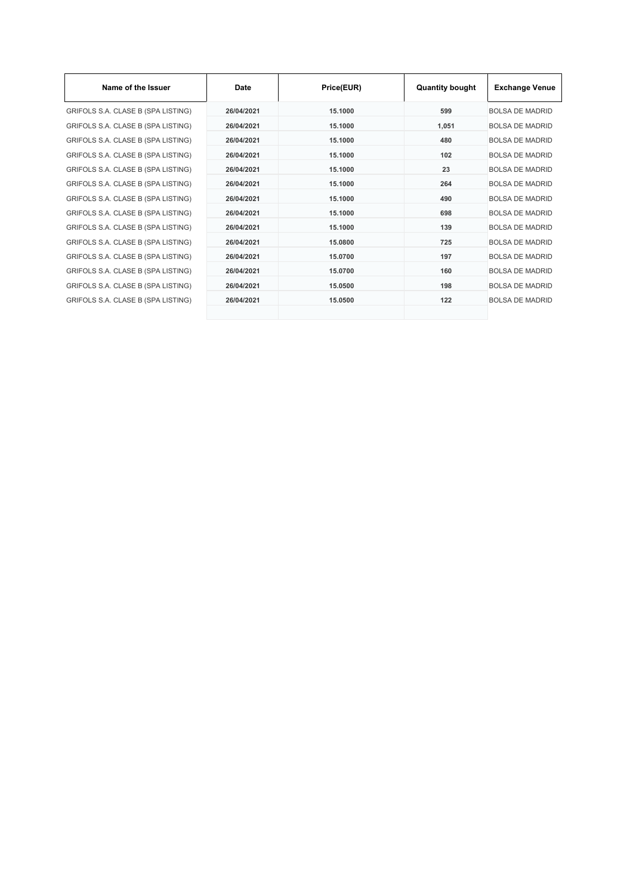| Name of the Issuer | Date | Price(EUR) | Quantity bought | Exchange Venue |
|---|---|---|---|---|
| GRIFOLS S.A. CLASE B (SPA LISTING) | 26/04/2021 | 15.1000 | 599 | BOLSA DE MADRID |
| GRIFOLS S.A. CLASE B (SPA LISTING) | 26/04/2021 | 15.1000 | 1,051 | BOLSA DE MADRID |
| GRIFOLS S.A. CLASE B (SPA LISTING) | 26/04/2021 | 15.1000 | 480 | BOLSA DE MADRID |
| GRIFOLS S.A. CLASE B (SPA LISTING) | 26/04/2021 | 15.1000 | 102 | BOLSA DE MADRID |
| GRIFOLS S.A. CLASE B (SPA LISTING) | 26/04/2021 | 15.1000 | 23 | BOLSA DE MADRID |
| GRIFOLS S.A. CLASE B (SPA LISTING) | 26/04/2021 | 15.1000 | 264 | BOLSA DE MADRID |
| GRIFOLS S.A. CLASE B (SPA LISTING) | 26/04/2021 | 15.1000 | 490 | BOLSA DE MADRID |
| GRIFOLS S.A. CLASE B (SPA LISTING) | 26/04/2021 | 15.1000 | 698 | BOLSA DE MADRID |
| GRIFOLS S.A. CLASE B (SPA LISTING) | 26/04/2021 | 15.1000 | 139 | BOLSA DE MADRID |
| GRIFOLS S.A. CLASE B (SPA LISTING) | 26/04/2021 | 15.0800 | 725 | BOLSA DE MADRID |
| GRIFOLS S.A. CLASE B (SPA LISTING) | 26/04/2021 | 15.0700 | 197 | BOLSA DE MADRID |
| GRIFOLS S.A. CLASE B (SPA LISTING) | 26/04/2021 | 15.0700 | 160 | BOLSA DE MADRID |
| GRIFOLS S.A. CLASE B (SPA LISTING) | 26/04/2021 | 15.0500 | 198 | BOLSA DE MADRID |
| GRIFOLS S.A. CLASE B (SPA LISTING) | 26/04/2021 | 15.0500 | 122 | BOLSA DE MADRID |